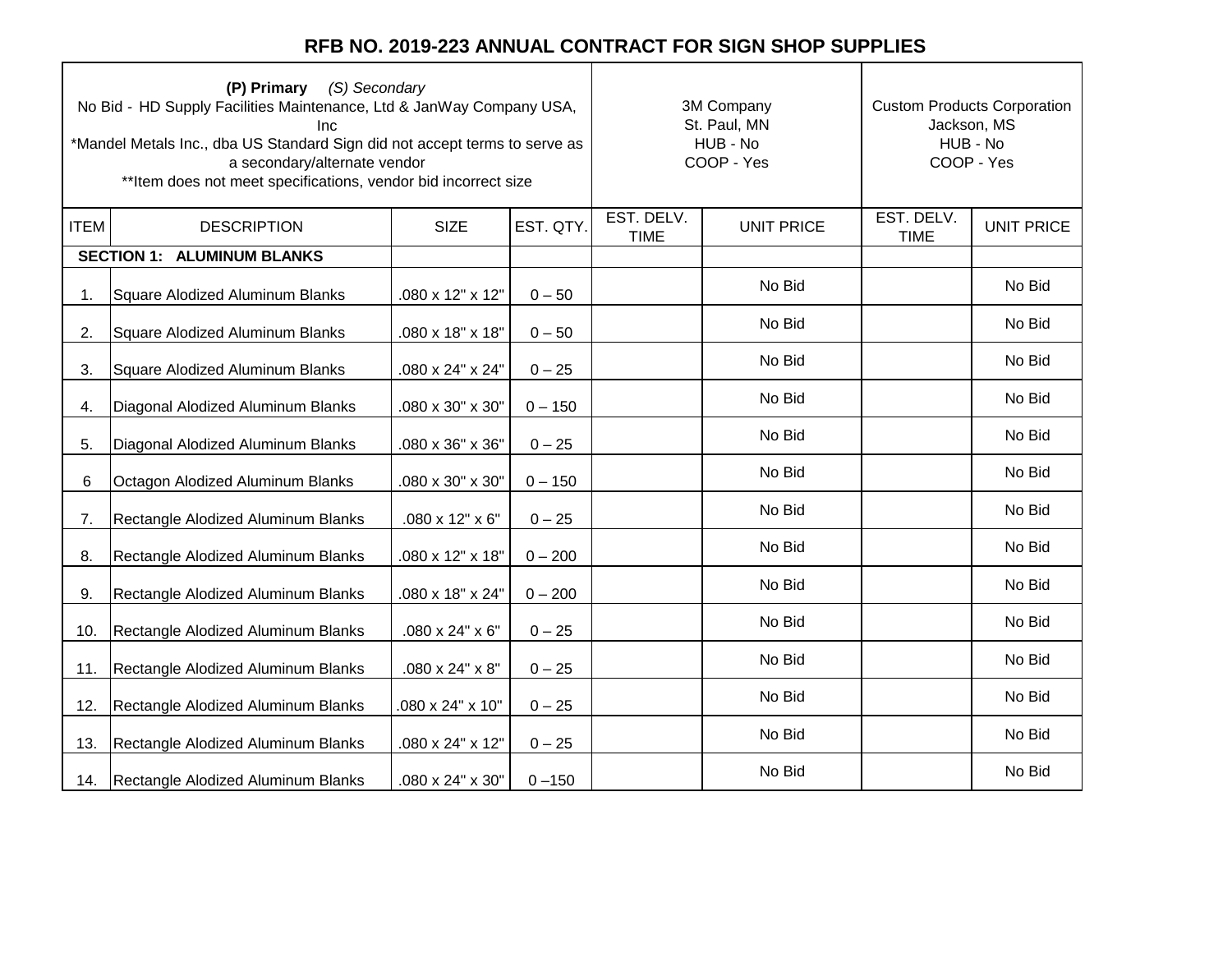# RFB NO. 2019-223 ANNUAL CONTRACT FOR SIGN SHOP SUPPLIES

| **(P) Primary** *(S) Secondary*<br>No Bid - HD Supply Facilities Maintenance, Ltd & JanWay Company USA, Inc<br>*Mandel Metals Inc., dba US Standard Sign did not accept terms to serve as a secondary/alternate vendor<br>**Item does not meet specifications, vendor bid incorrect size | | | | 3M Company<br>St. Paul, MN<br>HUB - No<br>COOP - Yes | | Custom Products Corporation<br>Jackson, MS<br>HUB - No<br>COOP - Yes | |
|---|---|---|---|---|---|---|---|
| ITEM | DESCRIPTION | SIZE | EST. QTY. | EST. DELV. TIME | UNIT PRICE | EST. DELV. TIME | UNIT PRICE |
| **SECTION 1: ALUMINUM BLANKS** | | | | | | | |
| 1. | Square Alodized Aluminum Blanks | .080 x 12" x 12" | 0 – 50 | | No Bid | | No Bid |
| 2. | Square Alodized Aluminum Blanks | .080 x 18" x 18" | 0 – 50 | | No Bid | | No Bid |
| 3. | Square Alodized Aluminum Blanks | .080 x 24" x 24" | 0 – 25 | | No Bid | | No Bid |
| 4. | Diagonal Alodized Aluminum Blanks | .080 x 30" x 30" | 0 – 150 | | No Bid | | No Bid |
| 5. | Diagonal Alodized Aluminum Blanks | .080 x 36" x 36" | 0 – 25 | | No Bid | | No Bid |
| 6 | Octagon Alodized Aluminum Blanks | .080 x 30" x 30" | 0 – 150 | | No Bid | | No Bid |
| 7. | Rectangle Alodized Aluminum Blanks | .080 x 12" x 6" | 0 – 25 | | No Bid | | No Bid |
| 8. | Rectangle Alodized Aluminum Blanks | .080 x 12" x 18" | 0 – 200 | | No Bid | | No Bid |
| 9. | Rectangle Alodized Aluminum Blanks | .080 x 18" x 24" | 0 – 200 | | No Bid | | No Bid |
| 10. | Rectangle Alodized Aluminum Blanks | .080 x 24" x 6" | 0 – 25 | | No Bid | | No Bid |
| 11. | Rectangle Alodized Aluminum Blanks | .080 x 24" x 8" | 0 – 25 | | No Bid | | No Bid |
| 12. | Rectangle Alodized Aluminum Blanks | .080 x 24" x 10" | 0 – 25 | | No Bid | | No Bid |
| 13. | Rectangle Alodized Aluminum Blanks | .080 x 24" x 12" | 0 – 25 | | No Bid | | No Bid |
| 14. | Rectangle Alodized Aluminum Blanks | .080 x 24" x 30" | 0 –150 | | No Bid | | No Bid |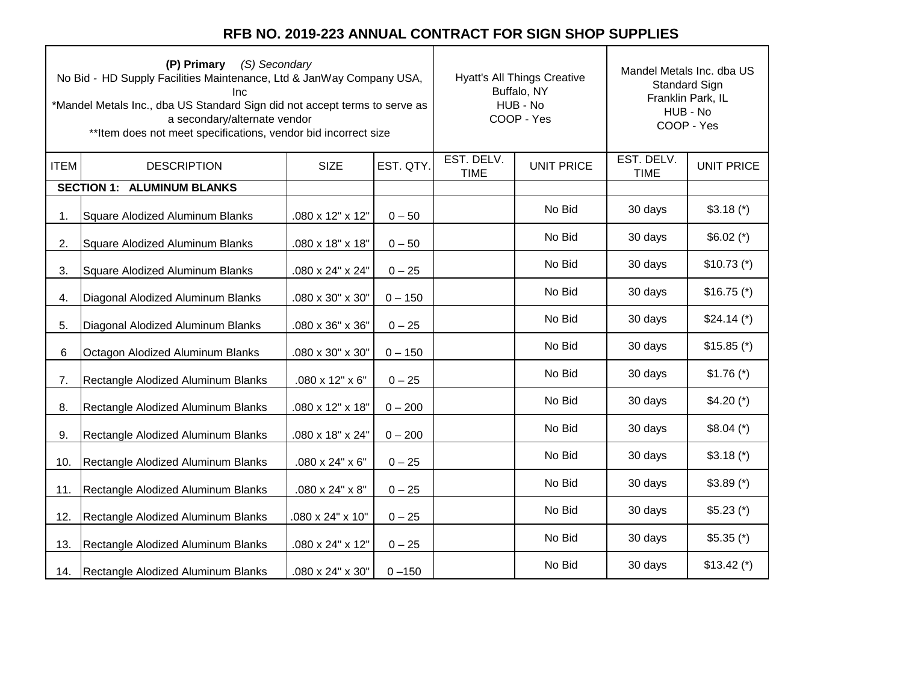# RFB NO. 2019-223 ANNUAL CONTRACT FOR SIGN SHOP SUPPLIES

| **(P) Primary** *(S) Secondary*<br>No Bid - HD Supply Facilities Maintenance, Ltd & JanWay Company USA, Inc<br>*Mandel Metals Inc., dba US Standard Sign did not accept terms to serve as a secondary/alternate vendor<br>**Item does not meet specifications, vendor bid incorrect size | | | | Hyatt's All Things Creative<br>Buffalo, NY<br>HUB - No<br>COOP - Yes | | Mandel Metals Inc. dba US Standard Sign<br>Franklin Park, IL<br>HUB - No<br>COOP - Yes | |
|---|---|---|---|---|---|---|---|
| ITEM | DESCRIPTION | SIZE | EST. QTY. | EST. DELV. TIME | UNIT PRICE | EST. DELV. TIME | UNIT PRICE |
| | **SECTION 1: ALUMINUM BLANKS** | | | | | | |
| 1. | Square Alodized Aluminum Blanks | .080 x 12" x 12" | 0 – 50 | | No Bid | 30 days | $3.18 (*) |
| 2. | Square Alodized Aluminum Blanks | .080 x 18" x 18" | 0 – 50 | | No Bid | 30 days | $6.02 (*) |
| 3. | Square Alodized Aluminum Blanks | .080 x 24" x 24" | 0 – 25 | | No Bid | 30 days | $10.73 (*) |
| 4. | Diagonal Alodized Aluminum Blanks | .080 x 30" x 30" | 0 – 150 | | No Bid | 30 days | $16.75 (*) |
| 5. | Diagonal Alodized Aluminum Blanks | .080 x 36" x 36" | 0 – 25 | | No Bid | 30 days | $24.14 (*) |
| 6 | Octagon Alodized Aluminum Blanks | .080 x 30" x 30" | 0 – 150 | | No Bid | 30 days | $15.85 (*) |
| 7. | Rectangle Alodized Aluminum Blanks | .080 x 12" x 6" | 0 – 25 | | No Bid | 30 days | $1.76 (*) |
| 8. | Rectangle Alodized Aluminum Blanks | .080 x 12" x 18" | 0 – 200 | | No Bid | 30 days | $4.20 (*) |
| 9. | Rectangle Alodized Aluminum Blanks | .080 x 18" x 24" | 0 – 200 | | No Bid | 30 days | $8.04 (*) |
| 10. | Rectangle Alodized Aluminum Blanks | .080 x 24" x 6" | 0 – 25 | | No Bid | 30 days | $3.18 (*) |
| 11. | Rectangle Alodized Aluminum Blanks | .080 x 24" x 8" | 0 – 25 | | No Bid | 30 days | $3.89 (*) |
| 12. | Rectangle Alodized Aluminum Blanks | .080 x 24" x 10" | 0 – 25 | | No Bid | 30 days | $5.23 (*) |
| 13. | Rectangle Alodized Aluminum Blanks | .080 x 24" x 12" | 0 – 25 | | No Bid | 30 days | $5.35 (*) |
| 14. | Rectangle Alodized Aluminum Blanks | .080 x 24" x 30" | 0 –150 | | No Bid | 30 days | $13.42 (*) |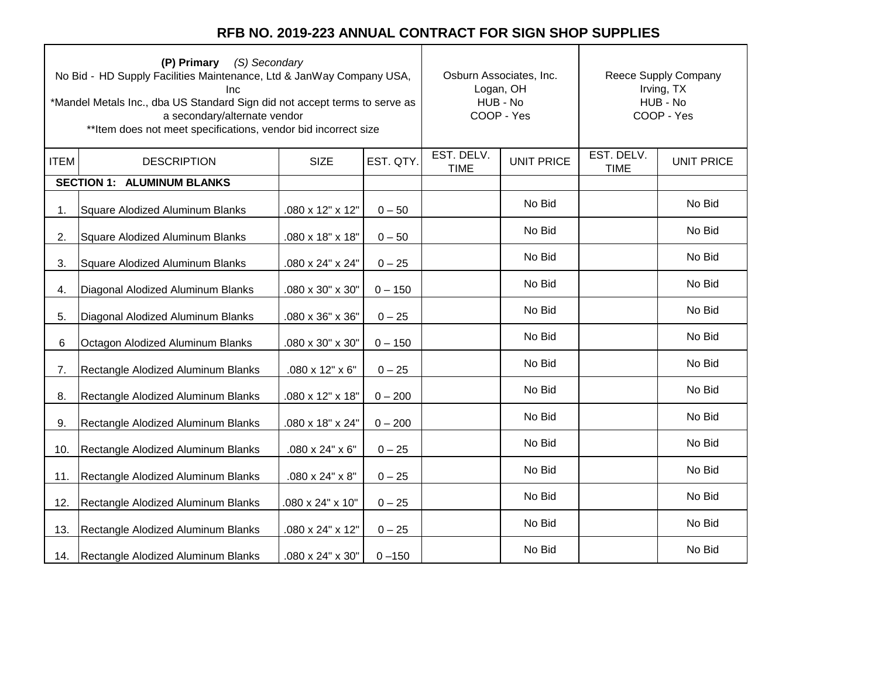# RFB NO. 2019-223 ANNUAL CONTRACT FOR SIGN SHOP SUPPLIES

| **(P) Primary** *(S) Secondary*<br>No Bid - HD Supply Facilities Maintenance, Ltd & JanWay Company USA, Inc<br>*Mandel Metals Inc., dba US Standard Sign did not accept terms to serve as a secondary/alternate vendor<br>**Item does not meet specifications, vendor bid incorrect size | | | | Osburn Associates, Inc.<br>Logan, OH<br>HUB - No<br>COOP - Yes | | Reece Supply Company<br>Irving, TX<br>HUB - No<br>COOP - Yes | |
|---|---|---|---|---|---|---|---|
| ITEM | DESCRIPTION | SIZE | EST. QTY. | EST. DELV. TIME | UNIT PRICE | EST. DELV. TIME | UNIT PRICE |
| **SECTION 1: ALUMINUM BLANKS** | | | | | | | |
| 1. | Square Alodized Aluminum Blanks | .080 x 12" x 12" | 0 – 50 | | No Bid | | No Bid |
| 2. | Square Alodized Aluminum Blanks | .080 x 18" x 18" | 0 – 50 | | No Bid | | No Bid |
| 3. | Square Alodized Aluminum Blanks | .080 x 24" x 24" | 0 – 25 | | No Bid | | No Bid |
| 4. | Diagonal Alodized Aluminum Blanks | .080 x 30" x 30" | 0 – 150 | | No Bid | | No Bid |
| 5. | Diagonal Alodized Aluminum Blanks | .080 x 36" x 36" | 0 – 25 | | No Bid | | No Bid |
| 6 | Octagon Alodized Aluminum Blanks | .080 x 30" x 30" | 0 – 150 | | No Bid | | No Bid |
| 7. | Rectangle Alodized Aluminum Blanks | .080 x 12" x 6" | 0 – 25 | | No Bid | | No Bid |
| 8. | Rectangle Alodized Aluminum Blanks | .080 x 12" x 18" | 0 – 200 | | No Bid | | No Bid |
| 9. | Rectangle Alodized Aluminum Blanks | .080 x 18" x 24" | 0 – 200 | | No Bid | | No Bid |
| 10. | Rectangle Alodized Aluminum Blanks | .080 x 24" x 6" | 0 – 25 | | No Bid | | No Bid |
| 11. | Rectangle Alodized Aluminum Blanks | .080 x 24" x 8" | 0 – 25 | | No Bid | | No Bid |
| 12. | Rectangle Alodized Aluminum Blanks | .080 x 24" x 10" | 0 – 25 | | No Bid | | No Bid |
| 13. | Rectangle Alodized Aluminum Blanks | .080 x 24" x 12" | 0 – 25 | | No Bid | | No Bid |
| 14. | Rectangle Alodized Aluminum Blanks | .080 x 24" x 30" | 0 –150 | | No Bid | | No Bid |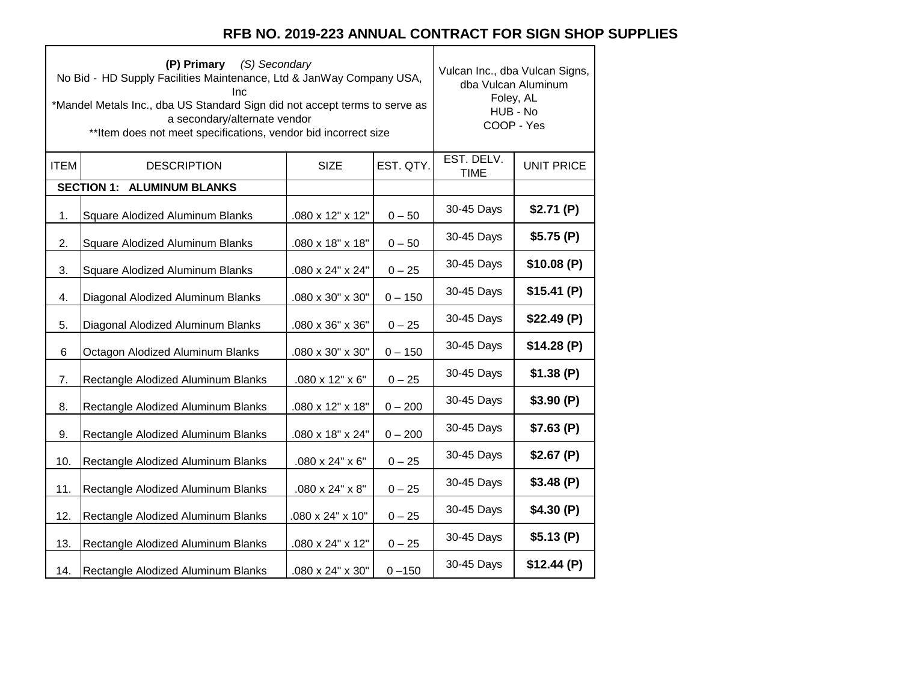# RFB NO. 2019-223 ANNUAL CONTRACT FOR SIGN SHOP SUPPLIES

| **(P) Primary** *(S) Secondary*<br>No Bid - HD Supply Facilities Maintenance, Ltd & JanWay Company USA, Inc<br>*Mandel Metals Inc., dba US Standard Sign did not accept terms to serve as a secondary/alternate vendor<br>**Item does not meet specifications, vendor bid incorrect size | | | | Vulcan Inc., dba Vulcan Signs, dba Vulcan Aluminum<br>Foley, AL<br>HUB - No<br>COOP - Yes | |
|---|---|---|---|---|---|
| ITEM | DESCRIPTION | SIZE | EST. QTY. | EST. DELV. TIME | UNIT PRICE |
| **SECTION 1: ALUMINUM BLANKS** | | | | | |
| 1. | Square Alodized Aluminum Blanks | .080 x 12" x 12" | 0 – 50 | 30-45 Days | **$2.71 (P)** |
| 2. | Square Alodized Aluminum Blanks | .080 x 18" x 18" | 0 – 50 | 30-45 Days | **$5.75 (P)** |
| 3. | Square Alodized Aluminum Blanks | .080 x 24" x 24" | 0 – 25 | 30-45 Days | **$10.08 (P)** |
| 4. | Diagonal Alodized Aluminum Blanks | .080 x 30" x 30" | 0 – 150 | 30-45 Days | **$15.41 (P)** |
| 5. | Diagonal Alodized Aluminum Blanks | .080 x 36" x 36" | 0 – 25 | 30-45 Days | **$22.49 (P)** |
| 6 | Octagon Alodized Aluminum Blanks | .080 x 30" x 30" | 0 – 150 | 30-45 Days | **$14.28 (P)** |
| 7. | Rectangle Alodized Aluminum Blanks | .080 x 12" x 6" | 0 – 25 | 30-45 Days | **$1.38 (P)** |
| 8. | Rectangle Alodized Aluminum Blanks | .080 x 12" x 18" | 0 – 200 | 30-45 Days | **$3.90 (P)** |
| 9. | Rectangle Alodized Aluminum Blanks | .080 x 18" x 24" | 0 – 200 | 30-45 Days | **$7.63 (P)** |
| 10. | Rectangle Alodized Aluminum Blanks | .080 x 24" x 6" | 0 – 25 | 30-45 Days | **$2.67 (P)** |
| 11. | Rectangle Alodized Aluminum Blanks | .080 x 24" x 8" | 0 – 25 | 30-45 Days | **$3.48 (P)** |
| 12. | Rectangle Alodized Aluminum Blanks | .080 x 24" x 10" | 0 – 25 | 30-45 Days | **$4.30 (P)** |
| 13. | Rectangle Alodized Aluminum Blanks | .080 x 24" x 12" | 0 – 25 | 30-45 Days | **$5.13 (P)** |
| 14. | Rectangle Alodized Aluminum Blanks | .080 x 24" x 30" | 0 –150 | 30-45 Days | **$12.44 (P)** |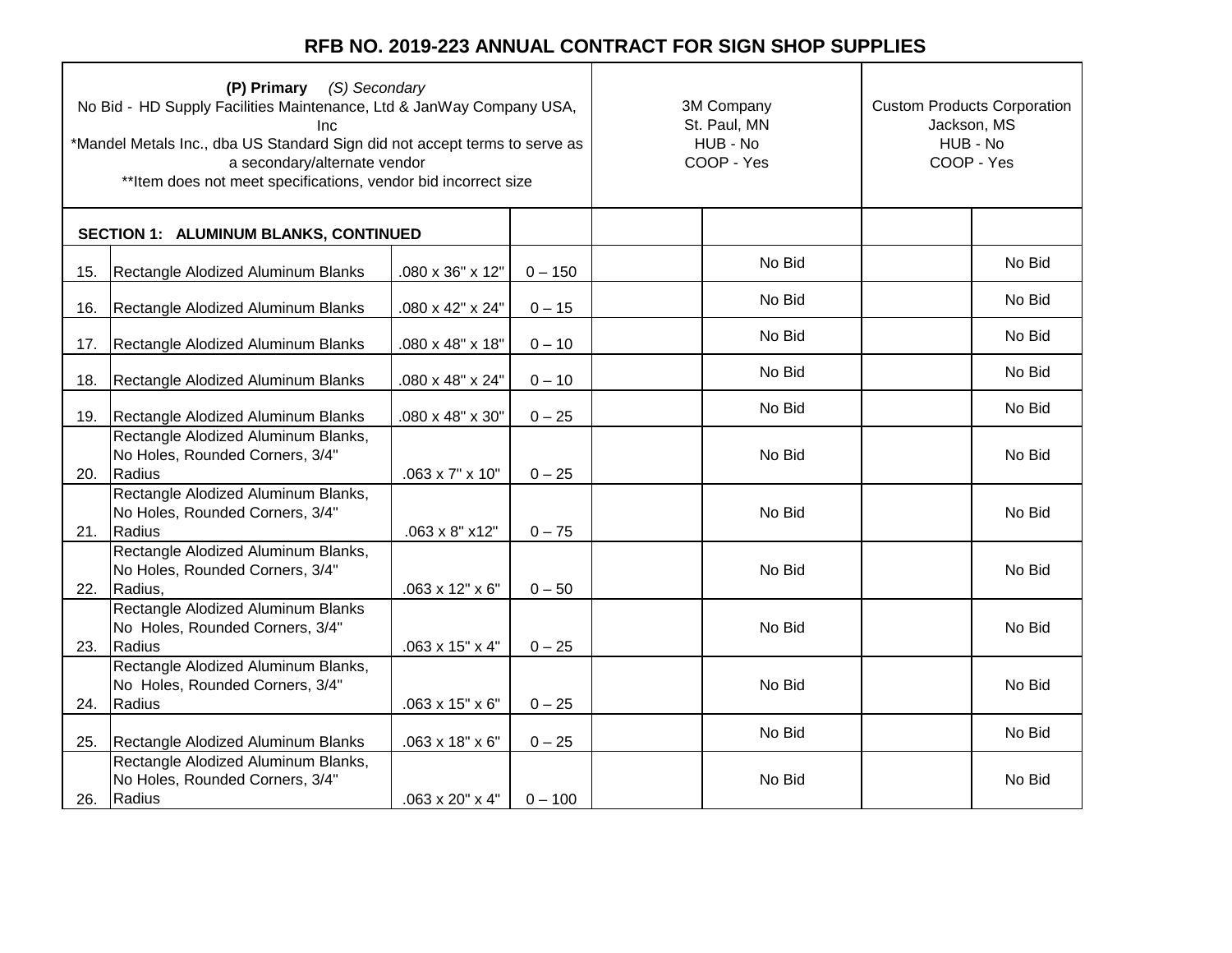# RFB NO. 2019-223 ANNUAL CONTRACT FOR SIGN SHOP SUPPLIES

| **(P) Primary** *(S) Secondary*<br>No Bid - HD Supply Facilities Maintenance, Ltd & JanWay Company USA, Inc<br>*Mandel Metals Inc., dba US Standard Sign did not accept terms to serve as a secondary/alternate vendor<br>**Item does not meet specifications, vendor bid incorrect size | | | | 3M Company<br>St. Paul, MN<br>HUB - No<br>COOP - Yes | | Custom Products Corporation<br>Jackson, MS<br>HUB - No<br>COOP - Yes | |
|---|---|---|---|---|---|---|---|
| **SECTION 1: ALUMINUM BLANKS, CONTINUED** | | | | | | | |
| 15. | Rectangle Alodized Aluminum Blanks | .080 x 36" x 12" | 0 – 150 | | No Bid | | No Bid |
| 16. | Rectangle Alodized Aluminum Blanks | .080 x 42" x 24" | 0 – 15 | | No Bid | | No Bid |
| 17. | Rectangle Alodized Aluminum Blanks | .080 x 48" x 18" | 0 – 10 | | No Bid | | No Bid |
| 18. | Rectangle Alodized Aluminum Blanks | .080 x 48" x 24" | 0 – 10 | | No Bid | | No Bid |
| 19. | Rectangle Alodized Aluminum Blanks | .080 x 48" x 30" | 0 – 25 | | No Bid | | No Bid |
| 20. | Rectangle Alodized Aluminum Blanks, No Holes, Rounded Corners, 3/4" Radius | .063 x 7" x 10" | 0 – 25 | | No Bid | | No Bid |
| 21. | Rectangle Alodized Aluminum Blanks, No Holes, Rounded Corners, 3/4" Radius | .063 x 8" x12" | 0 – 75 | | No Bid | | No Bid |
| 22. | Rectangle Alodized Aluminum Blanks, No Holes, Rounded Corners, 3/4" Radius, | .063 x 12" x 6" | 0 – 50 | | No Bid | | No Bid |
| 23. | Rectangle Alodized Aluminum Blanks No Holes, Rounded Corners, 3/4" Radius | .063 x 15" x 4" | 0 – 25 | | No Bid | | No Bid |
| 24. | Rectangle Alodized Aluminum Blanks, No Holes, Rounded Corners, 3/4" Radius | .063 x 15" x 6" | 0 – 25 | | No Bid | | No Bid |
| 25. | Rectangle Alodized Aluminum Blanks | .063 x 18" x 6" | 0 – 25 | | No Bid | | No Bid |
| 26. | Rectangle Alodized Aluminum Blanks, No Holes, Rounded Corners, 3/4" Radius | .063 x 20" x 4" | 0 – 100 | | No Bid | | No Bid |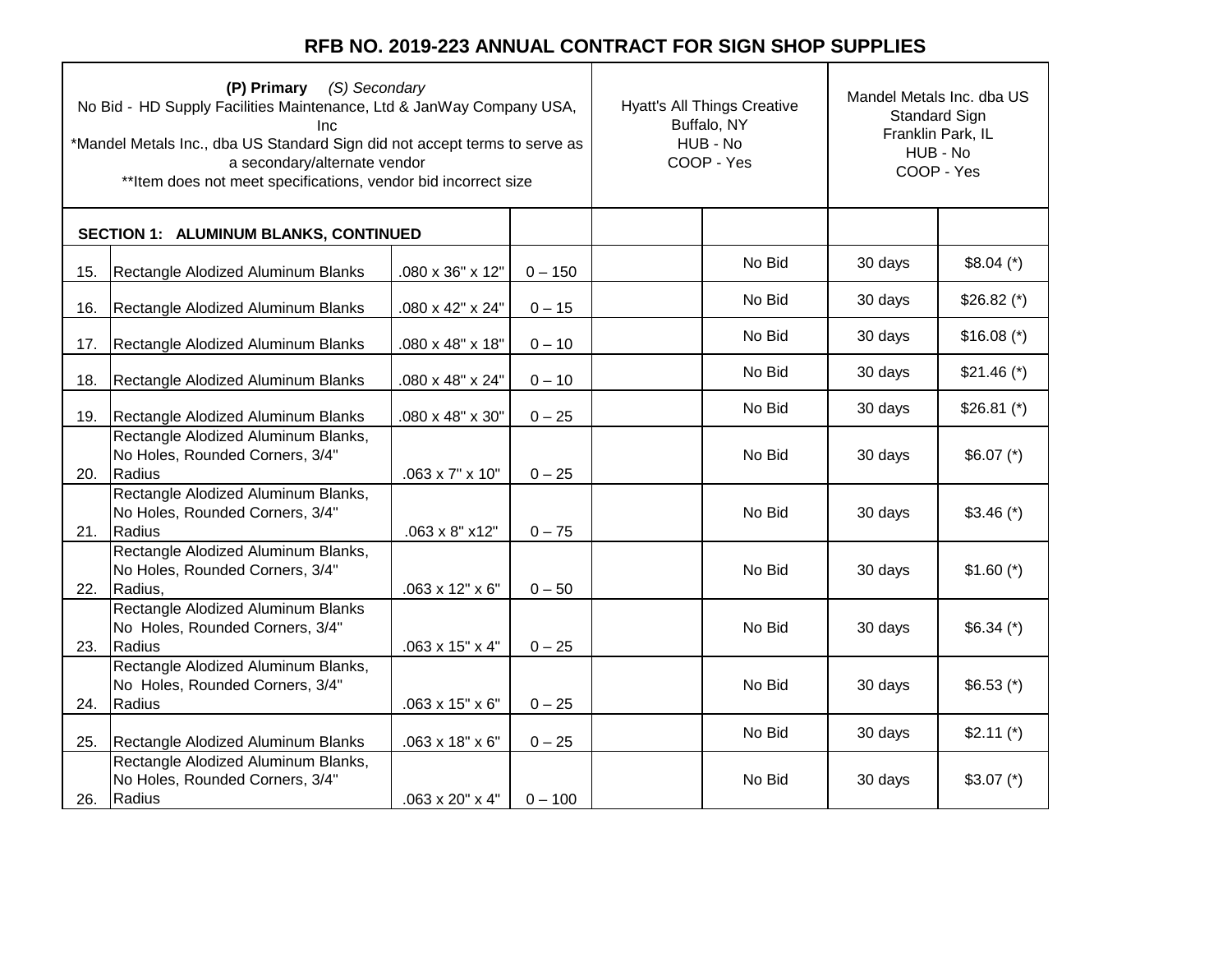# RFB NO. 2019-223 ANNUAL CONTRACT FOR SIGN SHOP SUPPLIES

| **(P) Primary** *(S) Secondary*<br>No Bid - HD Supply Facilities Maintenance, Ltd & JanWay Company USA, Inc<br>*Mandel Metals Inc., dba US Standard Sign did not accept terms to serve as a secondary/alternate vendor<br>**Item does not meet specifications, vendor bid incorrect size | | | | Hyatt's All Things Creative<br>Buffalo, NY<br>HUB - No<br>COOP - Yes | | Mandel Metals Inc. dba US Standard Sign<br>Franklin Park, IL<br>HUB - No<br>COOP - Yes | |
|---|---|---|---|---|---|---|---|
| **SECTION 1: ALUMINUM BLANKS, CONTINUED** | | | | | | | |
| 15. | Rectangle Alodized Aluminum Blanks | .080 x 36" x 12" | 0 – 150 | | No Bid | 30 days | $8.04 (*) |
| 16. | Rectangle Alodized Aluminum Blanks | .080 x 42" x 24" | 0 – 15 | | No Bid | 30 days | $26.82 (*) |
| 17. | Rectangle Alodized Aluminum Blanks | .080 x 48" x 18" | 0 – 10 | | No Bid | 30 days | $16.08 (*) |
| 18. | Rectangle Alodized Aluminum Blanks | .080 x 48" x 24" | 0 – 10 | | No Bid | 30 days | $21.46 (*) |
| 19. | Rectangle Alodized Aluminum Blanks | .080 x 48" x 30" | 0 – 25 | | No Bid | 30 days | $26.81 (*) |
| 20. | Rectangle Alodized Aluminum Blanks, No Holes, Rounded Corners, 3/4" Radius | .063 x 7" x 10" | 0 – 25 | | No Bid | 30 days | $6.07 (*) |
| 21. | Rectangle Alodized Aluminum Blanks, No Holes, Rounded Corners, 3/4" Radius | .063 x 8" x12" | 0 – 75 | | No Bid | 30 days | $3.46 (*) |
| 22. | Rectangle Alodized Aluminum Blanks, No Holes, Rounded Corners, 3/4" Radius, | .063 x 12" x 6" | 0 – 50 | | No Bid | 30 days | $1.60 (*) |
| 23. | Rectangle Alodized Aluminum Blanks No Holes, Rounded Corners, 3/4" Radius | .063 x 15" x 4" | 0 – 25 | | No Bid | 30 days | $6.34 (*) |
| 24. | Rectangle Alodized Aluminum Blanks, No Holes, Rounded Corners, 3/4" Radius | .063 x 15" x 6" | 0 – 25 | | No Bid | 30 days | $6.53 (*) |
| 25. | Rectangle Alodized Aluminum Blanks | .063 x 18" x 6" | 0 – 25 | | No Bid | 30 days | $2.11 (*) |
| 26. | Rectangle Alodized Aluminum Blanks, No Holes, Rounded Corners, 3/4" Radius | .063 x 20" x 4" | 0 – 100 | | No Bid | 30 days | $3.07 (*) |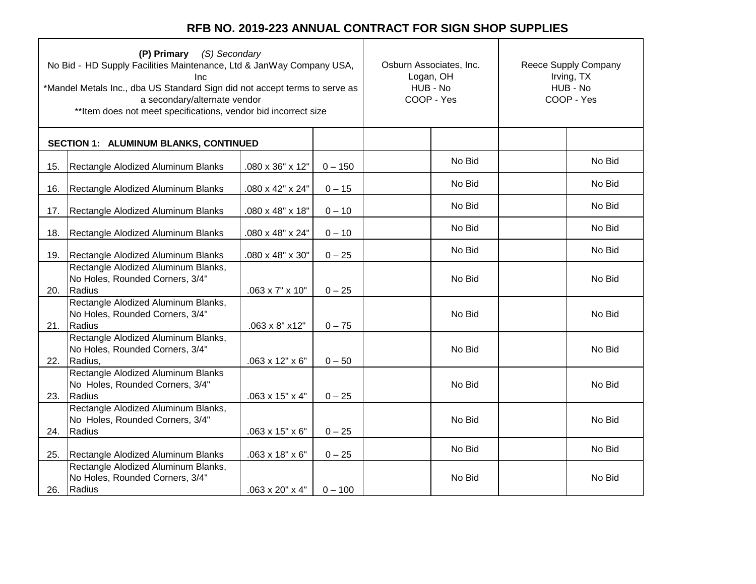# RFB NO. 2019-223 ANNUAL CONTRACT FOR SIGN SHOP SUPPLIES

| **(P) Primary** *(S) Secondary*<br>No Bid - HD Supply Facilities Maintenance, Ltd & JanWay Company USA, Inc<br>*Mandel Metals Inc., dba US Standard Sign did not accept terms to serve as a secondary/alternate vendor<br>**Item does not meet specifications, vendor bid incorrect size | | | | Osburn Associates, Inc.<br>Logan, OH<br>HUB - No<br>COOP - Yes | | Reece Supply Company<br>Irving, TX<br>HUB - No<br>COOP - Yes | |
|---|---|---|---|---|---|---|---|
| **SECTION 1: ALUMINUM BLANKS, CONTINUED** | | | | | | | |
| 15. | Rectangle Alodized Aluminum Blanks | .080 x 36" x 12" | 0 – 150 | | No Bid | | No Bid |
| 16. | Rectangle Alodized Aluminum Blanks | .080 x 42" x 24" | 0 – 15 | | No Bid | | No Bid |
| 17. | Rectangle Alodized Aluminum Blanks | .080 x 48" x 18" | 0 – 10 | | No Bid | | No Bid |
| 18. | Rectangle Alodized Aluminum Blanks | .080 x 48" x 24" | 0 – 10 | | No Bid | | No Bid |
| 19. | Rectangle Alodized Aluminum Blanks | .080 x 48" x 30" | 0 – 25 | | No Bid | | No Bid |
| 20. | Rectangle Alodized Aluminum Blanks, No Holes, Rounded Corners, 3/4" Radius | .063 x 7" x 10" | 0 – 25 | | No Bid | | No Bid |
| 21. | Rectangle Alodized Aluminum Blanks, No Holes, Rounded Corners, 3/4" Radius | .063 x 8" x12" | 0 – 75 | | No Bid | | No Bid |
| 22. | Rectangle Alodized Aluminum Blanks, No Holes, Rounded Corners, 3/4" Radius, | .063 x 12" x 6" | 0 – 50 | | No Bid | | No Bid |
| 23. | Rectangle Alodized Aluminum Blanks No Holes, Rounded Corners, 3/4" Radius | .063 x 15" x 4" | 0 – 25 | | No Bid | | No Bid |
| 24. | Rectangle Alodized Aluminum Blanks, No Holes, Rounded Corners, 3/4" Radius | .063 x 15" x 6" | 0 – 25 | | No Bid | | No Bid |
| 25. | Rectangle Alodized Aluminum Blanks | .063 x 18" x 6" | 0 – 25 | | No Bid | | No Bid |
| 26. | Rectangle Alodized Aluminum Blanks, No Holes, Rounded Corners, 3/4" Radius | .063 x 20" x 4" | 0 – 100 | | No Bid | | No Bid |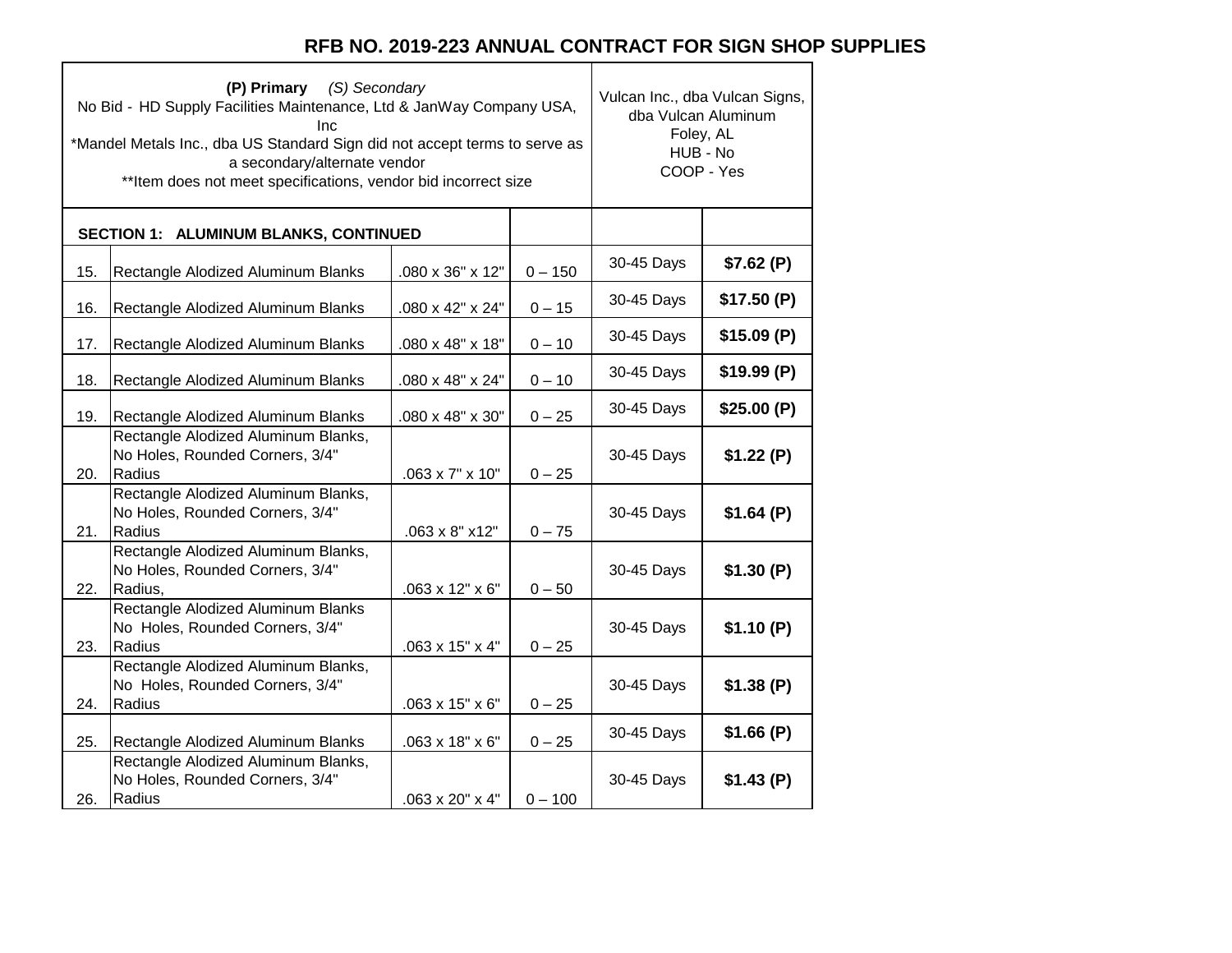# RFB NO. 2019-223 ANNUAL CONTRACT FOR SIGN SHOP SUPPLIES

| **(P) Primary** *(S) Secondary*<br>No Bid - HD Supply Facilities Maintenance, Ltd & JanWay Company USA, Inc<br>*Mandel Metals Inc., dba US Standard Sign did not accept terms to serve as a secondary/alternate vendor<br>**Item does not meet specifications, vendor bid incorrect size | | | | Vulcan Inc., dba Vulcan Signs, dba Vulcan Aluminum<br>Foley, AL<br>HUB - No<br>COOP - Yes | |
|---|---|---|---|---|---|
| **SECTION 1: ALUMINUM BLANKS, CONTINUED** | | | | | |
| 15. | Rectangle Alodized Aluminum Blanks | .080 x 36" x 12" | 0 – 150 | 30-45 Days | **$7.62 (P)** |
| 16. | Rectangle Alodized Aluminum Blanks | .080 x 42" x 24" | 0 – 15 | 30-45 Days | **$17.50 (P)** |
| 17. | Rectangle Alodized Aluminum Blanks | .080 x 48" x 18" | 0 – 10 | 30-45 Days | **$15.09 (P)** |
| 18. | Rectangle Alodized Aluminum Blanks | .080 x 48" x 24" | 0 – 10 | 30-45 Days | **$19.99 (P)** |
| 19. | Rectangle Alodized Aluminum Blanks | .080 x 48" x 30" | 0 – 25 | 30-45 Days | **$25.00 (P)** |
| 20. | Rectangle Alodized Aluminum Blanks, No Holes, Rounded Corners, 3/4" Radius | .063 x 7" x 10" | 0 – 25 | 30-45 Days | **$1.22 (P)** |
| 21. | Rectangle Alodized Aluminum Blanks, No Holes, Rounded Corners, 3/4" Radius | .063 x 8" x12" | 0 – 75 | 30-45 Days | **$1.64 (P)** |
| 22. | Rectangle Alodized Aluminum Blanks, No Holes, Rounded Corners, 3/4" Radius, | .063 x 12" x 6" | 0 – 50 | 30-45 Days | **$1.30 (P)** |
| 23. | Rectangle Alodized Aluminum Blanks No Holes, Rounded Corners, 3/4" Radius | .063 x 15" x 4" | 0 – 25 | 30-45 Days | **$1.10 (P)** |
| 24. | Rectangle Alodized Aluminum Blanks, No Holes, Rounded Corners, 3/4" Radius | .063 x 15" x 6" | 0 – 25 | 30-45 Days | **$1.38 (P)** |
| 25. | Rectangle Alodized Aluminum Blanks | .063 x 18" x 6" | 0 – 25 | 30-45 Days | **$1.66 (P)** |
| 26. | Rectangle Alodized Aluminum Blanks, No Holes, Rounded Corners, 3/4" Radius | .063 x 20" x 4" | 0 – 100 | 30-45 Days | **$1.43 (P)** |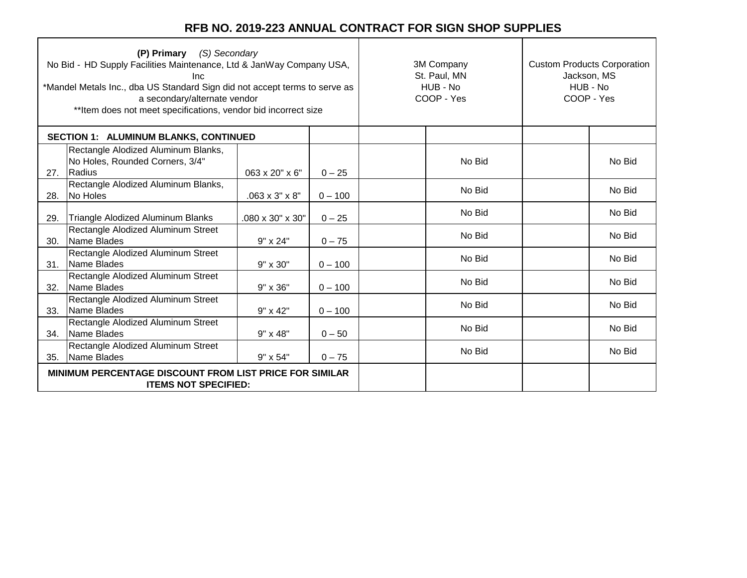# RFB NO. 2019-223 ANNUAL CONTRACT FOR SIGN SHOP SUPPLIES

| **(P) Primary** *(S) Secondary*<br>No Bid - HD Supply Facilities Maintenance, Ltd & JanWay Company USA, Inc<br>*Mandel Metals Inc., dba US Standard Sign did not accept terms to serve as a secondary/alternate vendor<br>**Item does not meet specifications, vendor bid incorrect size | | | | 3M Company<br>St. Paul, MN<br>HUB - No<br>COOP - Yes | | Custom Products Corporation<br>Jackson, MS<br>HUB - No<br>COOP - Yes | |
|---|---|---|---|---|---|---|---|
| **SECTION 1: ALUMINUM BLANKS, CONTINUED** | | | | | | | |
| 27. | Rectangle Alodized Aluminum Blanks, No Holes, Rounded Corners, 3/4" Radius | 063 x 20" x 6" | 0 – 25 | | No Bid | | No Bid |
| 28. | Rectangle Alodized Aluminum Blanks, No Holes | .063 x 3" x 8" | 0 – 100 | | No Bid | | No Bid |
| 29. | Triangle Alodized Aluminum Blanks | .080 x 30" x 30" | 0 – 25 | | No Bid | | No Bid |
| 30. | Rectangle Alodized Aluminum Street Name Blades | 9" x 24" | 0 – 75 | | No Bid | | No Bid |
| 31. | Rectangle Alodized Aluminum Street Name Blades | 9" x 30" | 0 – 100 | | No Bid | | No Bid |
| 32. | Rectangle Alodized Aluminum Street Name Blades | 9" x 36" | 0 – 100 | | No Bid | | No Bid |
| 33. | Rectangle Alodized Aluminum Street Name Blades | 9" x 42" | 0 – 100 | | No Bid | | No Bid |
| 34. | Rectangle Alodized Aluminum Street Name Blades | 9" x 48" | 0 – 50 | | No Bid | | No Bid |
| 35. | Rectangle Alodized Aluminum Street Name Blades | 9" x 54" | 0 – 75 | | No Bid | | No Bid |
| **MINIMUM PERCENTAGE DISCOUNT FROM LIST PRICE FOR SIMILAR ITEMS NOT SPECIFIED:** | | | | | | | |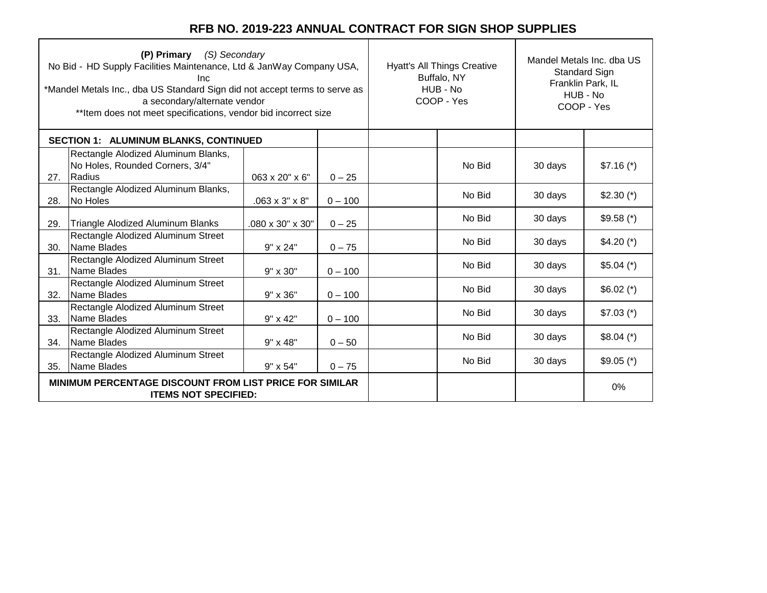# RFB NO. 2019-223 ANNUAL CONTRACT FOR SIGN SHOP SUPPLIES

| **(P) Primary** *(S) Secondary*<br>No Bid - HD Supply Facilities Maintenance, Ltd & JanWay Company USA, Inc<br>*Mandel Metals Inc., dba US Standard Sign did not accept terms to serve as a secondary/alternate vendor<br>**Item does not meet specifications, vendor bid incorrect size | | | | Hyatt's All Things Creative<br>Buffalo, NY<br>HUB - No<br>COOP - Yes | | Mandel Metals Inc. dba US Standard Sign<br>Franklin Park, IL<br>HUB - No<br>COOP - Yes | |
|---|---|---|---|---|---|---|---|
| **SECTION 1: ALUMINUM BLANKS, CONTINUED** | | | | | | | |
| 27. | Rectangle Alodized Aluminum Blanks, No Holes, Rounded Corners, 3/4" Radius | 063 x 20" x 6" | 0 – 25 | | No Bid | 30 days | $7.16 (*) |
| 28. | Rectangle Alodized Aluminum Blanks, No Holes | .063 x 3" x 8" | 0 – 100 | | No Bid | 30 days | $2.30 (*) |
| 29. | Triangle Alodized Aluminum Blanks | .080 x 30" x 30" | 0 – 25 | | No Bid | 30 days | $9.58 (*) |
| 30. | Rectangle Alodized Aluminum Street Name Blades | 9" x 24" | 0 – 75 | | No Bid | 30 days | $4.20 (*) |
| 31. | Rectangle Alodized Aluminum Street Name Blades | 9" x 30" | 0 – 100 | | No Bid | 30 days | $5.04 (*) |
| 32. | Rectangle Alodized Aluminum Street Name Blades | 9" x 36" | 0 – 100 | | No Bid | 30 days | $6.02 (*) |
| 33. | Rectangle Alodized Aluminum Street Name Blades | 9" x 42" | 0 – 100 | | No Bid | 30 days | $7.03 (*) |
| 34. | Rectangle Alodized Aluminum Street Name Blades | 9" x 48" | 0 – 50 | | No Bid | 30 days | $8.04 (*) |
| 35. | Rectangle Alodized Aluminum Street Name Blades | 9" x 54" | 0 – 75 | | No Bid | 30 days | $9.05 (*) |
| **MINIMUM PERCENTAGE DISCOUNT FROM LIST PRICE FOR SIMILAR ITEMS NOT SPECIFIED:** | | | | | | | 0% |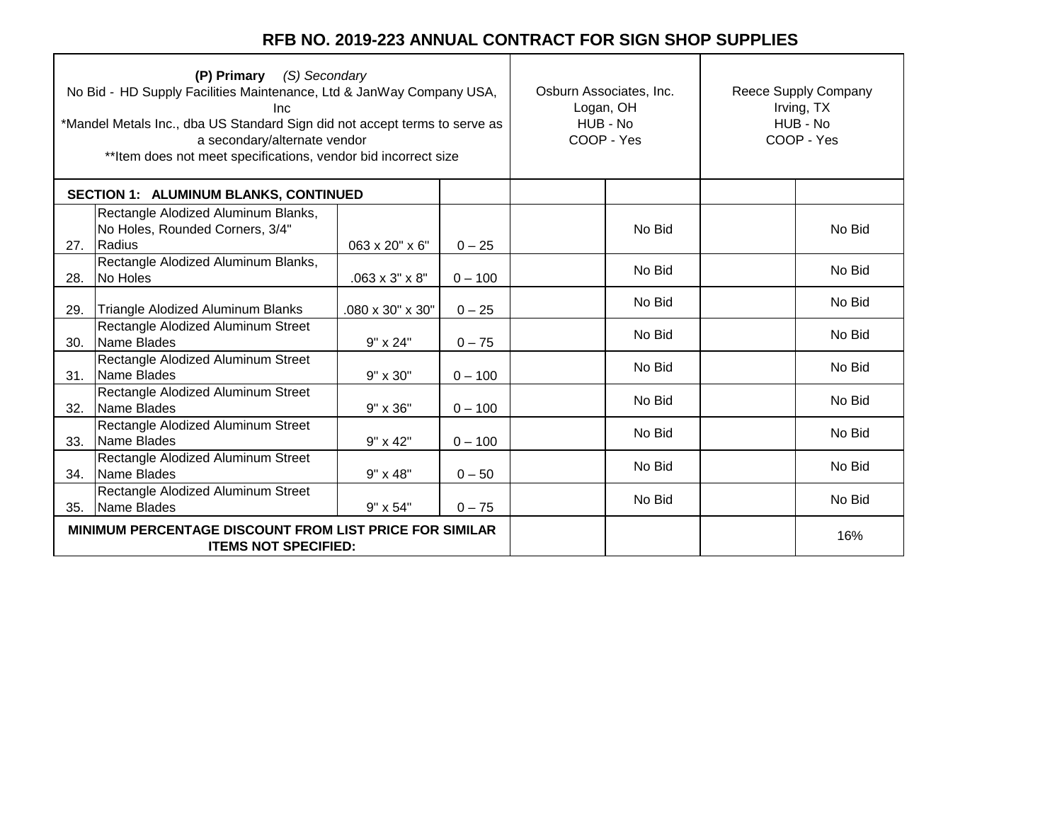# RFB NO. 2019-223 ANNUAL CONTRACT FOR SIGN SHOP SUPPLIES

| **(P) Primary** *(S) Secondary*<br>No Bid - HD Supply Facilities Maintenance, Ltd & JanWay Company USA, Inc<br>*Mandel Metals Inc., dba US Standard Sign did not accept terms to serve as a secondary/alternate vendor<br>**Item does not meet specifications, vendor bid incorrect size | | | | Osburn Associates, Inc.<br>Logan, OH<br>HUB - No<br>COOP - Yes | | Reece Supply Company<br>Irving, TX<br>HUB - No<br>COOP - Yes | |
|---|---|---|---|---|---|---|---|
| **SECTION 1: ALUMINUM BLANKS, CONTINUED** | | | | | | | |
| 27. | Rectangle Alodized Aluminum Blanks, No Holes, Rounded Corners, 3/4" Radius | 063 x 20" x 6" | 0 – 25 | | No Bid | | No Bid |
| 28. | Rectangle Alodized Aluminum Blanks, No Holes | .063 x 3" x 8" | 0 – 100 | | No Bid | | No Bid |
| 29. | Triangle Alodized Aluminum Blanks | .080 x 30" x 30" | 0 – 25 | | No Bid | | No Bid |
| 30. | Rectangle Alodized Aluminum Street Name Blades | 9" x 24" | 0 – 75 | | No Bid | | No Bid |
| 31. | Rectangle Alodized Aluminum Street Name Blades | 9" x 30" | 0 – 100 | | No Bid | | No Bid |
| 32. | Rectangle Alodized Aluminum Street Name Blades | 9" x 36" | 0 – 100 | | No Bid | | No Bid |
| 33. | Rectangle Alodized Aluminum Street Name Blades | 9" x 42" | 0 – 100 | | No Bid | | No Bid |
| 34. | Rectangle Alodized Aluminum Street Name Blades | 9" x 48" | 0 – 50 | | No Bid | | No Bid |
| 35. | Rectangle Alodized Aluminum Street Name Blades | 9" x 54" | 0 – 75 | | No Bid | | No Bid |
| **MINIMUM PERCENTAGE DISCOUNT FROM LIST PRICE FOR SIMILAR ITEMS NOT SPECIFIED:** | | | | | | | 16% |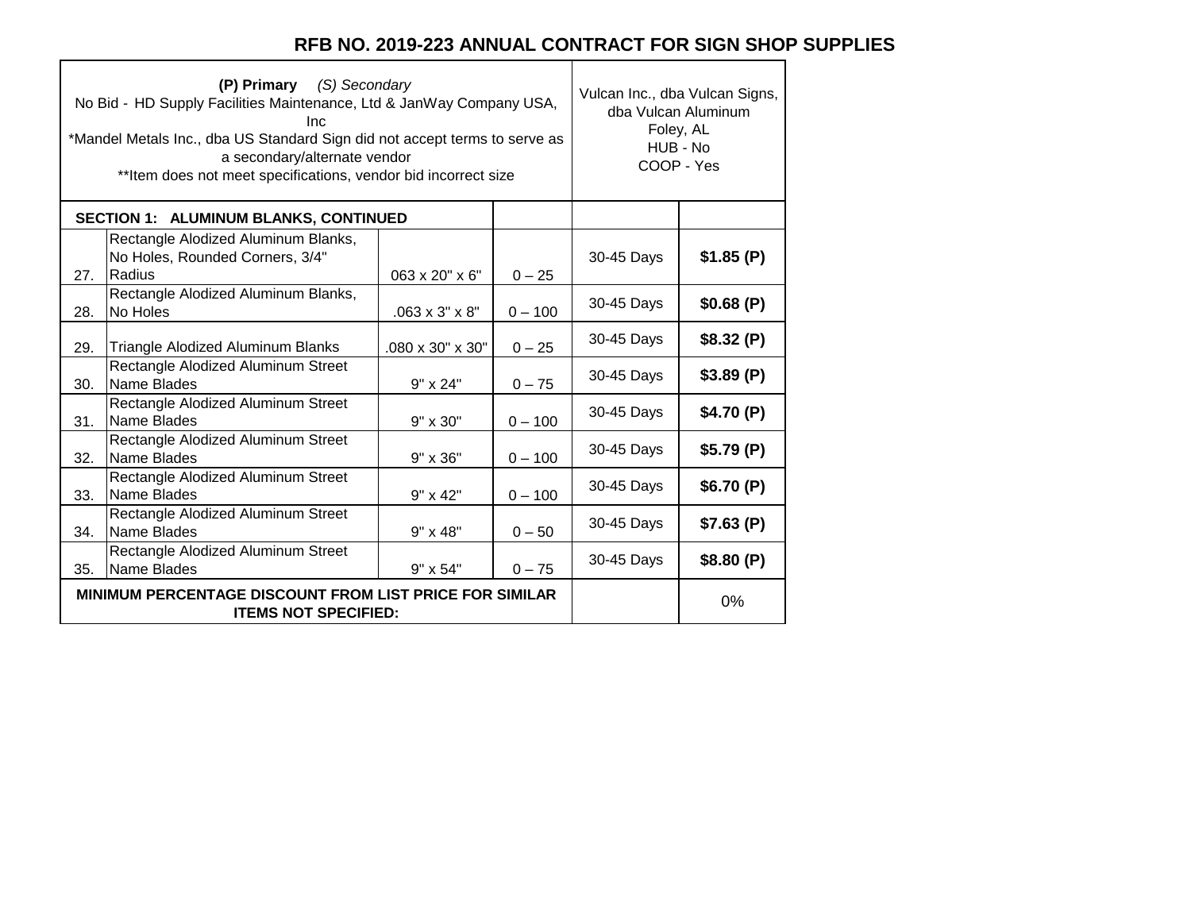# RFB NO. 2019-223 ANNUAL CONTRACT FOR SIGN SHOP SUPPLIES

| **(P) Primary** *(S) Secondary*<br>No Bid - HD Supply Facilities Maintenance, Ltd & JanWay Company USA, Inc<br>*Mandel Metals Inc., dba US Standard Sign did not accept terms to serve as a secondary/alternate vendor<br>**Item does not meet specifications, vendor bid incorrect size | | | | Vulcan Inc., dba Vulcan Signs, dba Vulcan Aluminum<br>Foley, AL<br>HUB - No<br>COOP - Yes | |
|---|---|---|---|---|---|
| **SECTION 1: ALUMINUM BLANKS, CONTINUED** | | | | | |
| 27. | Rectangle Alodized Aluminum Blanks, No Holes, Rounded Corners, 3/4" Radius | 063 x 20" x 6" | 0 – 25 | 30-45 Days | **$1.85 (P)** |
| 28. | Rectangle Alodized Aluminum Blanks, No Holes | .063 x 3" x 8" | 0 – 100 | 30-45 Days | **$0.68 (P)** |
| 29. | Triangle Alodized Aluminum Blanks | .080 x 30" x 30" | 0 – 25 | 30-45 Days | **$8.32 (P)** |
| 30. | Rectangle Alodized Aluminum Street Name Blades | 9" x 24" | 0 – 75 | 30-45 Days | **$3.89 (P)** |
| 31. | Rectangle Alodized Aluminum Street Name Blades | 9" x 30" | 0 – 100 | 30-45 Days | **$4.70 (P)** |
| 32. | Rectangle Alodized Aluminum Street Name Blades | 9" x 36" | 0 – 100 | 30-45 Days | **$5.79 (P)** |
| 33. | Rectangle Alodized Aluminum Street Name Blades | 9" x 42" | 0 – 100 | 30-45 Days | **$6.70 (P)** |
| 34. | Rectangle Alodized Aluminum Street Name Blades | 9" x 48" | 0 – 50 | 30-45 Days | **$7.63 (P)** |
| 35. | Rectangle Alodized Aluminum Street Name Blades | 9" x 54" | 0 – 75 | 30-45 Days | **$8.80 (P)** |
| **MINIMUM PERCENTAGE DISCOUNT FROM LIST PRICE FOR SIMILAR ITEMS NOT SPECIFIED:** | | | | | 0% |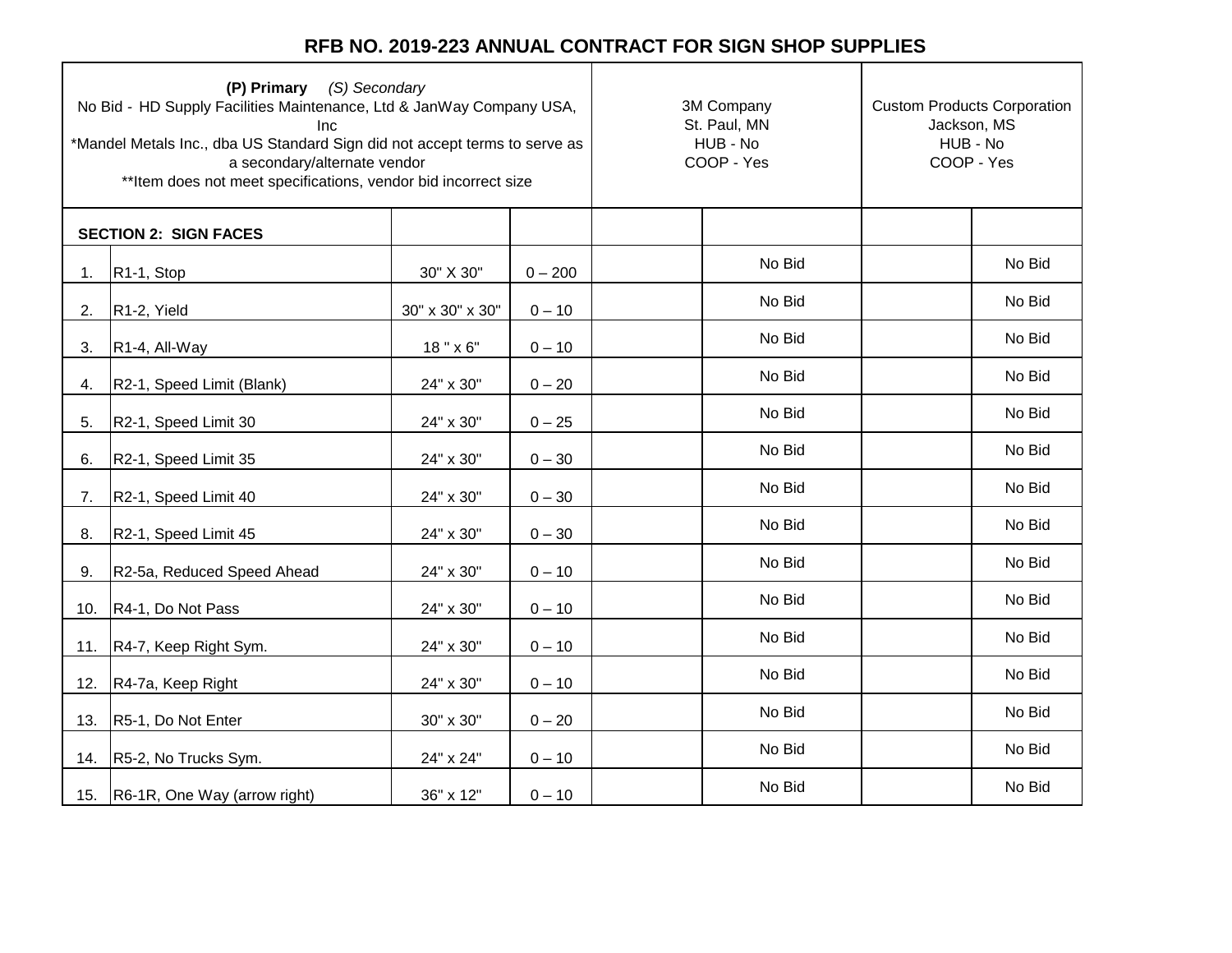# RFB NO. 2019-223 ANNUAL CONTRACT FOR SIGN SHOP SUPPLIES

| **(P) Primary** *(S) Secondary*<br>No Bid - HD Supply Facilities Maintenance, Ltd & JanWay Company USA, Inc<br>*Mandel Metals Inc., dba US Standard Sign did not accept terms to serve as a secondary/alternate vendor<br>**Item does not meet specifications, vendor bid incorrect size | | | | 3M Company<br>St. Paul, MN<br>HUB - No<br>COOP - Yes | | Custom Products Corporation<br>Jackson, MS<br>HUB - No<br>COOP - Yes | |
|---|---|---|---|---|---|---|---|
| **SECTION 2: SIGN FACES** | | | | | | | |
| 1. | R1-1, Stop | 30" X 30" | 0 – 200 | | No Bid | | No Bid |
| 2. | R1-2, Yield | 30" x 30" x 30" | 0 – 10 | | No Bid | | No Bid |
| 3. | R1-4, All-Way | 18 " x 6" | 0 – 10 | | No Bid | | No Bid |
| 4. | R2-1, Speed Limit (Blank) | 24" x 30" | 0 – 20 | | No Bid | | No Bid |
| 5. | R2-1, Speed Limit 30 | 24" x 30" | 0 – 25 | | No Bid | | No Bid |
| 6. | R2-1, Speed Limit 35 | 24" x 30" | 0 – 30 | | No Bid | | No Bid |
| 7. | R2-1, Speed Limit 40 | 24" x 30" | 0 – 30 | | No Bid | | No Bid |
| 8. | R2-1, Speed Limit 45 | 24" x 30" | 0 – 30 | | No Bid | | No Bid |
| 9. | R2-5a, Reduced Speed Ahead | 24" x 30" | 0 – 10 | | No Bid | | No Bid |
| 10. | R4-1, Do Not Pass | 24" x 30" | 0 – 10 | | No Bid | | No Bid |
| 11. | R4-7, Keep Right Sym. | 24" x 30" | 0 – 10 | | No Bid | | No Bid |
| 12. | R4-7a, Keep Right | 24" x 30" | 0 – 10 | | No Bid | | No Bid |
| 13. | R5-1, Do Not Enter | 30" x 30" | 0 – 20 | | No Bid | | No Bid |
| 14. | R5-2, No Trucks Sym. | 24" x 24" | 0 – 10 | | No Bid | | No Bid |
| 15. | R6-1R, One Way (arrow right) | 36" x 12" | 0 – 10 | | No Bid | | No Bid |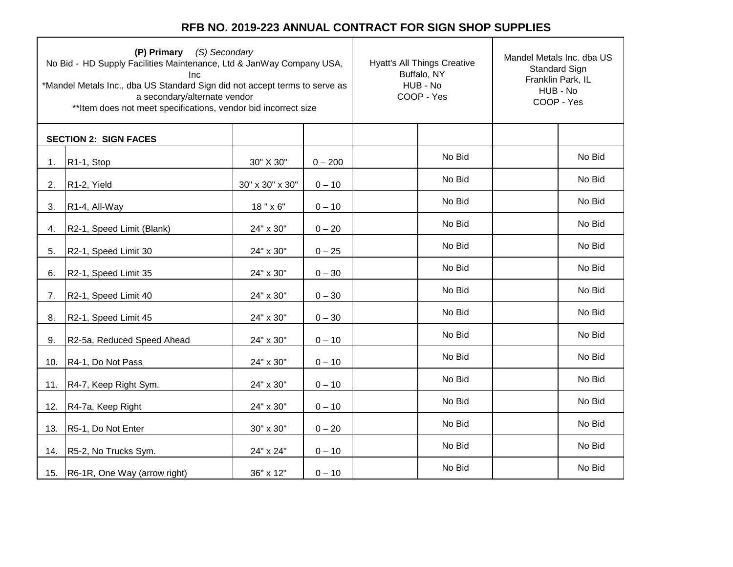# RFB NO. 2019-223 ANNUAL CONTRACT FOR SIGN SHOP SUPPLIES

| **(P) Primary** *(S) Secondary*<br>No Bid - HD Supply Facilities Maintenance, Ltd & JanWay Company USA, Inc<br>*Mandel Metals Inc., dba US Standard Sign did not accept terms to serve as a secondary/alternate vendor<br>**Item does not meet specifications, vendor bid incorrect size | | | | Hyatt's All Things Creative<br>Buffalo, NY<br>HUB - No<br>COOP - Yes | | Mandel Metals Inc. dba US Standard Sign<br>Franklin Park, IL<br>HUB - No<br>COOP - Yes | |
|---|---|---|---|---|---|---|---|
| **SECTION 2: SIGN FACES** | | | | | | | |
| 1. | R1-1, Stop | 30" X 30" | 0 – 200 | | No Bid | | No Bid |
| 2. | R1-2, Yield | 30" x 30" x 30" | 0 – 10 | | No Bid | | No Bid |
| 3. | R1-4, All-Way | 18 " x 6" | 0 – 10 | | No Bid | | No Bid |
| 4. | R2-1, Speed Limit (Blank) | 24" x 30" | 0 – 20 | | No Bid | | No Bid |
| 5. | R2-1, Speed Limit 30 | 24" x 30" | 0 – 25 | | No Bid | | No Bid |
| 6. | R2-1, Speed Limit 35 | 24" x 30" | 0 – 30 | | No Bid | | No Bid |
| 7. | R2-1, Speed Limit 40 | 24" x 30" | 0 – 30 | | No Bid | | No Bid |
| 8. | R2-1, Speed Limit 45 | 24" x 30" | 0 – 30 | | No Bid | | No Bid |
| 9. | R2-5a, Reduced Speed Ahead | 24" x 30" | 0 – 10 | | No Bid | | No Bid |
| 10. | R4-1, Do Not Pass | 24" x 30" | 0 – 10 | | No Bid | | No Bid |
| 11. | R4-7, Keep Right Sym. | 24" x 30" | 0 – 10 | | No Bid | | No Bid |
| 12. | R4-7a, Keep Right | 24" x 30" | 0 – 10 | | No Bid | | No Bid |
| 13. | R5-1, Do Not Enter | 30" x 30" | 0 – 20 | | No Bid | | No Bid |
| 14. | R5-2, No Trucks Sym. | 24" x 24" | 0 – 10 | | No Bid | | No Bid |
| 15. | R6-1R, One Way (arrow right) | 36" x 12" | 0 – 10 | | No Bid | | No Bid |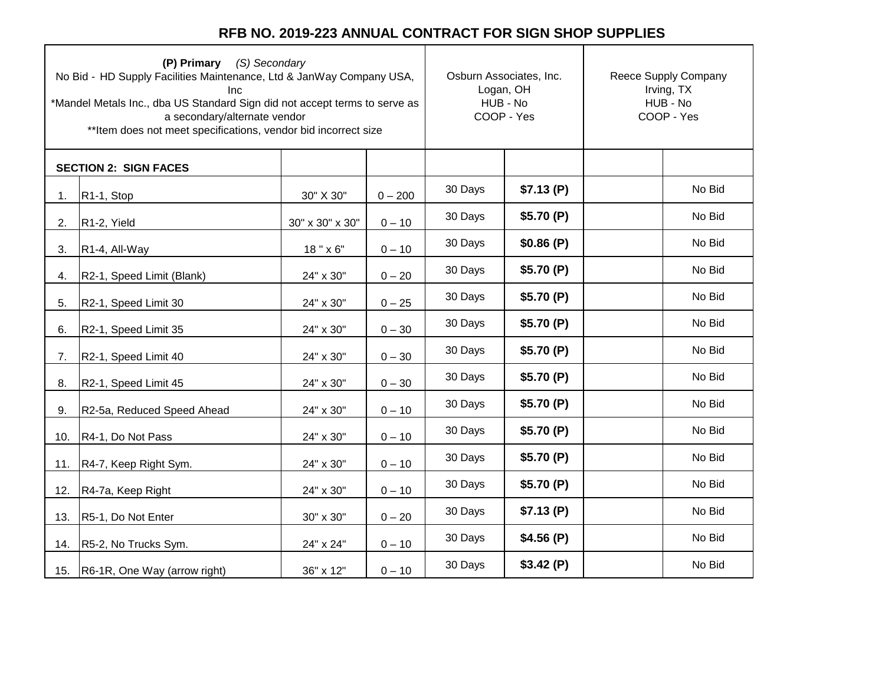# RFB NO. 2019-223 ANNUAL CONTRACT FOR SIGN SHOP SUPPLIES

| **(P) Primary** *(S) Secondary*<br>No Bid - HD Supply Facilities Maintenance, Ltd & JanWay Company USA, Inc<br>*Mandel Metals Inc., dba US Standard Sign did not accept terms to serve as a secondary/alternate vendor<br>**Item does not meet specifications, vendor bid incorrect size | | | | Osburn Associates, Inc.<br>Logan, OH<br>HUB - No<br>COOP - Yes | | Reece Supply Company<br>Irving, TX<br>HUB - No<br>COOP - Yes | |
|---|---|---|---|---|---|---|---|
| **SECTION 2: SIGN FACES** | | | | | | | |
| 1. | R1-1, Stop | 30" X 30" | 0 – 200 | 30 Days | **$7.13 (P)** | | No Bid |
| 2. | R1-2, Yield | 30" x 30" x 30" | 0 – 10 | 30 Days | **$5.70 (P)** | | No Bid |
| 3. | R1-4, All-Way | 18 " x 6" | 0 – 10 | 30 Days | **$0.86 (P)** | | No Bid |
| 4. | R2-1, Speed Limit (Blank) | 24" x 30" | 0 – 20 | 30 Days | **$5.70 (P)** | | No Bid |
| 5. | R2-1, Speed Limit 30 | 24" x 30" | 0 – 25 | 30 Days | **$5.70 (P)** | | No Bid |
| 6. | R2-1, Speed Limit 35 | 24" x 30" | 0 – 30 | 30 Days | **$5.70 (P)** | | No Bid |
| 7. | R2-1, Speed Limit 40 | 24" x 30" | 0 – 30 | 30 Days | **$5.70 (P)** | | No Bid |
| 8. | R2-1, Speed Limit 45 | 24" x 30" | 0 – 30 | 30 Days | **$5.70 (P)** | | No Bid |
| 9. | R2-5a, Reduced Speed Ahead | 24" x 30" | 0 – 10 | 30 Days | **$5.70 (P)** | | No Bid |
| 10. | R4-1, Do Not Pass | 24" x 30" | 0 – 10 | 30 Days | **$5.70 (P)** | | No Bid |
| 11. | R4-7, Keep Right Sym. | 24" x 30" | 0 – 10 | 30 Days | **$5.70 (P)** | | No Bid |
| 12. | R4-7a, Keep Right | 24" x 30" | 0 – 10 | 30 Days | **$5.70 (P)** | | No Bid |
| 13. | R5-1, Do Not Enter | 30" x 30" | 0 – 20 | 30 Days | **$7.13 (P)** | | No Bid |
| 14. | R5-2, No Trucks Sym. | 24" x 24" | 0 – 10 | 30 Days | **$4.56 (P)** | | No Bid |
| 15. | R6-1R, One Way (arrow right) | 36" x 12" | 0 – 10 | 30 Days | **$3.42 (P)** | | No Bid |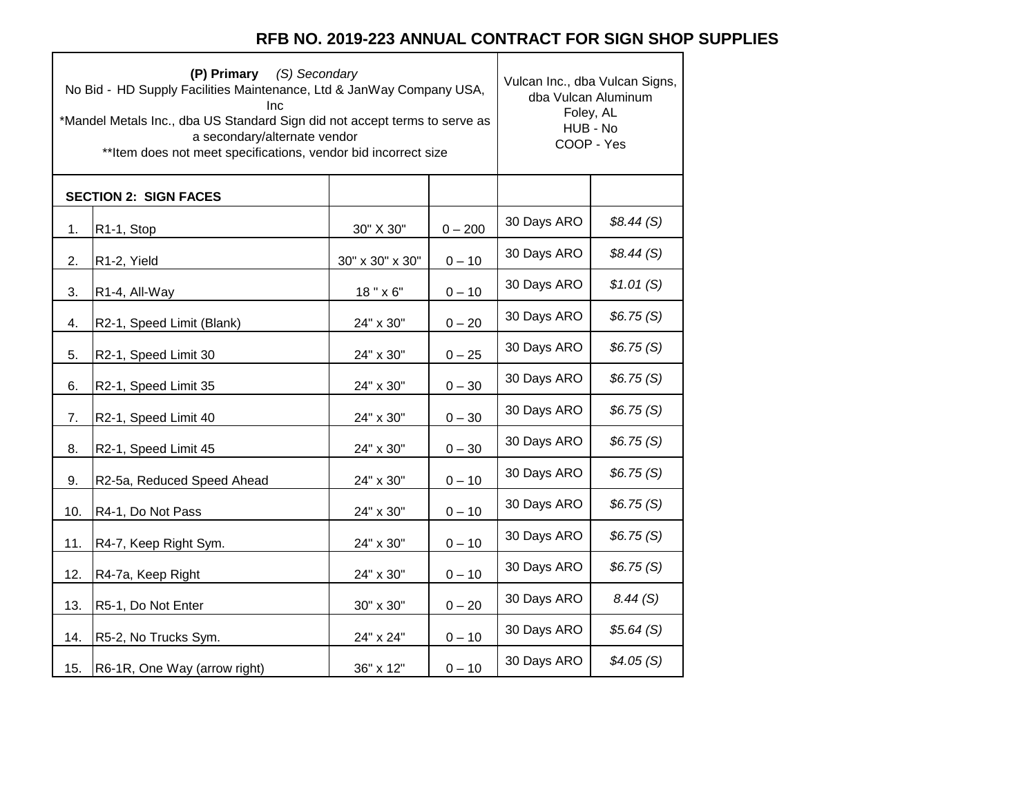# RFB NO. 2019-223 ANNUAL CONTRACT FOR SIGN SHOP SUPPLIES

| **(P) Primary** *(S) Secondary*<br>No Bid - HD Supply Facilities Maintenance, Ltd & JanWay Company USA, Inc<br>*Mandel Metals Inc., dba US Standard Sign did not accept terms to serve as a secondary/alternate vendor<br>**Item does not meet specifications, vendor bid incorrect size | | | | Vulcan Inc., dba Vulcan Signs, dba Vulcan Aluminum<br>Foley, AL<br>HUB - No<br>COOP - Yes | |
|---|---|---|---|---|---|
| **SECTION 2: SIGN FACES** | | | | | |
| 1. | R1-1, Stop | 30" X 30" | 0 – 200 | 30 Days ARO | *$8.44 (S)* |
| 2. | R1-2, Yield | 30" x 30" x 30" | 0 – 10 | 30 Days ARO | *$8.44 (S)* |
| 3. | R1-4, All-Way | 18 " x 6" | 0 – 10 | 30 Days ARO | *$1.01 (S)* |
| 4. | R2-1, Speed Limit (Blank) | 24" x 30" | 0 – 20 | 30 Days ARO | *$6.75 (S)* |
| 5. | R2-1, Speed Limit 30 | 24" x 30" | 0 – 25 | 30 Days ARO | *$6.75 (S)* |
| 6. | R2-1, Speed Limit 35 | 24" x 30" | 0 – 30 | 30 Days ARO | *$6.75 (S)* |
| 7. | R2-1, Speed Limit 40 | 24" x 30" | 0 – 30 | 30 Days ARO | *$6.75 (S)* |
| 8. | R2-1, Speed Limit 45 | 24" x 30" | 0 – 30 | 30 Days ARO | *$6.75 (S)* |
| 9. | R2-5a, Reduced Speed Ahead | 24" x 30" | 0 – 10 | 30 Days ARO | *$6.75 (S)* |
| 10. | R4-1, Do Not Pass | 24" x 30" | 0 – 10 | 30 Days ARO | *$6.75 (S)* |
| 11. | R4-7, Keep Right Sym. | 24" x 30" | 0 – 10 | 30 Days ARO | *$6.75 (S)* |
| 12. | R4-7a, Keep Right | 24" x 30" | 0 – 10 | 30 Days ARO | *$6.75 (S)* |
| 13. | R5-1, Do Not Enter | 30" x 30" | 0 – 20 | 30 Days ARO | *8.44 (S)* |
| 14. | R5-2, No Trucks Sym. | 24" x 24" | 0 – 10 | 30 Days ARO | *$5.64 (S)* |
| 15. | R6-1R, One Way (arrow right) | 36" x 12" | 0 – 10 | 30 Days ARO | *$4.05 (S)* |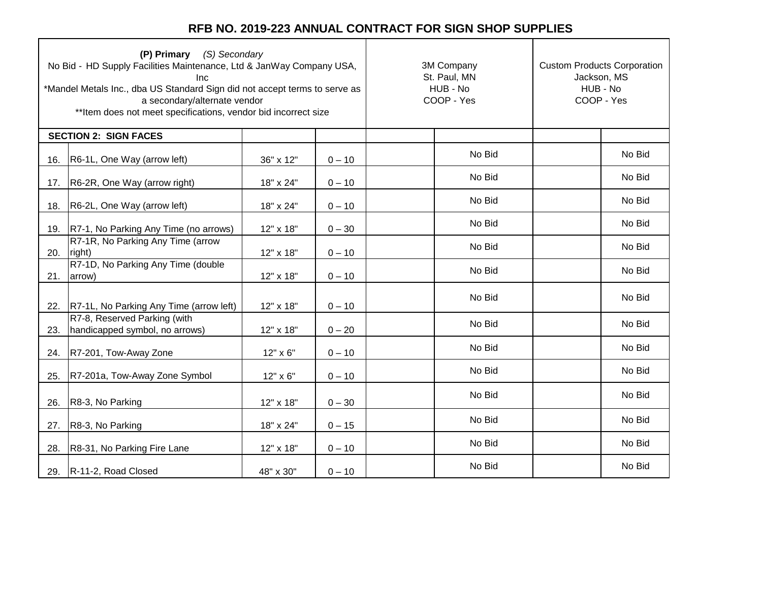# RFB NO. 2019-223 ANNUAL CONTRACT FOR SIGN SHOP SUPPLIES

| **(P) Primary** *(S) Secondary*<br>No Bid - HD Supply Facilities Maintenance, Ltd & JanWay Company USA, Inc<br>*Mandel Metals Inc., dba US Standard Sign did not accept terms to serve as a secondary/alternate vendor<br>**Item does not meet specifications, vendor bid incorrect size | | | | 3M Company<br>St. Paul, MN<br>HUB - No<br>COOP - Yes | | Custom Products Corporation<br>Jackson, MS<br>HUB - No<br>COOP - Yes | |
|---|---|---|---|---|---|---|---|
| | **SECTION 2: SIGN FACES** | | | | | | |
| 16. | R6-1L, One Way (arrow left) | 36" x 12" | 0 – 10 | | No Bid | | No Bid |
| 17. | R6-2R, One Way (arrow right) | 18" x 24" | 0 – 10 | | No Bid | | No Bid |
| 18. | R6-2L, One Way (arrow left) | 18" x 24" | 0 – 10 | | No Bid | | No Bid |
| 19. | R7-1, No Parking Any Time (no arrows) | 12" x 18" | 0 – 30 | | No Bid | | No Bid |
| 20. | R7-1R, No Parking Any Time (arrow right) | 12" x 18" | 0 – 10 | | No Bid | | No Bid |
| 21. | R7-1D, No Parking Any Time (double arrow) | 12" x 18" | 0 – 10 | | No Bid | | No Bid |
| 22. | R7-1L, No Parking Any Time (arrow left) | 12" x 18" | 0 – 10 | | No Bid | | No Bid |
| 23. | R7-8, Reserved Parking (with handicapped symbol, no arrows) | 12" x 18" | 0 – 20 | | No Bid | | No Bid |
| 24. | R7-201, Tow-Away Zone | 12" x 6" | 0 – 10 | | No Bid | | No Bid |
| 25. | R7-201a, Tow-Away Zone Symbol | 12" x 6" | 0 – 10 | | No Bid | | No Bid |
| 26. | R8-3, No Parking | 12" x 18" | 0 – 30 | | No Bid | | No Bid |
| 27. | R8-3, No Parking | 18" x 24" | 0 – 15 | | No Bid | | No Bid |
| 28. | R8-31, No Parking Fire Lane | 12" x 18" | 0 – 10 | | No Bid | | No Bid |
| 29. | R-11-2, Road Closed | 48" x 30" | 0 – 10 | | No Bid | | No Bid |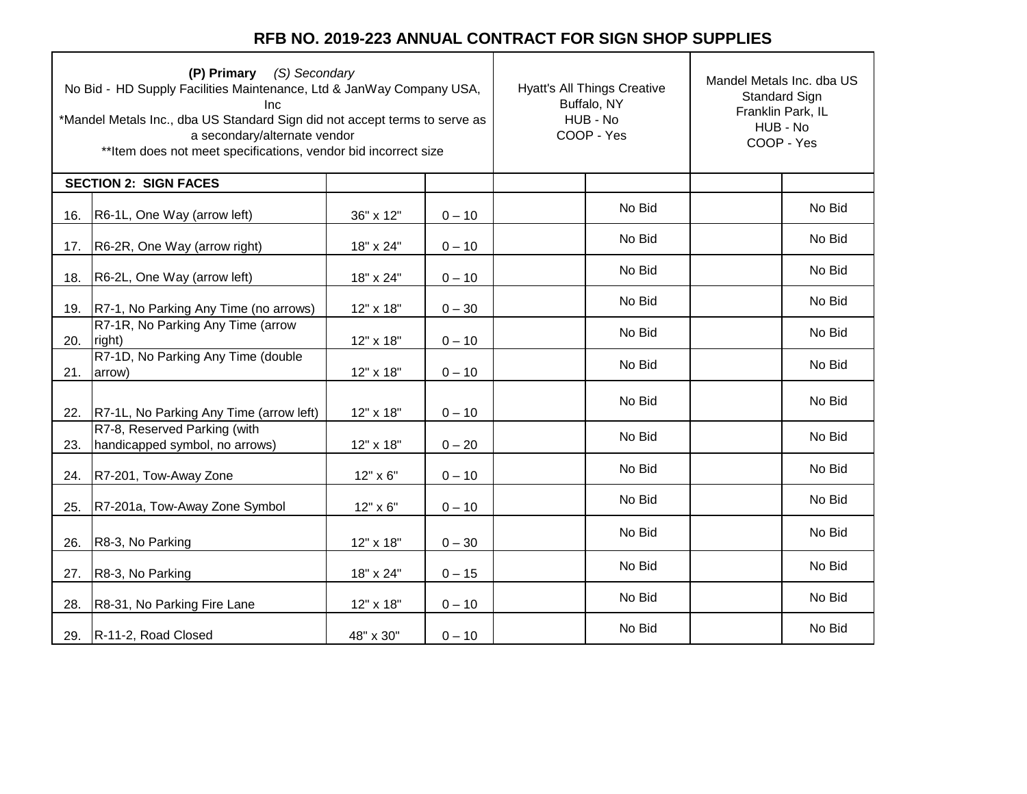# RFB NO. 2019-223 ANNUAL CONTRACT FOR SIGN SHOP SUPPLIES

| **(P) Primary** *(S) Secondary*<br>No Bid - HD Supply Facilities Maintenance, Ltd & JanWay Company USA, Inc<br>*Mandel Metals Inc., dba US Standard Sign did not accept terms to serve as a secondary/alternate vendor<br>**Item does not meet specifications, vendor bid incorrect size | | | | Hyatt's All Things Creative<br>Buffalo, NY<br>HUB - No<br>COOP - Yes | | Mandel Metals Inc. dba US Standard Sign<br>Franklin Park, IL<br>HUB - No<br>COOP - Yes | |
|---|---|---|---|---|---|---|---|
| | **SECTION 2: SIGN FACES** | | | | | | |
| 16. | R6-1L, One Way (arrow left) | 36" x 12" | 0 – 10 | | No Bid | | No Bid |
| 17. | R6-2R, One Way (arrow right) | 18" x 24" | 0 – 10 | | No Bid | | No Bid |
| 18. | R6-2L, One Way (arrow left) | 18" x 24" | 0 – 10 | | No Bid | | No Bid |
| 19. | R7-1, No Parking Any Time (no arrows) | 12" x 18" | 0 – 30 | | No Bid | | No Bid |
| 20. | R7-1R, No Parking Any Time (arrow right) | 12" x 18" | 0 – 10 | | No Bid | | No Bid |
| 21. | R7-1D, No Parking Any Time (double arrow) | 12" x 18" | 0 – 10 | | No Bid | | No Bid |
| 22. | R7-1L, No Parking Any Time (arrow left) | 12" x 18" | 0 – 10 | | No Bid | | No Bid |
| 23. | R7-8, Reserved Parking (with handicapped symbol, no arrows) | 12" x 18" | 0 – 20 | | No Bid | | No Bid |
| 24. | R7-201, Tow-Away Zone | 12" x 6" | 0 – 10 | | No Bid | | No Bid |
| 25. | R7-201a, Tow-Away Zone Symbol | 12" x 6" | 0 – 10 | | No Bid | | No Bid |
| 26. | R8-3, No Parking | 12" x 18" | 0 – 30 | | No Bid | | No Bid |
| 27. | R8-3, No Parking | 18" x 24" | 0 – 15 | | No Bid | | No Bid |
| 28. | R8-31, No Parking Fire Lane | 12" x 18" | 0 – 10 | | No Bid | | No Bid |
| 29. | R-11-2, Road Closed | 48" x 30" | 0 – 10 | | No Bid | | No Bid |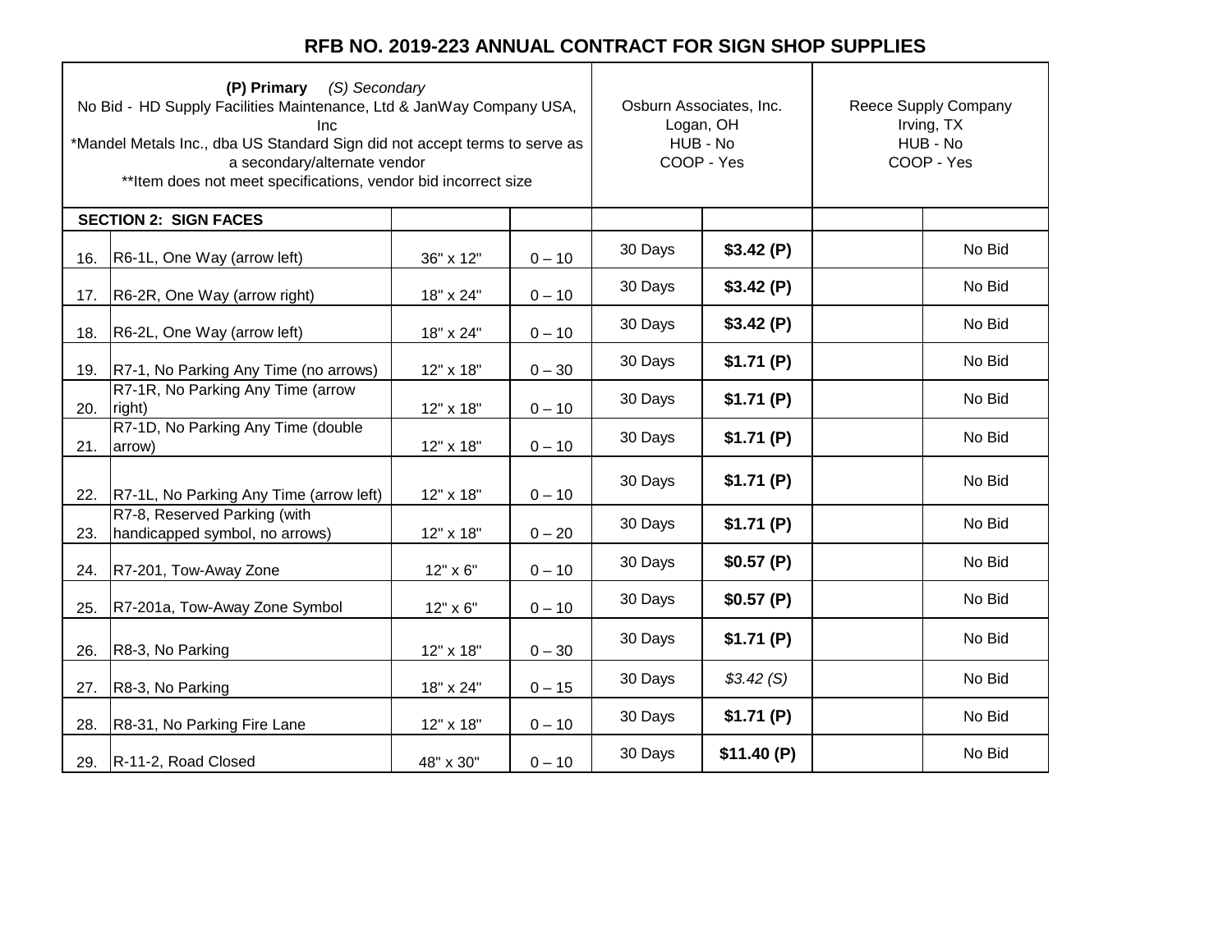# RFB NO. 2019-223 ANNUAL CONTRACT FOR SIGN SHOP SUPPLIES

| **(P) Primary** *(S) Secondary*<br>No Bid - HD Supply Facilities Maintenance, Ltd & JanWay Company USA, Inc<br>*Mandel Metals Inc., dba US Standard Sign did not accept terms to serve as a secondary/alternate vendor<br>**Item does not meet specifications, vendor bid incorrect size | | | | Osburn Associates, Inc.<br>Logan, OH<br>HUB - No<br>COOP - Yes | | Reece Supply Company<br>Irving, TX<br>HUB - No<br>COOP - Yes | |
|---|---|---|---|---|---|---|---|
| | **SECTION 2: SIGN FACES** | | | | | | |
| 16. | R6-1L, One Way (arrow left) | 36" x 12" | 0 – 10 | 30 Days | **$3.42 (P)** | | No Bid |
| 17. | R6-2R, One Way (arrow right) | 18" x 24" | 0 – 10 | 30 Days | **$3.42 (P)** | | No Bid |
| 18. | R6-2L, One Way (arrow left) | 18" x 24" | 0 – 10 | 30 Days | **$3.42 (P)** | | No Bid |
| 19. | R7-1, No Parking Any Time (no arrows) | 12" x 18" | 0 – 30 | 30 Days | **$1.71 (P)** | | No Bid |
| 20. | R7-1R, No Parking Any Time (arrow right) | 12" x 18" | 0 – 10 | 30 Days | **$1.71 (P)** | | No Bid |
| 21. | R7-1D, No Parking Any Time (double arrow) | 12" x 18" | 0 – 10 | 30 Days | **$1.71 (P)** | | No Bid |
| 22. | R7-1L, No Parking Any Time (arrow left) | 12" x 18" | 0 – 10 | 30 Days | **$1.71 (P)** | | No Bid |
| 23. | R7-8, Reserved Parking (with handicapped symbol, no arrows) | 12" x 18" | 0 – 20 | 30 Days | **$1.71 (P)** | | No Bid |
| 24. | R7-201, Tow-Away Zone | 12" x 6" | 0 – 10 | 30 Days | **$0.57 (P)** | | No Bid |
| 25. | R7-201a, Tow-Away Zone Symbol | 12" x 6" | 0 – 10 | 30 Days | **$0.57 (P)** | | No Bid |
| 26. | R8-3, No Parking | 12" x 18" | 0 – 30 | 30 Days | **$1.71 (P)** | | No Bid |
| 27. | R8-3, No Parking | 18" x 24" | 0 – 15 | 30 Days | *$3.42 (S)* | | No Bid |
| 28. | R8-31, No Parking Fire Lane | 12" x 18" | 0 – 10 | 30 Days | **$1.71 (P)** | | No Bid |
| 29. | R-11-2, Road Closed | 48" x 30" | 0 – 10 | 30 Days | **$11.40 (P)** | | No Bid |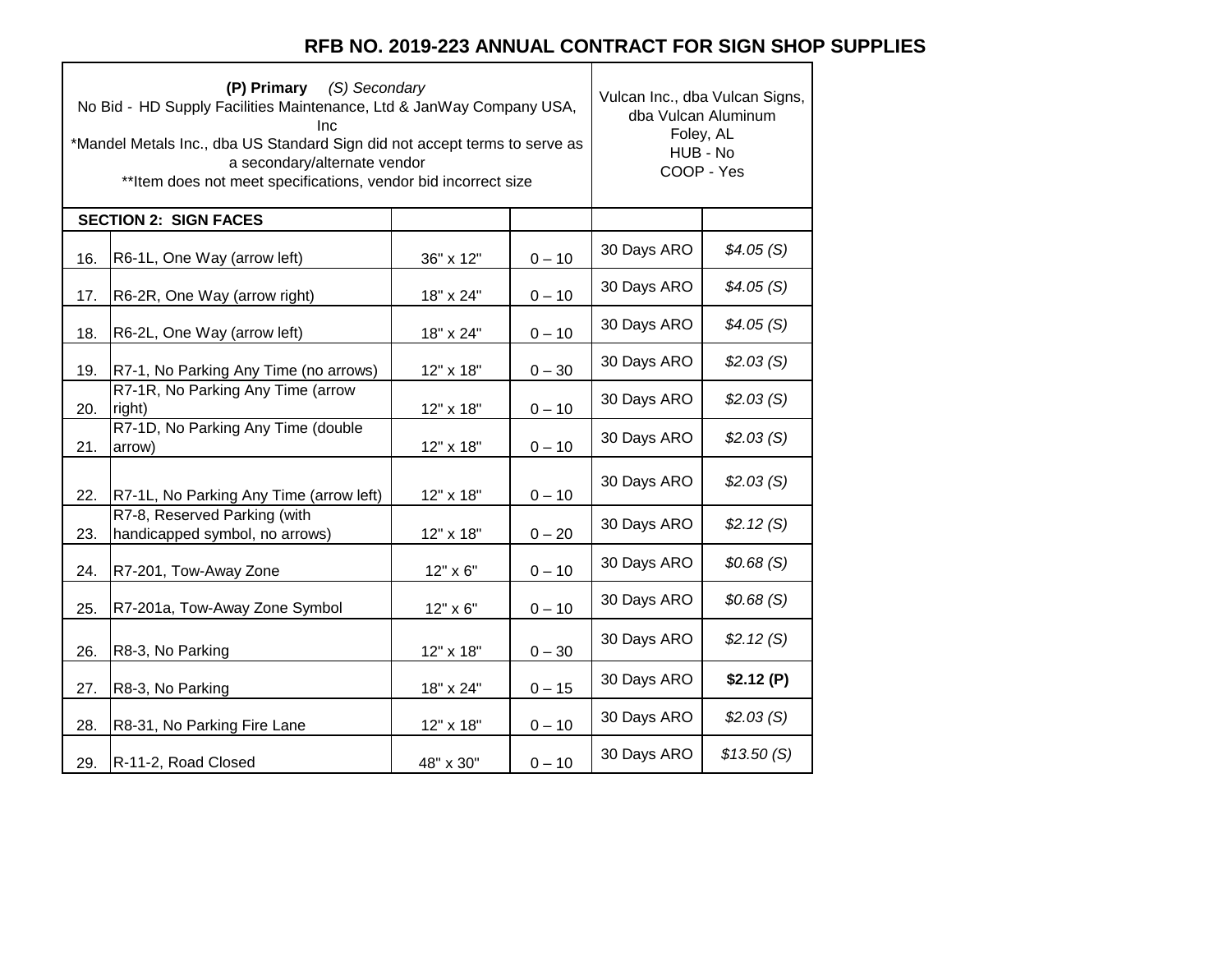# RFB NO. 2019-223 ANNUAL CONTRACT FOR SIGN SHOP SUPPLIES

| **(P) Primary** *(S) Secondary*<br>No Bid - HD Supply Facilities Maintenance, Ltd & JanWay Company USA, Inc<br>*Mandel Metals Inc., dba US Standard Sign did not accept terms to serve as a secondary/alternate vendor<br>**Item does not meet specifications, vendor bid incorrect size | | | | Vulcan Inc., dba Vulcan Signs, dba Vulcan Aluminum<br>Foley, AL<br>HUB - No<br>COOP - Yes | |
|---|---|---|---|---|---|
| | **SECTION 2: SIGN FACES** | | | | |
| 16. | R6-1L, One Way (arrow left) | 36" x 12" | 0 – 10 | 30 Days ARO | *$4.05 (S)* |
| 17. | R6-2R, One Way (arrow right) | 18" x 24" | 0 – 10 | 30 Days ARO | *$4.05 (S)* |
| 18. | R6-2L, One Way (arrow left) | 18" x 24" | 0 – 10 | 30 Days ARO | *$4.05 (S)* |
| 19. | R7-1, No Parking Any Time (no arrows) | 12" x 18" | 0 – 30 | 30 Days ARO | *$2.03 (S)* |
| 20. | R7-1R, No Parking Any Time (arrow right) | 12" x 18" | 0 – 10 | 30 Days ARO | *$2.03 (S)* |
| 21. | R7-1D, No Parking Any Time (double arrow) | 12" x 18" | 0 – 10 | 30 Days ARO | *$2.03 (S)* |
| 22. | R7-1L, No Parking Any Time (arrow left) | 12" x 18" | 0 – 10 | 30 Days ARO | *$2.03 (S)* |
| 23. | R7-8, Reserved Parking (with handicapped symbol, no arrows) | 12" x 18" | 0 – 20 | 30 Days ARO | *$2.12 (S)* |
| 24. | R7-201, Tow-Away Zone | 12" x 6" | 0 – 10 | 30 Days ARO | *$0.68 (S)* |
| 25. | R7-201a, Tow-Away Zone Symbol | 12" x 6" | 0 – 10 | 30 Days ARO | *$0.68 (S)* |
| 26. | R8-3, No Parking | 12" x 18" | 0 – 30 | 30 Days ARO | *$2.12 (S)* |
| 27. | R8-3, No Parking | 18" x 24" | 0 – 15 | 30 Days ARO | **$2.12 (P)** |
| 28. | R8-31, No Parking Fire Lane | 12" x 18" | 0 – 10 | 30 Days ARO | *$2.03 (S)* |
| 29. | R-11-2, Road Closed | 48" x 30" | 0 – 10 | 30 Days ARO | *$13.50 (S)* |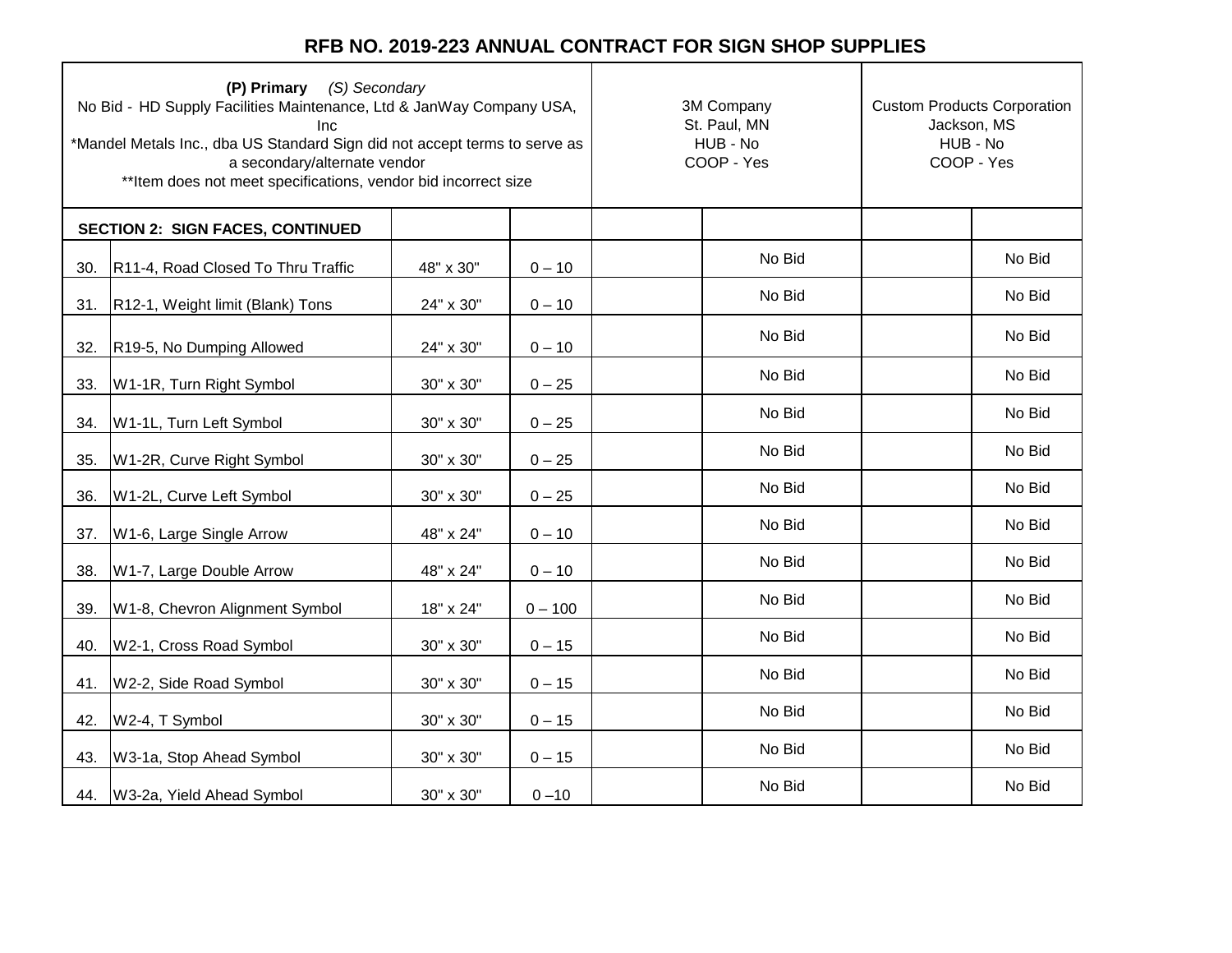# RFB NO. 2019-223 ANNUAL CONTRACT FOR SIGN SHOP SUPPLIES

| **(P) Primary** *(S) Secondary*<br>No Bid - HD Supply Facilities Maintenance, Ltd & JanWay Company USA, Inc<br>*Mandel Metals Inc., dba US Standard Sign did not accept terms to serve as a secondary/alternate vendor<br>**Item does not meet specifications, vendor bid incorrect size | | | | 3M Company<br>St. Paul, MN<br>HUB - No<br>COOP - Yes | | Custom Products Corporation<br>Jackson, MS<br>HUB - No<br>COOP - Yes | |
|---|---|---|---|---|---|---|---|
| **SECTION 2: SIGN FACES, CONTINUED** | | | | | | | |
| 30. | R11-4, Road Closed To Thru Traffic | 48" x 30" | 0 – 10 | | No Bid | | No Bid |
| 31. | R12-1, Weight limit (Blank) Tons | 24" x 30" | 0 – 10 | | No Bid | | No Bid |
| 32. | R19-5, No Dumping Allowed | 24" x 30" | 0 – 10 | | No Bid | | No Bid |
| 33. | W1-1R, Turn Right Symbol | 30" x 30" | 0 – 25 | | No Bid | | No Bid |
| 34. | W1-1L, Turn Left Symbol | 30" x 30" | 0 – 25 | | No Bid | | No Bid |
| 35. | W1-2R, Curve Right Symbol | 30" x 30" | 0 – 25 | | No Bid | | No Bid |
| 36. | W1-2L, Curve Left Symbol | 30" x 30" | 0 – 25 | | No Bid | | No Bid |
| 37. | W1-6, Large Single Arrow | 48" x 24" | 0 – 10 | | No Bid | | No Bid |
| 38. | W1-7, Large Double Arrow | 48" x 24" | 0 – 10 | | No Bid | | No Bid |
| 39. | W1-8, Chevron Alignment Symbol | 18" x 24" | 0 – 100 | | No Bid | | No Bid |
| 40. | W2-1, Cross Road Symbol | 30" x 30" | 0 – 15 | | No Bid | | No Bid |
| 41. | W2-2, Side Road Symbol | 30" x 30" | 0 – 15 | | No Bid | | No Bid |
| 42. | W2-4, T Symbol | 30" x 30" | 0 – 15 | | No Bid | | No Bid |
| 43. | W3-1a, Stop Ahead Symbol | 30" x 30" | 0 – 15 | | No Bid | | No Bid |
| 44. | W3-2a, Yield Ahead Symbol | 30" x 30" | 0 –10 | | No Bid | | No Bid |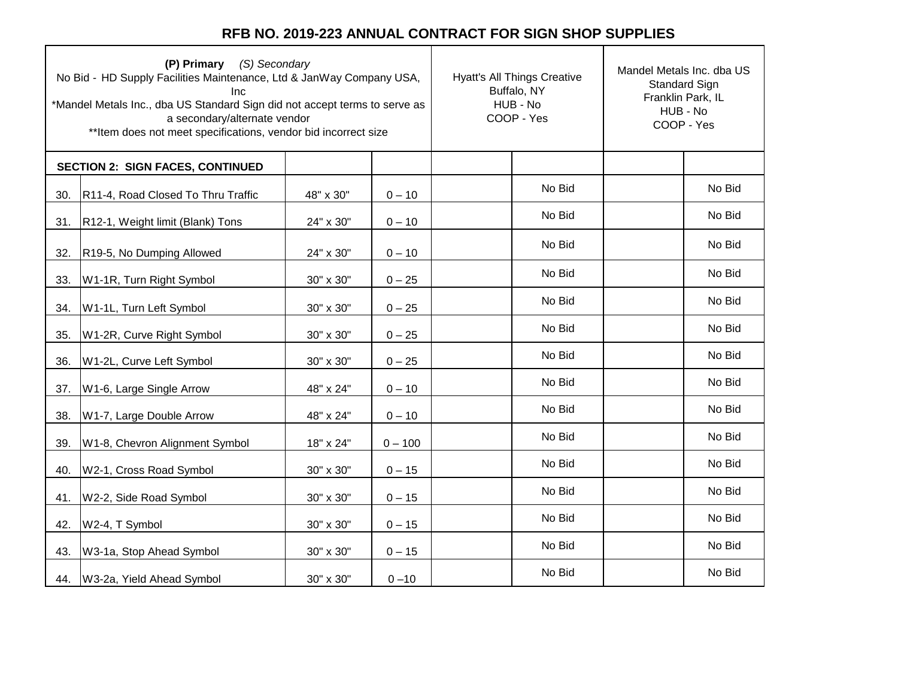# RFB NO. 2019-223 ANNUAL CONTRACT FOR SIGN SHOP SUPPLIES

| **(P) Primary** *(S) Secondary*<br>No Bid - HD Supply Facilities Maintenance, Ltd & JanWay Company USA, Inc<br>*Mandel Metals Inc., dba US Standard Sign did not accept terms to serve as a secondary/alternate vendor<br>**Item does not meet specifications, vendor bid incorrect size | | | | Hyatt's All Things Creative<br>Buffalo, NY<br>HUB - No<br>COOP - Yes | | Mandel Metals Inc. dba US Standard Sign<br>Franklin Park, IL<br>HUB - No<br>COOP - Yes | |
|---|---|---|---|---|---|---|---|
| **SECTION 2: SIGN FACES, CONTINUED** | | | | | | | |
| 30. | R11-4, Road Closed To Thru Traffic | 48" x 30" | 0 – 10 | | No Bid | | No Bid |
| 31. | R12-1, Weight limit (Blank) Tons | 24" x 30" | 0 – 10 | | No Bid | | No Bid |
| 32. | R19-5, No Dumping Allowed | 24" x 30" | 0 – 10 | | No Bid | | No Bid |
| 33. | W1-1R, Turn Right Symbol | 30" x 30" | 0 – 25 | | No Bid | | No Bid |
| 34. | W1-1L, Turn Left Symbol | 30" x 30" | 0 – 25 | | No Bid | | No Bid |
| 35. | W1-2R, Curve Right Symbol | 30" x 30" | 0 – 25 | | No Bid | | No Bid |
| 36. | W1-2L, Curve Left Symbol | 30" x 30" | 0 – 25 | | No Bid | | No Bid |
| 37. | W1-6, Large Single Arrow | 48" x 24" | 0 – 10 | | No Bid | | No Bid |
| 38. | W1-7, Large Double Arrow | 48" x 24" | 0 – 10 | | No Bid | | No Bid |
| 39. | W1-8, Chevron Alignment Symbol | 18" x 24" | 0 – 100 | | No Bid | | No Bid |
| 40. | W2-1, Cross Road Symbol | 30" x 30" | 0 – 15 | | No Bid | | No Bid |
| 41. | W2-2, Side Road Symbol | 30" x 30" | 0 – 15 | | No Bid | | No Bid |
| 42. | W2-4, T Symbol | 30" x 30" | 0 – 15 | | No Bid | | No Bid |
| 43. | W3-1a, Stop Ahead Symbol | 30" x 30" | 0 – 15 | | No Bid | | No Bid |
| 44. | W3-2a, Yield Ahead Symbol | 30" x 30" | 0 –10 | | No Bid | | No Bid |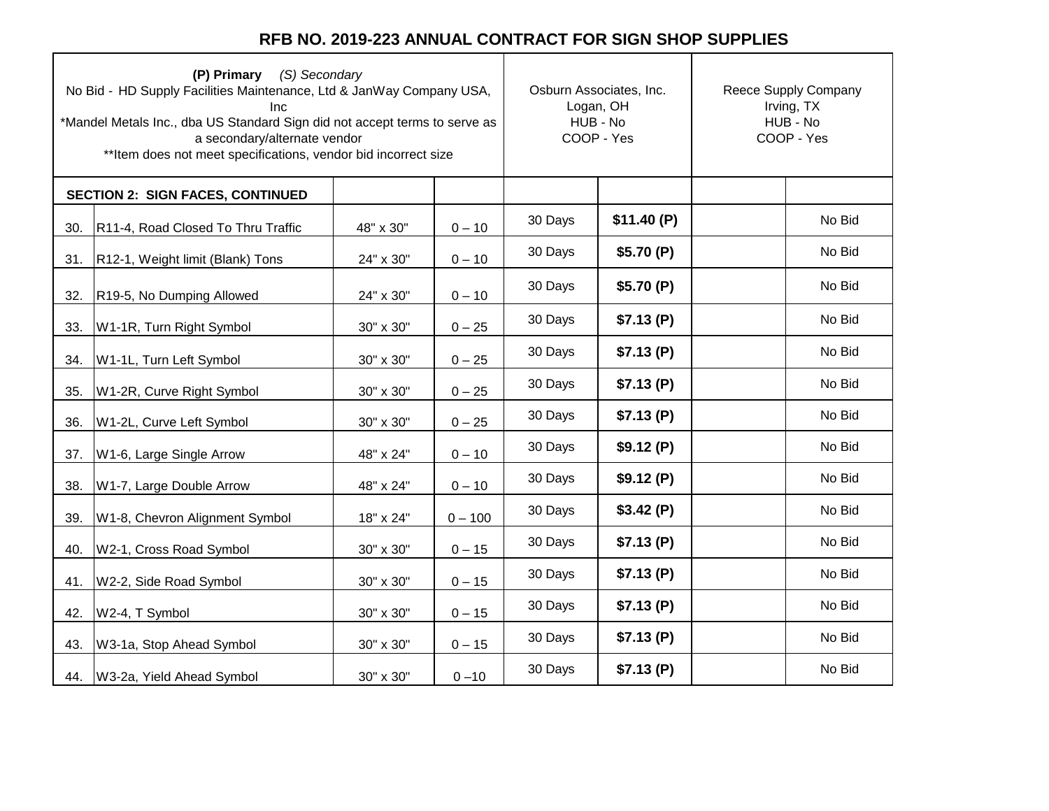# RFB NO. 2019-223 ANNUAL CONTRACT FOR SIGN SHOP SUPPLIES

| **(P) Primary** *(S) Secondary*<br>No Bid - HD Supply Facilities Maintenance, Ltd & JanWay Company USA, Inc<br>*Mandel Metals Inc., dba US Standard Sign did not accept terms to serve as a secondary/alternate vendor<br>**Item does not meet specifications, vendor bid incorrect size | | | | Osburn Associates, Inc.<br>Logan, OH<br>HUB - No<br>COOP - Yes | | Reece Supply Company<br>Irving, TX<br>HUB - No<br>COOP - Yes | |
|---|---|---|---|---|---|---|---|
| **SECTION 2: SIGN FACES, CONTINUED** | | | | | | | |
| 30. | R11-4, Road Closed To Thru Traffic | 48" x 30" | 0 – 10 | 30 Days | **$11.40 (P)** | | No Bid |
| 31. | R12-1, Weight limit (Blank) Tons | 24" x 30" | 0 – 10 | 30 Days | **$5.70 (P)** | | No Bid |
| 32. | R19-5, No Dumping Allowed | 24" x 30" | 0 – 10 | 30 Days | **$5.70 (P)** | | No Bid |
| 33. | W1-1R, Turn Right Symbol | 30" x 30" | 0 – 25 | 30 Days | **$7.13 (P)** | | No Bid |
| 34. | W1-1L, Turn Left Symbol | 30" x 30" | 0 – 25 | 30 Days | **$7.13 (P)** | | No Bid |
| 35. | W1-2R, Curve Right Symbol | 30" x 30" | 0 – 25 | 30 Days | **$7.13 (P)** | | No Bid |
| 36. | W1-2L, Curve Left Symbol | 30" x 30" | 0 – 25 | 30 Days | **$7.13 (P)** | | No Bid |
| 37. | W1-6, Large Single Arrow | 48" x 24" | 0 – 10 | 30 Days | **$9.12 (P)** | | No Bid |
| 38. | W1-7, Large Double Arrow | 48" x 24" | 0 – 10 | 30 Days | **$9.12 (P)** | | No Bid |
| 39. | W1-8, Chevron Alignment Symbol | 18" x 24" | 0 – 100 | 30 Days | **$3.42 (P)** | | No Bid |
| 40. | W2-1, Cross Road Symbol | 30" x 30" | 0 – 15 | 30 Days | **$7.13 (P)** | | No Bid |
| 41. | W2-2, Side Road Symbol | 30" x 30" | 0 – 15 | 30 Days | **$7.13 (P)** | | No Bid |
| 42. | W2-4, T Symbol | 30" x 30" | 0 – 15 | 30 Days | **$7.13 (P)** | | No Bid |
| 43. | W3-1a, Stop Ahead Symbol | 30" x 30" | 0 – 15 | 30 Days | **$7.13 (P)** | | No Bid |
| 44. | W3-2a, Yield Ahead Symbol | 30" x 30" | 0 –10 | 30 Days | **$7.13 (P)** | | No Bid |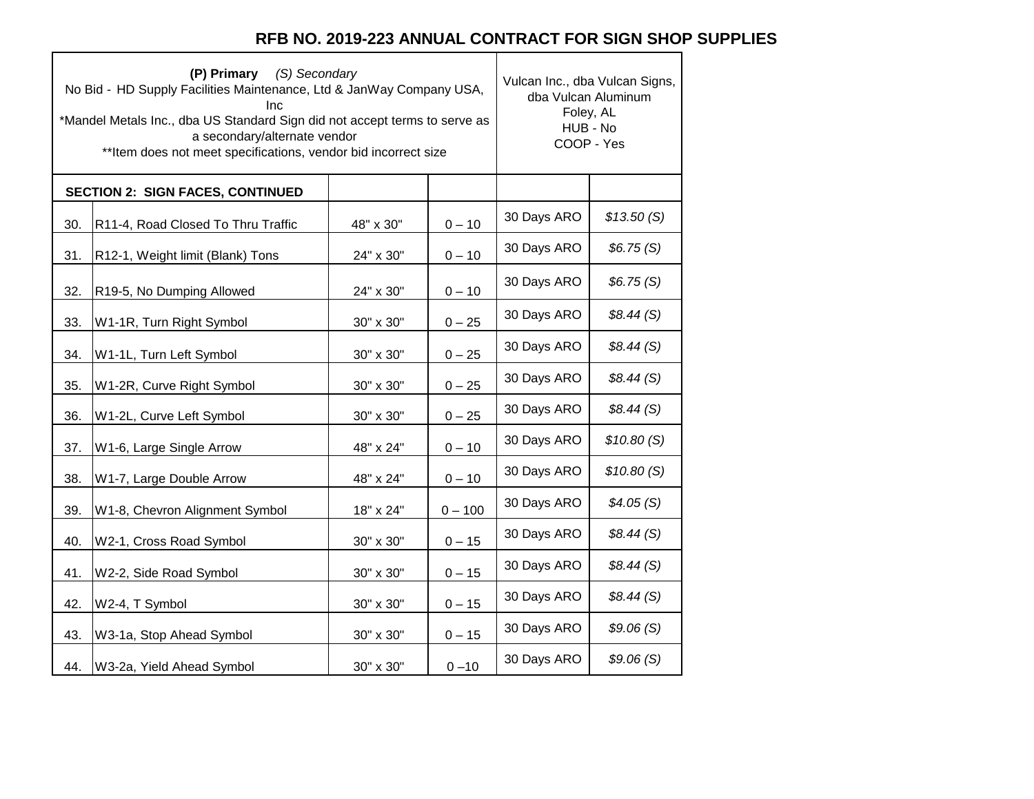# RFB NO. 2019-223 ANNUAL CONTRACT FOR SIGN SHOP SUPPLIES

| **(P) Primary** *(S) Secondary*<br>No Bid - HD Supply Facilities Maintenance, Ltd & JanWay Company USA, Inc<br>*Mandel Metals Inc., dba US Standard Sign did not accept terms to serve as a secondary/alternate vendor<br>**Item does not meet specifications, vendor bid incorrect size | | | | Vulcan Inc., dba Vulcan Signs, dba Vulcan Aluminum<br>Foley, AL<br>HUB - No<br>COOP - Yes | |
|---|---|---|---|---|---|
| **SECTION 2: SIGN FACES, CONTINUED** | | | | | |
| 30. | R11-4, Road Closed To Thru Traffic | 48" x 30" | 0 – 10 | 30 Days ARO | *$13.50 (S)* |
| 31. | R12-1, Weight limit (Blank) Tons | 24" x 30" | 0 – 10 | 30 Days ARO | *$6.75 (S)* |
| 32. | R19-5, No Dumping Allowed | 24" x 30" | 0 – 10 | 30 Days ARO | *$6.75 (S)* |
| 33. | W1-1R, Turn Right Symbol | 30" x 30" | 0 – 25 | 30 Days ARO | *$8.44 (S)* |
| 34. | W1-1L, Turn Left Symbol | 30" x 30" | 0 – 25 | 30 Days ARO | *$8.44 (S)* |
| 35. | W1-2R, Curve Right Symbol | 30" x 30" | 0 – 25 | 30 Days ARO | *$8.44 (S)* |
| 36. | W1-2L, Curve Left Symbol | 30" x 30" | 0 – 25 | 30 Days ARO | *$8.44 (S)* |
| 37. | W1-6, Large Single Arrow | 48" x 24" | 0 – 10 | 30 Days ARO | *$10.80 (S)* |
| 38. | W1-7, Large Double Arrow | 48" x 24" | 0 – 10 | 30 Days ARO | *$10.80 (S)* |
| 39. | W1-8, Chevron Alignment Symbol | 18" x 24" | 0 – 100 | 30 Days ARO | *$4.05 (S)* |
| 40. | W2-1, Cross Road Symbol | 30" x 30" | 0 – 15 | 30 Days ARO | *$8.44 (S)* |
| 41. | W2-2, Side Road Symbol | 30" x 30" | 0 – 15 | 30 Days ARO | *$8.44 (S)* |
| 42. | W2-4, T Symbol | 30" x 30" | 0 – 15 | 30 Days ARO | *$8.44 (S)* |
| 43. | W3-1a, Stop Ahead Symbol | 30" x 30" | 0 – 15 | 30 Days ARO | *$9.06 (S)* |
| 44. | W3-2a, Yield Ahead Symbol | 30" x 30" | 0 –10 | 30 Days ARO | *$9.06 (S)* |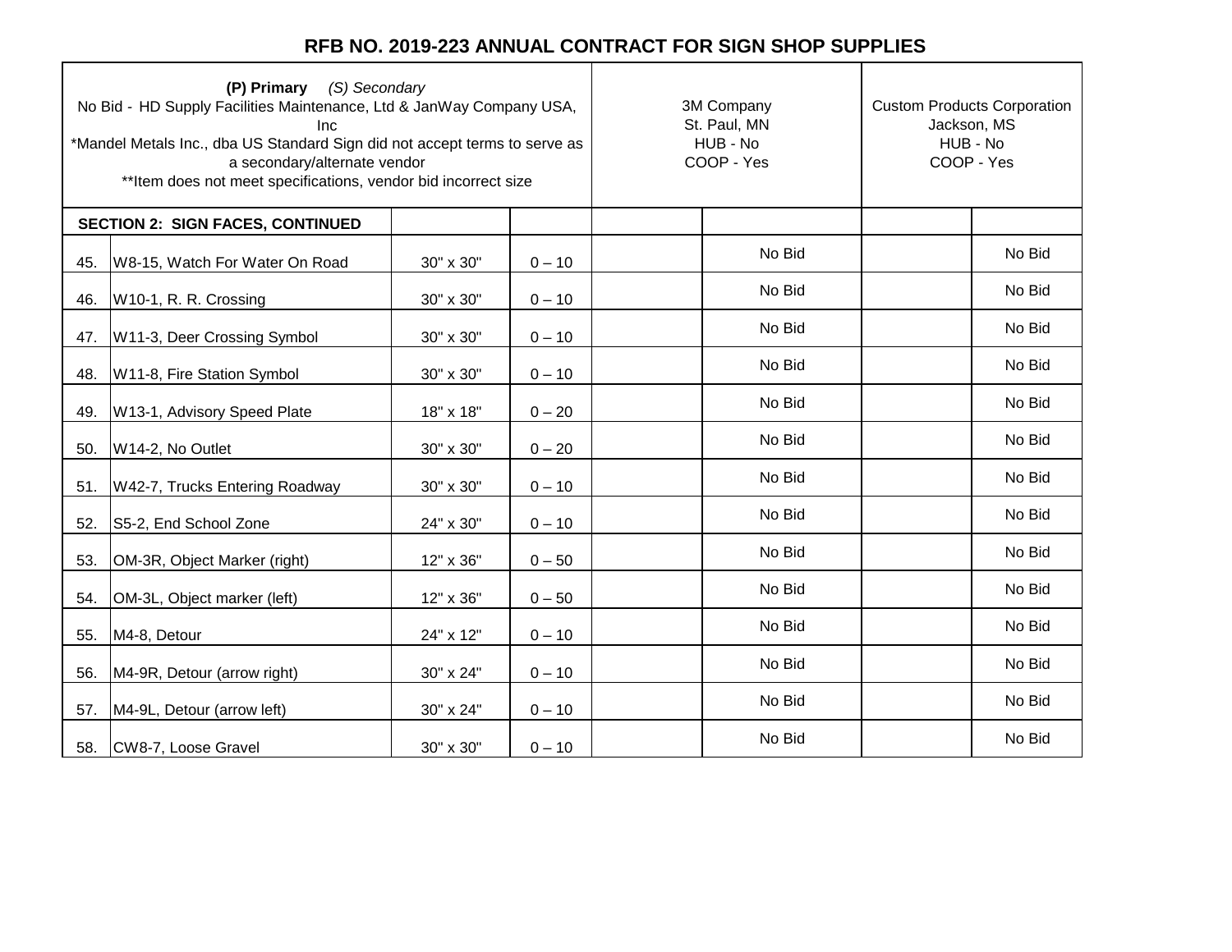# RFB NO. 2019-223 ANNUAL CONTRACT FOR SIGN SHOP SUPPLIES

| **(P) Primary** *(S) Secondary* No Bid - HD Supply Facilities Maintenance, Ltd & JanWay Company USA, Inc *Mandel Metals Inc., dba US Standard Sign did not accept terms to serve as a secondary/alternate vendor **Item does not meet specifications, vendor bid incorrect size | | | | 3M Company St. Paul, MN HUB - No COOP - Yes | | Custom Products Corporation Jackson, MS HUB - No COOP - Yes | |
|---|---|---|---|---|---|---|---|
| | **SECTION 2: SIGN FACES, CONTINUED** | | | | | | |
| 45. | W8-15, Watch For Water On Road | 30" x 30" | 0 – 10 | | No Bid | | No Bid |
| 46. | W10-1, R. R. Crossing | 30" x 30" | 0 – 10 | | No Bid | | No Bid |
| 47. | W11-3, Deer Crossing Symbol | 30" x 30" | 0 – 10 | | No Bid | | No Bid |
| 48. | W11-8, Fire Station Symbol | 30" x 30" | 0 – 10 | | No Bid | | No Bid |
| 49. | W13-1, Advisory Speed Plate | 18" x 18" | 0 – 20 | | No Bid | | No Bid |
| 50. | W14-2, No Outlet | 30" x 30" | 0 – 20 | | No Bid | | No Bid |
| 51. | W42-7, Trucks Entering Roadway | 30" x 30" | 0 – 10 | | No Bid | | No Bid |
| 52. | S5-2, End School Zone | 24" x 30" | 0 – 10 | | No Bid | | No Bid |
| 53. | OM-3R, Object Marker (right) | 12" x 36" | 0 – 50 | | No Bid | | No Bid |
| 54. | OM-3L, Object marker (left) | 12" x 36" | 0 – 50 | | No Bid | | No Bid |
| 55. | M4-8, Detour | 24" x 12" | 0 – 10 | | No Bid | | No Bid |
| 56. | M4-9R, Detour (arrow right) | 30" x 24" | 0 – 10 | | No Bid | | No Bid |
| 57. | M4-9L, Detour (arrow left) | 30" x 24" | 0 – 10 | | No Bid | | No Bid |
| 58. | CW8-7, Loose Gravel | 30" x 30" | 0 – 10 | | No Bid | | No Bid |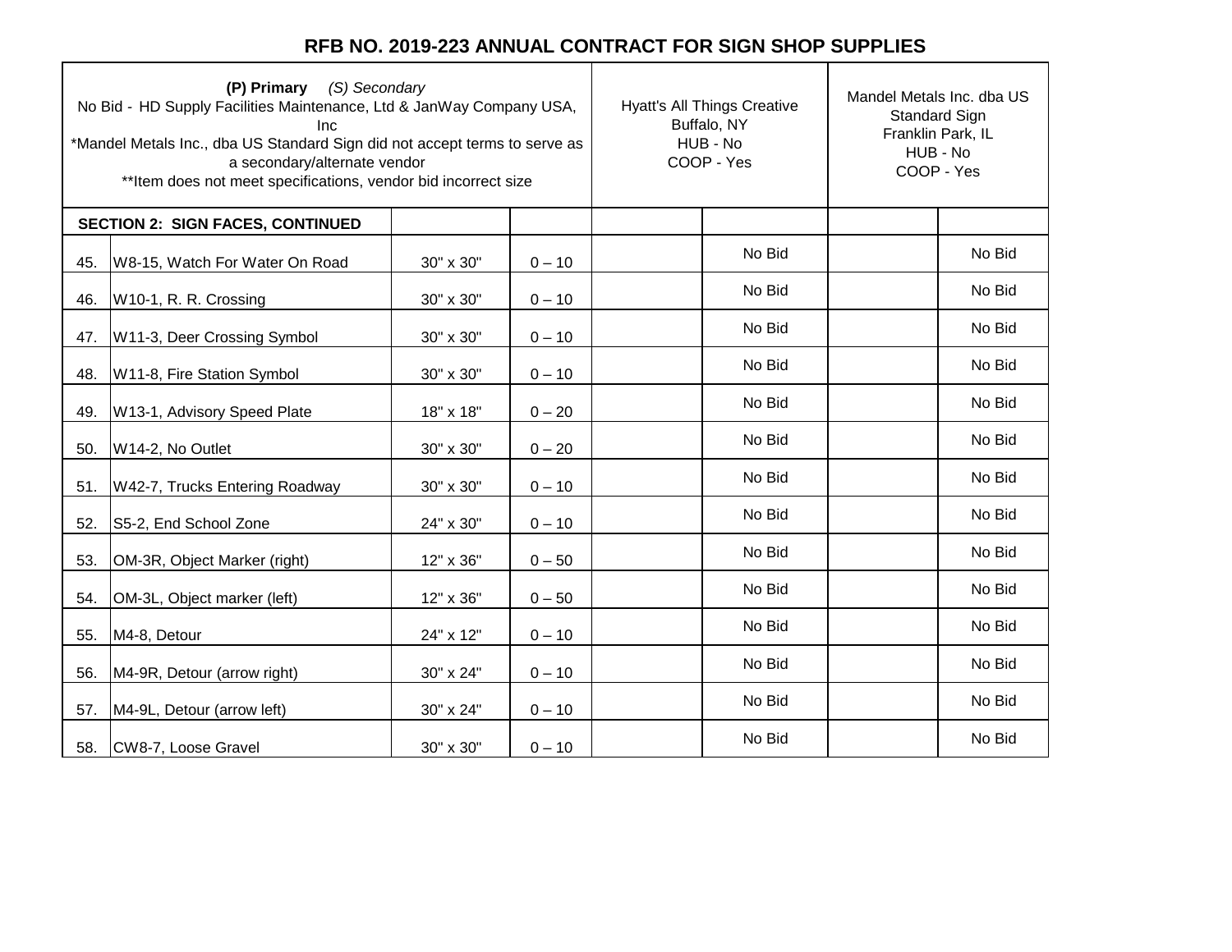# RFB NO. 2019-223 ANNUAL CONTRACT FOR SIGN SHOP SUPPLIES

| **(P) Primary** *(S) Secondary*<br>No Bid - HD Supply Facilities Maintenance, Ltd & JanWay Company USA, Inc<br>*Mandel Metals Inc., dba US Standard Sign did not accept terms to serve as a secondary/alternate vendor<br>**Item does not meet specifications, vendor bid incorrect size | | | | Hyatt's All Things Creative<br>Buffalo, NY<br>HUB - No<br>COOP - Yes | | Mandel Metals Inc. dba US Standard Sign<br>Franklin Park, IL<br>HUB - No<br>COOP - Yes | |
|---|---|---|---|---|---|---|---|
| **SECTION 2: SIGN FACES, CONTINUED** | | | | | | | |
| 45. | W8-15, Watch For Water On Road | 30" x 30" | 0 – 10 | | No Bid | | No Bid |
| 46. | W10-1, R. R. Crossing | 30" x 30" | 0 – 10 | | No Bid | | No Bid |
| 47. | W11-3, Deer Crossing Symbol | 30" x 30" | 0 – 10 | | No Bid | | No Bid |
| 48. | W11-8, Fire Station Symbol | 30" x 30" | 0 – 10 | | No Bid | | No Bid |
| 49. | W13-1, Advisory Speed Plate | 18" x 18" | 0 – 20 | | No Bid | | No Bid |
| 50. | W14-2, No Outlet | 30" x 30" | 0 – 20 | | No Bid | | No Bid |
| 51. | W42-7, Trucks Entering Roadway | 30" x 30" | 0 – 10 | | No Bid | | No Bid |
| 52. | S5-2, End School Zone | 24" x 30" | 0 – 10 | | No Bid | | No Bid |
| 53. | OM-3R, Object Marker (right) | 12" x 36" | 0 – 50 | | No Bid | | No Bid |
| 54. | OM-3L, Object marker (left) | 12" x 36" | 0 – 50 | | No Bid | | No Bid |
| 55. | M4-8, Detour | 24" x 12" | 0 – 10 | | No Bid | | No Bid |
| 56. | M4-9R, Detour (arrow right) | 30" x 24" | 0 – 10 | | No Bid | | No Bid |
| 57. | M4-9L, Detour (arrow left) | 30" x 24" | 0 – 10 | | No Bid | | No Bid |
| 58. | CW8-7, Loose Gravel | 30" x 30" | 0 – 10 | | No Bid | | No Bid |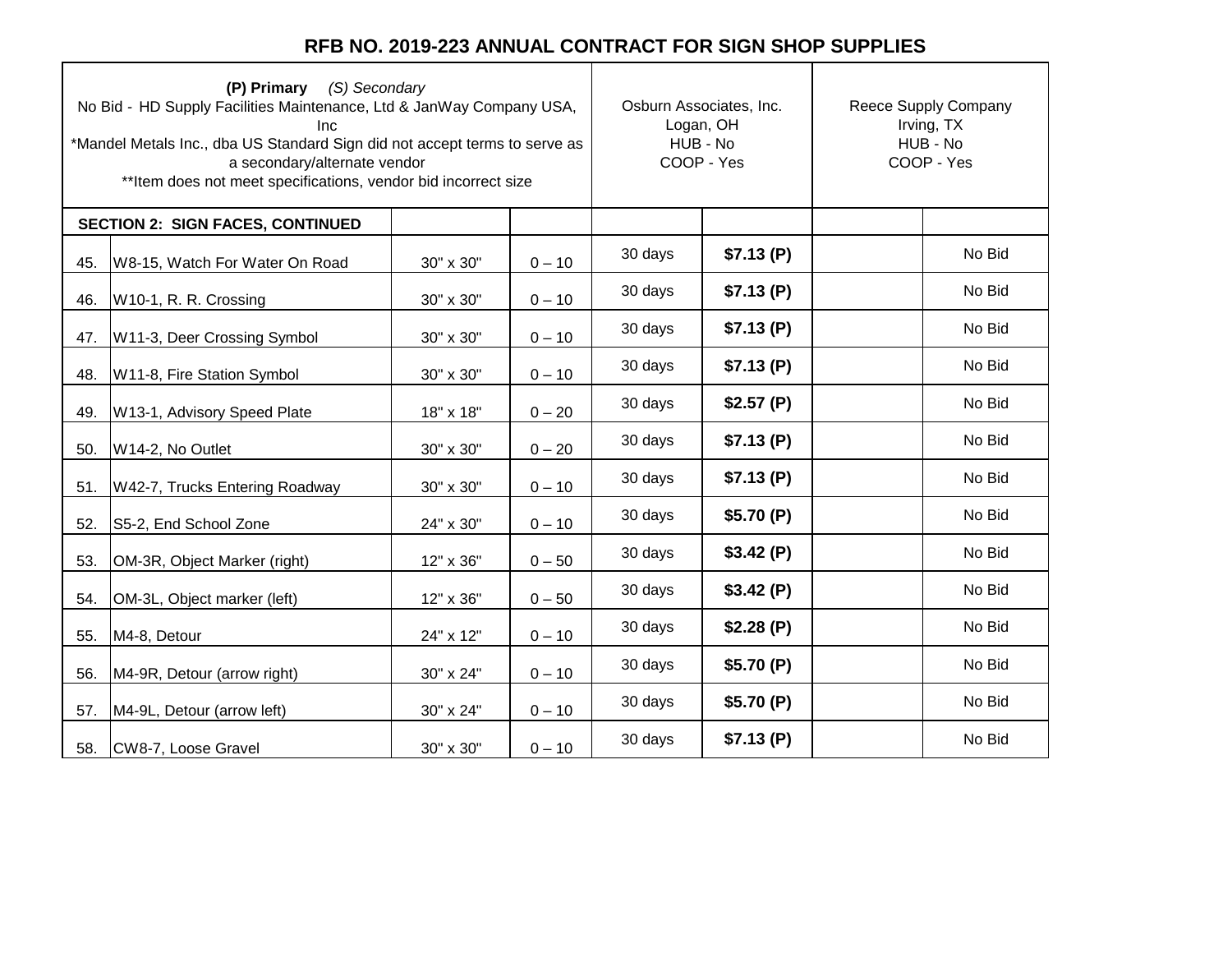# RFB NO. 2019-223 ANNUAL CONTRACT FOR SIGN SHOP SUPPLIES

| **(P) Primary** *(S) Secondary*<br>No Bid - HD Supply Facilities Maintenance, Ltd & JanWay Company USA, Inc<br>*Mandel Metals Inc., dba US Standard Sign did not accept terms to serve as a secondary/alternate vendor<br>**Item does not meet specifications, vendor bid incorrect size | | | | Osburn Associates, Inc.<br>Logan, OH<br>HUB - No<br>COOP - Yes | | Reece Supply Company<br>Irving, TX<br>HUB - No<br>COOP - Yes | |
|---|---|---|---|---|---|---|---|
| | **SECTION 2: SIGN FACES, CONTINUED** | | | | | | |
| 45. | W8-15, Watch For Water On Road | 30" x 30" | 0 – 10 | 30 days | **$7.13 (P)** | | No Bid |
| 46. | W10-1, R. R. Crossing | 30" x 30" | 0 – 10 | 30 days | **$7.13 (P)** | | No Bid |
| 47. | W11-3, Deer Crossing Symbol | 30" x 30" | 0 – 10 | 30 days | **$7.13 (P)** | | No Bid |
| 48. | W11-8, Fire Station Symbol | 30" x 30" | 0 – 10 | 30 days | **$7.13 (P)** | | No Bid |
| 49. | W13-1, Advisory Speed Plate | 18" x 18" | 0 – 20 | 30 days | **$2.57 (P)** | | No Bid |
| 50. | W14-2, No Outlet | 30" x 30" | 0 – 20 | 30 days | **$7.13 (P)** | | No Bid |
| 51. | W42-7, Trucks Entering Roadway | 30" x 30" | 0 – 10 | 30 days | **$7.13 (P)** | | No Bid |
| 52. | S5-2, End School Zone | 24" x 30" | 0 – 10 | 30 days | **$5.70 (P)** | | No Bid |
| 53. | OM-3R, Object Marker (right) | 12" x 36" | 0 – 50 | 30 days | **$3.42 (P)** | | No Bid |
| 54. | OM-3L, Object marker (left) | 12" x 36" | 0 – 50 | 30 days | **$3.42 (P)** | | No Bid |
| 55. | M4-8, Detour | 24" x 12" | 0 – 10 | 30 days | **$2.28 (P)** | | No Bid |
| 56. | M4-9R, Detour (arrow right) | 30" x 24" | 0 – 10 | 30 days | **$5.70 (P)** | | No Bid |
| 57. | M4-9L, Detour (arrow left) | 30" x 24" | 0 – 10 | 30 days | **$5.70 (P)** | | No Bid |
| 58. | CW8-7, Loose Gravel | 30" x 30" | 0 – 10 | 30 days | **$7.13 (P)** | | No Bid |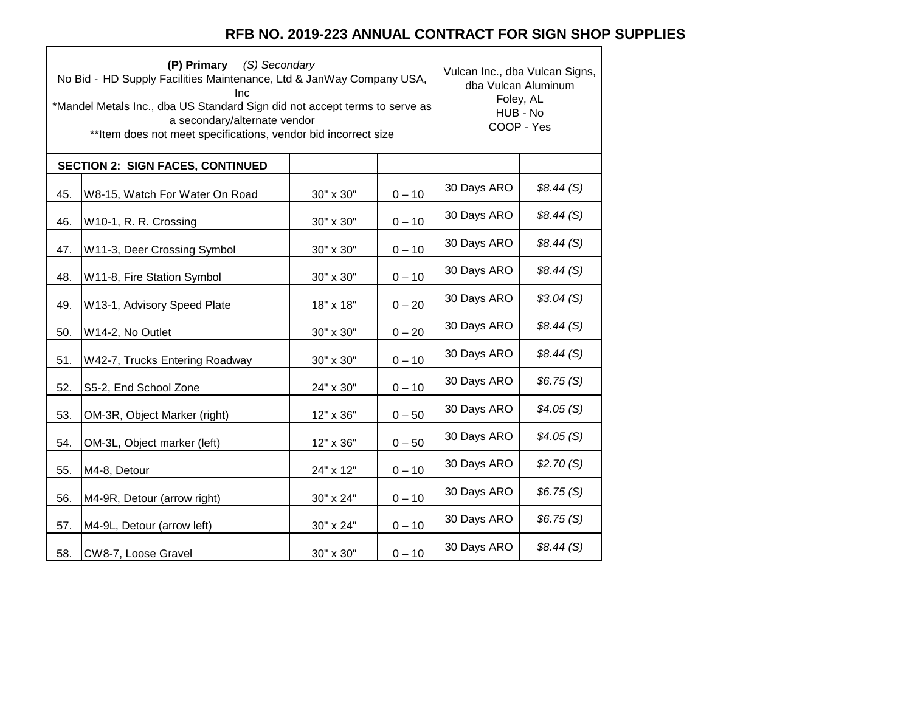# RFB NO. 2019-223 ANNUAL CONTRACT FOR SIGN SHOP SUPPLIES

| **(P) Primary** *(S) Secondary*<br>No Bid - HD Supply Facilities Maintenance, Ltd & JanWay Company USA, Inc<br>*Mandel Metals Inc., dba US Standard Sign did not accept terms to serve as a secondary/alternate vendor<br>**Item does not meet specifications, vendor bid incorrect size | | | | Vulcan Inc., dba Vulcan Signs, dba Vulcan Aluminum<br>Foley, AL<br>HUB - No<br>COOP - Yes | |
|---|---|---|---|---|---|
| **SECTION 2: SIGN FACES, CONTINUED** | | | | | |
| 45. | W8-15, Watch For Water On Road | 30" x 30" | 0 – 10 | 30 Days ARO | *$8.44 (S)* |
| 46. | W10-1, R. R. Crossing | 30" x 30" | 0 – 10 | 30 Days ARO | *$8.44 (S)* |
| 47. | W11-3, Deer Crossing Symbol | 30" x 30" | 0 – 10 | 30 Days ARO | *$8.44 (S)* |
| 48. | W11-8, Fire Station Symbol | 30" x 30" | 0 – 10 | 30 Days ARO | *$8.44 (S)* |
| 49. | W13-1, Advisory Speed Plate | 18" x 18" | 0 – 20 | 30 Days ARO | *$3.04 (S)* |
| 50. | W14-2, No Outlet | 30" x 30" | 0 – 20 | 30 Days ARO | *$8.44 (S)* |
| 51. | W42-7, Trucks Entering Roadway | 30" x 30" | 0 – 10 | 30 Days ARO | *$8.44 (S)* |
| 52. | S5-2, End School Zone | 24" x 30" | 0 – 10 | 30 Days ARO | *$6.75 (S)* |
| 53. | OM-3R, Object Marker (right) | 12" x 36" | 0 – 50 | 30 Days ARO | *$4.05 (S)* |
| 54. | OM-3L, Object marker (left) | 12" x 36" | 0 – 50 | 30 Days ARO | *$4.05 (S)* |
| 55. | M4-8, Detour | 24" x 12" | 0 – 10 | 30 Days ARO | *$2.70 (S)* |
| 56. | M4-9R, Detour (arrow right) | 30" x 24" | 0 – 10 | 30 Days ARO | *$6.75 (S)* |
| 57. | M4-9L, Detour (arrow left) | 30" x 24" | 0 – 10 | 30 Days ARO | *$6.75 (S)* |
| 58. | CW8-7, Loose Gravel | 30" x 30" | 0 – 10 | 30 Days ARO | *$8.44 (S)* |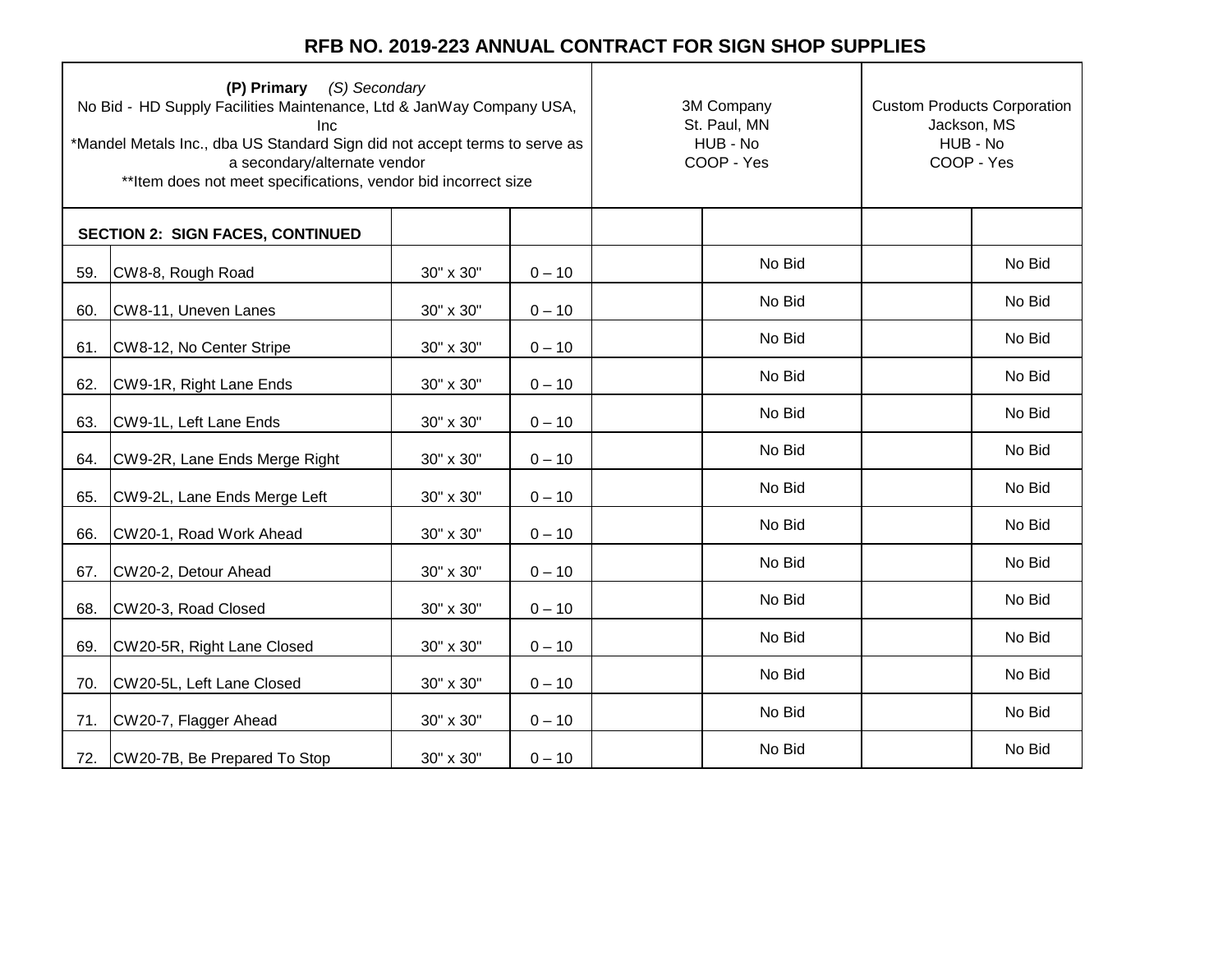# RFB NO. 2019-223 ANNUAL CONTRACT FOR SIGN SHOP SUPPLIES

| **(P) Primary** *(S) Secondary*<br>No Bid - HD Supply Facilities Maintenance, Ltd & JanWay Company USA, Inc<br>*Mandel Metals Inc., dba US Standard Sign did not accept terms to serve as a secondary/alternate vendor<br>**Item does not meet specifications, vendor bid incorrect size | | | | 3M Company<br>St. Paul, MN<br>HUB - No<br>COOP - Yes | | Custom Products Corporation<br>Jackson, MS<br>HUB - No<br>COOP - Yes | |
|---|---|---|---|---|---|---|---|
| **SECTION 2: SIGN FACES, CONTINUED** | | | | | | | |
| 59. | CW8-8, Rough Road | 30" x 30" | 0 – 10 | | No Bid | | No Bid |
| 60. | CW8-11, Uneven Lanes | 30" x 30" | 0 – 10 | | No Bid | | No Bid |
| 61. | CW8-12, No Center Stripe | 30" x 30" | 0 – 10 | | No Bid | | No Bid |
| 62. | CW9-1R, Right Lane Ends | 30" x 30" | 0 – 10 | | No Bid | | No Bid |
| 63. | CW9-1L, Left Lane Ends | 30" x 30" | 0 – 10 | | No Bid | | No Bid |
| 64. | CW9-2R, Lane Ends Merge Right | 30" x 30" | 0 – 10 | | No Bid | | No Bid |
| 65. | CW9-2L, Lane Ends Merge Left | 30" x 30" | 0 – 10 | | No Bid | | No Bid |
| 66. | CW20-1, Road Work Ahead | 30" x 30" | 0 – 10 | | No Bid | | No Bid |
| 67. | CW20-2, Detour Ahead | 30" x 30" | 0 – 10 | | No Bid | | No Bid |
| 68. | CW20-3, Road Closed | 30" x 30" | 0 – 10 | | No Bid | | No Bid |
| 69. | CW20-5R, Right Lane Closed | 30" x 30" | 0 – 10 | | No Bid | | No Bid |
| 70. | CW20-5L, Left Lane Closed | 30" x 30" | 0 – 10 | | No Bid | | No Bid |
| 71. | CW20-7, Flagger Ahead | 30" x 30" | 0 – 10 | | No Bid | | No Bid |
| 72. | CW20-7B, Be Prepared To Stop | 30" x 30" | 0 – 10 | | No Bid | | No Bid |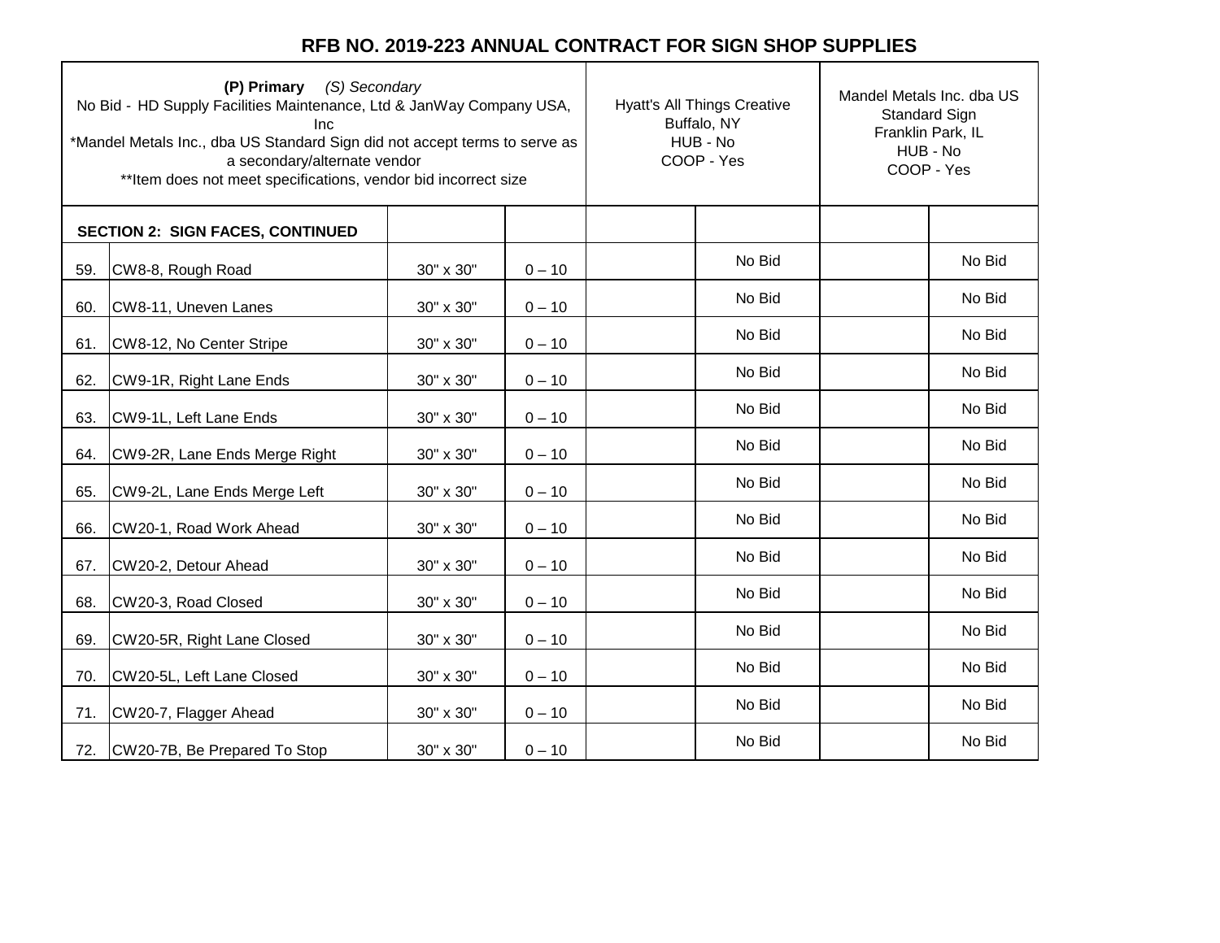# RFB NO. 2019-223 ANNUAL CONTRACT FOR SIGN SHOP SUPPLIES

| **(P) Primary** *(S) Secondary*<br>No Bid - HD Supply Facilities Maintenance, Ltd & JanWay Company USA, Inc<br>*Mandel Metals Inc., dba US Standard Sign did not accept terms to serve as a secondary/alternate vendor<br>**Item does not meet specifications, vendor bid incorrect size | | | | Hyatt's All Things Creative<br>Buffalo, NY<br>HUB - No<br>COOP - Yes | | Mandel Metals Inc. dba US Standard Sign<br>Franklin Park, IL<br>HUB - No<br>COOP - Yes | |
|---|---|---|---|---|---|---|---|
| **SECTION 2: SIGN FACES, CONTINUED** | | | | | | | |
| 59. | CW8-8, Rough Road | 30" x 30" | 0 – 10 | | No Bid | | No Bid |
| 60. | CW8-11, Uneven Lanes | 30" x 30" | 0 – 10 | | No Bid | | No Bid |
| 61. | CW8-12, No Center Stripe | 30" x 30" | 0 – 10 | | No Bid | | No Bid |
| 62. | CW9-1R, Right Lane Ends | 30" x 30" | 0 – 10 | | No Bid | | No Bid |
| 63. | CW9-1L, Left Lane Ends | 30" x 30" | 0 – 10 | | No Bid | | No Bid |
| 64. | CW9-2R, Lane Ends Merge Right | 30" x 30" | 0 – 10 | | No Bid | | No Bid |
| 65. | CW9-2L, Lane Ends Merge Left | 30" x 30" | 0 – 10 | | No Bid | | No Bid |
| 66. | CW20-1, Road Work Ahead | 30" x 30" | 0 – 10 | | No Bid | | No Bid |
| 67. | CW20-2, Detour Ahead | 30" x 30" | 0 – 10 | | No Bid | | No Bid |
| 68. | CW20-3, Road Closed | 30" x 30" | 0 – 10 | | No Bid | | No Bid |
| 69. | CW20-5R, Right Lane Closed | 30" x 30" | 0 – 10 | | No Bid | | No Bid |
| 70. | CW20-5L, Left Lane Closed | 30" x 30" | 0 – 10 | | No Bid | | No Bid |
| 71. | CW20-7, Flagger Ahead | 30" x 30" | 0 – 10 | | No Bid | | No Bid |
| 72. | CW20-7B, Be Prepared To Stop | 30" x 30" | 0 – 10 | | No Bid | | No Bid |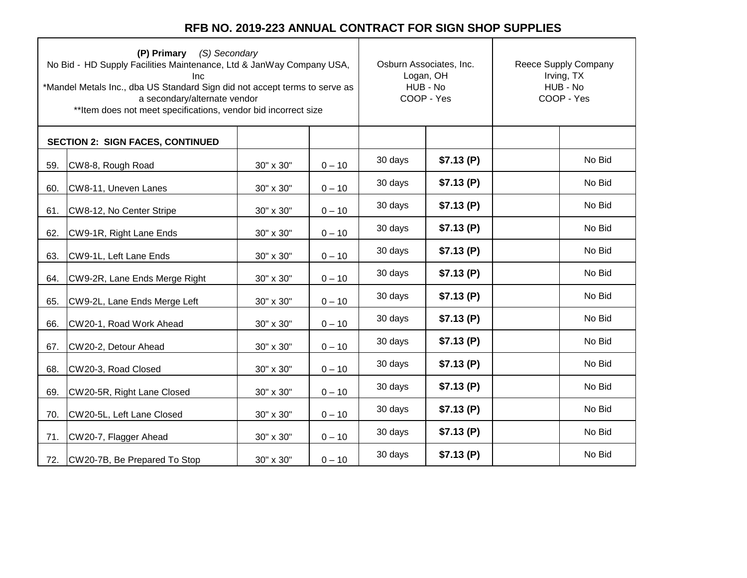# RFB NO. 2019-223 ANNUAL CONTRACT FOR SIGN SHOP SUPPLIES

| **(P) Primary** *(S) Secondary*<br>No Bid - HD Supply Facilities Maintenance, Ltd & JanWay Company USA, Inc<br>*Mandel Metals Inc., dba US Standard Sign did not accept terms to serve as a secondary/alternate vendor<br>**Item does not meet specifications, vendor bid incorrect size | | | | Osburn Associates, Inc.<br>Logan, OH<br>HUB - No<br>COOP - Yes | | Reece Supply Company<br>Irving, TX<br>HUB - No<br>COOP - Yes | |
|---|---|---|---|---|---|---|---|
| | **SECTION 2: SIGN FACES, CONTINUED** | | | | | | |
| 59. | CW8-8, Rough Road | 30" x 30" | 0 – 10 | 30 days | **$7.13 (P)** | | No Bid |
| 60. | CW8-11, Uneven Lanes | 30" x 30" | 0 – 10 | 30 days | **$7.13 (P)** | | No Bid |
| 61. | CW8-12, No Center Stripe | 30" x 30" | 0 – 10 | 30 days | **$7.13 (P)** | | No Bid |
| 62. | CW9-1R, Right Lane Ends | 30" x 30" | 0 – 10 | 30 days | **$7.13 (P)** | | No Bid |
| 63. | CW9-1L, Left Lane Ends | 30" x 30" | 0 – 10 | 30 days | **$7.13 (P)** | | No Bid |
| 64. | CW9-2R, Lane Ends Merge Right | 30" x 30" | 0 – 10 | 30 days | **$7.13 (P)** | | No Bid |
| 65. | CW9-2L, Lane Ends Merge Left | 30" x 30" | 0 – 10 | 30 days | **$7.13 (P)** | | No Bid |
| 66. | CW20-1, Road Work Ahead | 30" x 30" | 0 – 10 | 30 days | **$7.13 (P)** | | No Bid |
| 67. | CW20-2, Detour Ahead | 30" x 30" | 0 – 10 | 30 days | **$7.13 (P)** | | No Bid |
| 68. | CW20-3, Road Closed | 30" x 30" | 0 – 10 | 30 days | **$7.13 (P)** | | No Bid |
| 69. | CW20-5R, Right Lane Closed | 30" x 30" | 0 – 10 | 30 days | **$7.13 (P)** | | No Bid |
| 70. | CW20-5L, Left Lane Closed | 30" x 30" | 0 – 10 | 30 days | **$7.13 (P)** | | No Bid |
| 71. | CW20-7, Flagger Ahead | 30" x 30" | 0 – 10 | 30 days | **$7.13 (P)** | | No Bid |
| 72. | CW20-7B, Be Prepared To Stop | 30" x 30" | 0 – 10 | 30 days | **$7.13 (P)** | | No Bid |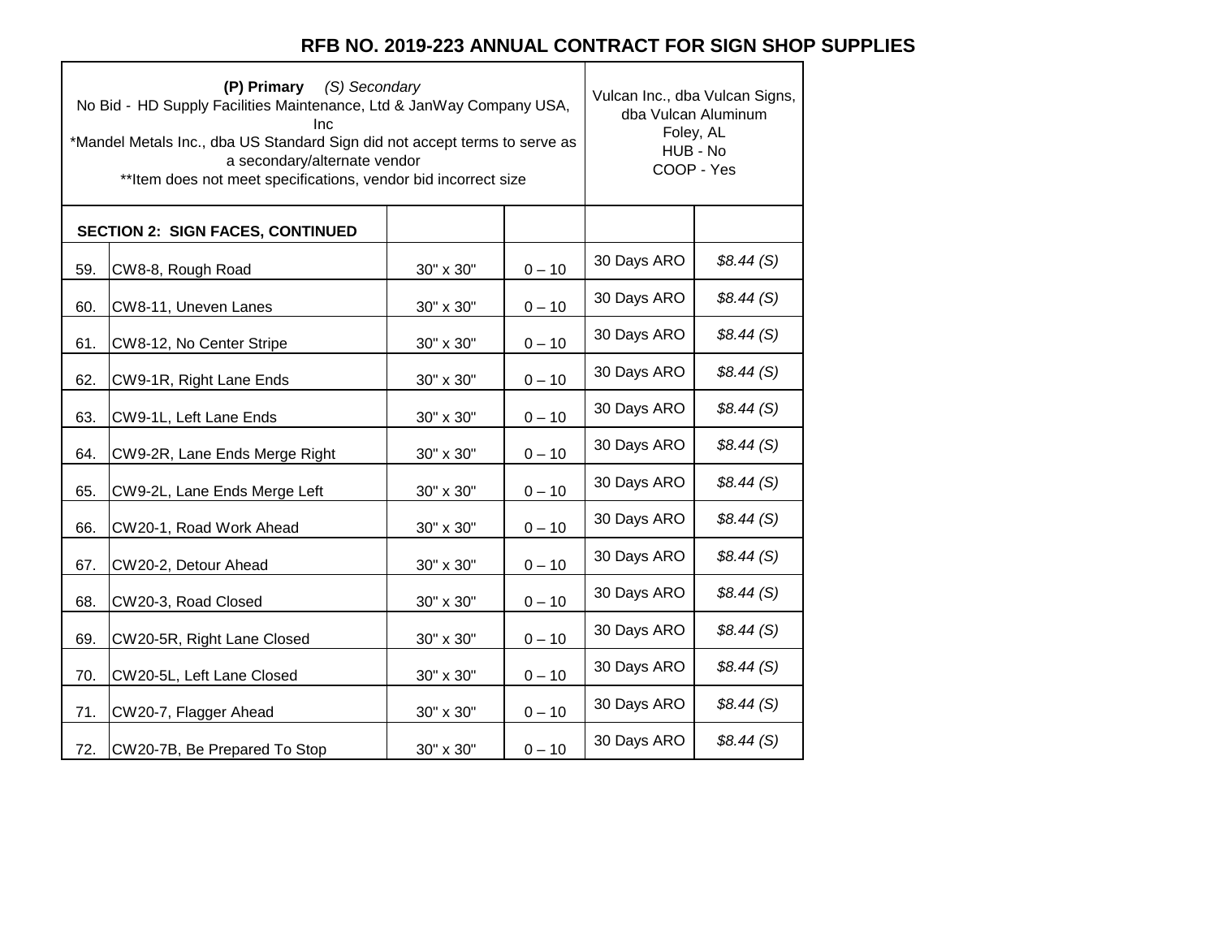# RFB NO. 2019-223 ANNUAL CONTRACT FOR SIGN SHOP SUPPLIES

| **(P) Primary** *(S) Secondary*<br>No Bid - HD Supply Facilities Maintenance, Ltd & JanWay Company USA, Inc<br>*Mandel Metals Inc., dba US Standard Sign did not accept terms to serve as a secondary/alternate vendor<br>**Item does not meet specifications, vendor bid incorrect size | | | | Vulcan Inc., dba Vulcan Signs, dba Vulcan Aluminum<br>Foley, AL<br>HUB - No<br>COOP - Yes | |
|---|---|---|---|---|---|
| **SECTION 2: SIGN FACES, CONTINUED** | | | | | |
| 59. | CW8-8, Rough Road | 30" x 30" | 0 – 10 | 30 Days ARO | *$8.44 (S)* |
| 60. | CW8-11, Uneven Lanes | 30" x 30" | 0 – 10 | 30 Days ARO | *$8.44 (S)* |
| 61. | CW8-12, No Center Stripe | 30" x 30" | 0 – 10 | 30 Days ARO | *$8.44 (S)* |
| 62. | CW9-1R, Right Lane Ends | 30" x 30" | 0 – 10 | 30 Days ARO | *$8.44 (S)* |
| 63. | CW9-1L, Left Lane Ends | 30" x 30" | 0 – 10 | 30 Days ARO | *$8.44 (S)* |
| 64. | CW9-2R, Lane Ends Merge Right | 30" x 30" | 0 – 10 | 30 Days ARO | *$8.44 (S)* |
| 65. | CW9-2L, Lane Ends Merge Left | 30" x 30" | 0 – 10 | 30 Days ARO | *$8.44 (S)* |
| 66. | CW20-1, Road Work Ahead | 30" x 30" | 0 – 10 | 30 Days ARO | *$8.44 (S)* |
| 67. | CW20-2, Detour Ahead | 30" x 30" | 0 – 10 | 30 Days ARO | *$8.44 (S)* |
| 68. | CW20-3, Road Closed | 30" x 30" | 0 – 10 | 30 Days ARO | *$8.44 (S)* |
| 69. | CW20-5R, Right Lane Closed | 30" x 30" | 0 – 10 | 30 Days ARO | *$8.44 (S)* |
| 70. | CW20-5L, Left Lane Closed | 30" x 30" | 0 – 10 | 30 Days ARO | *$8.44 (S)* |
| 71. | CW20-7, Flagger Ahead | 30" x 30" | 0 – 10 | 30 Days ARO | *$8.44 (S)* |
| 72. | CW20-7B, Be Prepared To Stop | 30" x 30" | 0 – 10 | 30 Days ARO | *$8.44 (S)* |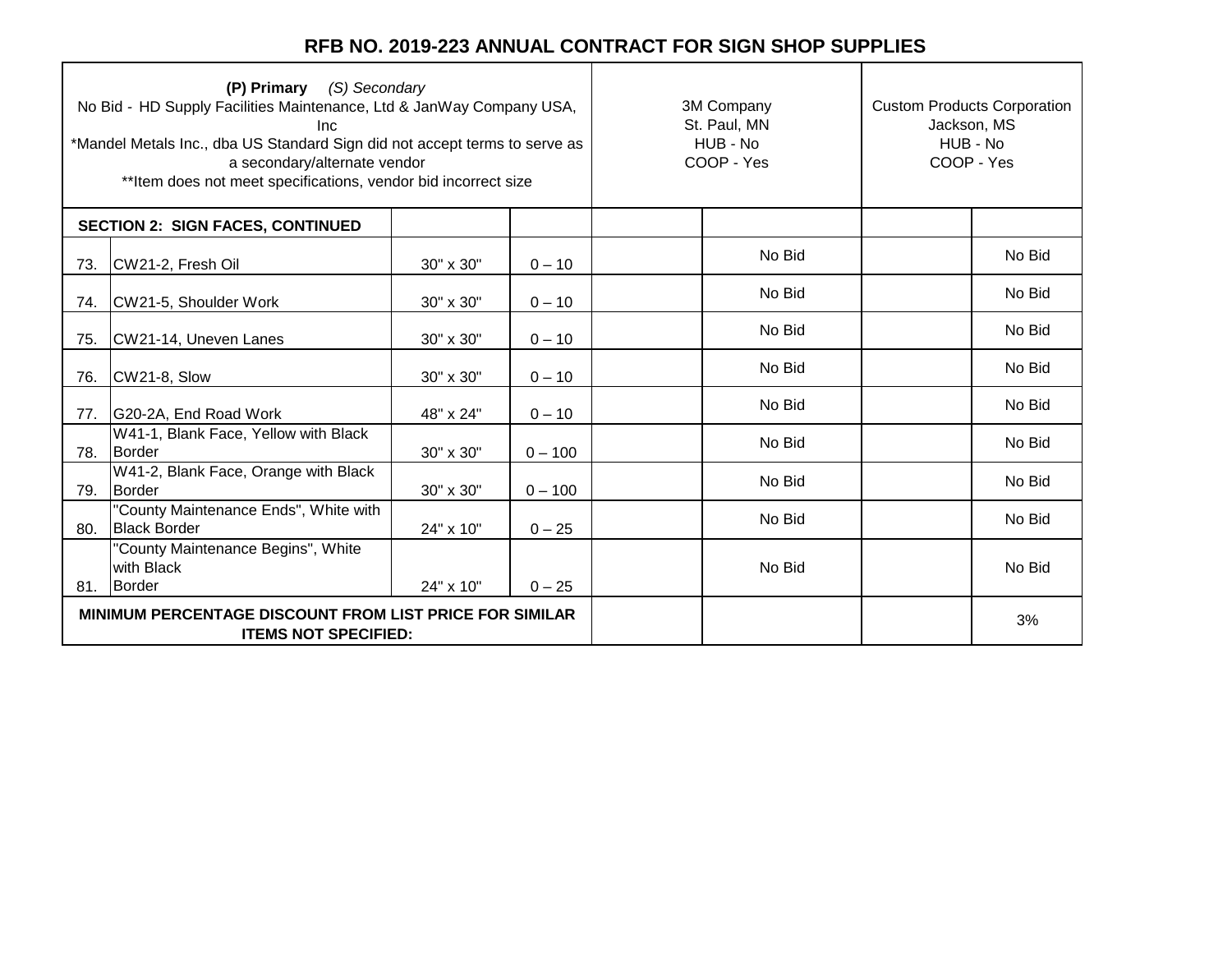# RFB NO. 2019-223 ANNUAL CONTRACT FOR SIGN SHOP SUPPLIES

| **(P) Primary** *(S) Secondary*<br>No Bid - HD Supply Facilities Maintenance, Ltd & JanWay Company USA, Inc<br>*Mandel Metals Inc., dba US Standard Sign did not accept terms to serve as a secondary/alternate vendor<br>**Item does not meet specifications, vendor bid incorrect size | | | | 3M Company<br>St. Paul, MN<br>HUB - No<br>COOP - Yes | | Custom Products Corporation<br>Jackson, MS<br>HUB - No<br>COOP - Yes | |
|---|---|---|---|---|---|---|---|
| **SECTION 2: SIGN FACES, CONTINUED** | | | | | | | |
| 73. | CW21-2, Fresh Oil | 30" x 30" | 0 – 10 | | No Bid | | No Bid |
| 74. | CW21-5, Shoulder Work | 30" x 30" | 0 – 10 | | No Bid | | No Bid |
| 75. | CW21-14, Uneven Lanes | 30" x 30" | 0 – 10 | | No Bid | | No Bid |
| 76. | CW21-8, Slow | 30" x 30" | 0 – 10 | | No Bid | | No Bid |
| 77. | G20-2A, End Road Work | 48" x 24" | 0 – 10 | | No Bid | | No Bid |
| 78. | W41-1, Blank Face, Yellow with Black Border | 30" x 30" | 0 – 100 | | No Bid | | No Bid |
| 79. | W41-2, Blank Face, Orange with Black Border | 30" x 30" | 0 – 100 | | No Bid | | No Bid |
| 80. | "County Maintenance Ends", White with Black Border | 24" x 10" | 0 – 25 | | No Bid | | No Bid |
| 81. | "County Maintenance Begins", White with Black Border | 24" x 10" | 0 – 25 | | No Bid | | No Bid |
| **MINIMUM PERCENTAGE DISCOUNT FROM LIST PRICE FOR SIMILAR ITEMS NOT SPECIFIED:** | | | | | | | 3% |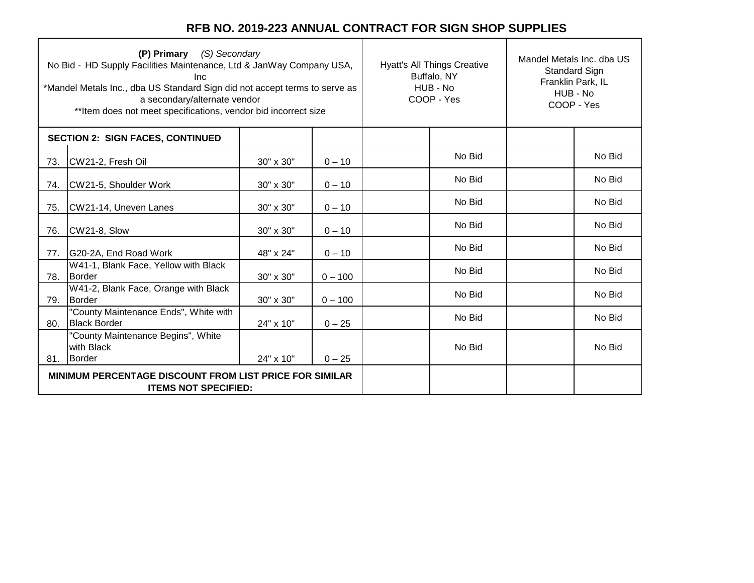# RFB NO. 2019-223 ANNUAL CONTRACT FOR SIGN SHOP SUPPLIES

| **(P) Primary** *(S) Secondary*<br>No Bid - HD Supply Facilities Maintenance, Ltd & JanWay Company USA, Inc<br>*Mandel Metals Inc., dba US Standard Sign did not accept terms to serve as a secondary/alternate vendor<br>**Item does not meet specifications, vendor bid incorrect size | | | | Hyatt's All Things Creative<br>Buffalo, NY<br>HUB - No<br>COOP - Yes | | Mandel Metals Inc. dba US Standard Sign<br>Franklin Park, IL<br>HUB - No<br>COOP - Yes | |
|---|---|---|---|---|---|---|---|
| **SECTION 2: SIGN FACES, CONTINUED** | | | | | | | |
| 73. | CW21-2, Fresh Oil | 30" x 30" | 0 – 10 | | No Bid | | No Bid |
| 74. | CW21-5, Shoulder Work | 30" x 30" | 0 – 10 | | No Bid | | No Bid |
| 75. | CW21-14, Uneven Lanes | 30" x 30" | 0 – 10 | | No Bid | | No Bid |
| 76. | CW21-8, Slow | 30" x 30" | 0 – 10 | | No Bid | | No Bid |
| 77. | G20-2A, End Road Work | 48" x 24" | 0 – 10 | | No Bid | | No Bid |
| 78. | W41-1, Blank Face, Yellow with Black Border | 30" x 30" | 0 – 100 | | No Bid | | No Bid |
| 79. | W41-2, Blank Face, Orange with Black Border | 30" x 30" | 0 – 100 | | No Bid | | No Bid |
| 80. | "County Maintenance Ends", White with Black Border | 24" x 10" | 0 – 25 | | No Bid | | No Bid |
| 81. | "County Maintenance Begins", White with Black Border | 24" x 10" | 0 – 25 | | No Bid | | No Bid |
| **MINIMUM PERCENTAGE DISCOUNT FROM LIST PRICE FOR SIMILAR ITEMS NOT SPECIFIED:** | | | | | | | |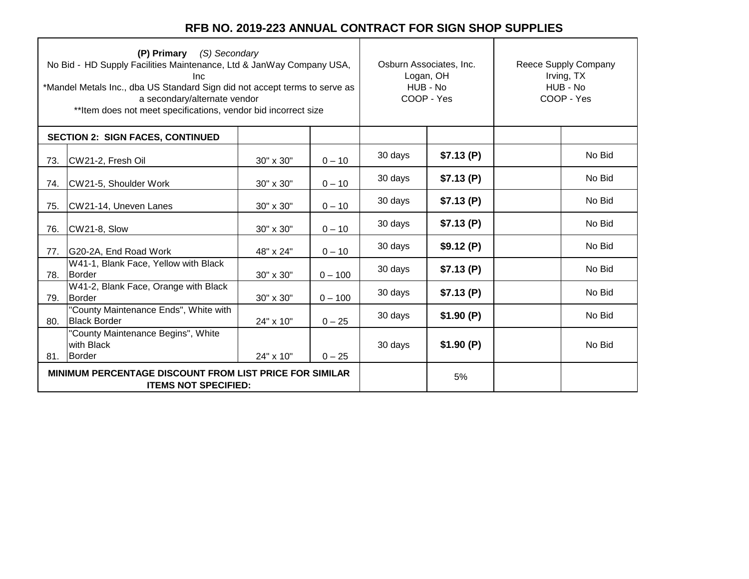# RFB NO. 2019-223 ANNUAL CONTRACT FOR SIGN SHOP SUPPLIES

| **(P) Primary** *(S) Secondary*<br>No Bid - HD Supply Facilities Maintenance, Ltd & JanWay Company USA, Inc<br>*Mandel Metals Inc., dba US Standard Sign did not accept terms to serve as a secondary/alternate vendor<br>**Item does not meet specifications, vendor bid incorrect size | | | | Osburn Associates, Inc.<br>Logan, OH<br>HUB - No<br>COOP - Yes | | Reece Supply Company<br>Irving, TX<br>HUB - No<br>COOP - Yes | |
|---|---|---|---|---|---|---|---|
| **SECTION 2: SIGN FACES, CONTINUED** | | | | | | | |
| 73. | CW21-2, Fresh Oil | 30" x 30" | 0 – 10 | 30 days | **$7.13 (P)** | | No Bid |
| 74. | CW21-5, Shoulder Work | 30" x 30" | 0 – 10 | 30 days | **$7.13 (P)** | | No Bid |
| 75. | CW21-14, Uneven Lanes | 30" x 30" | 0 – 10 | 30 days | **$7.13 (P)** | | No Bid |
| 76. | CW21-8, Slow | 30" x 30" | 0 – 10 | 30 days | **$7.13 (P)** | | No Bid |
| 77. | G20-2A, End Road Work | 48" x 24" | 0 – 10 | 30 days | **$9.12 (P)** | | No Bid |
| 78. | W41-1, Blank Face, Yellow with Black Border | 30" x 30" | 0 – 100 | 30 days | **$7.13 (P)** | | No Bid |
| 79. | W41-2, Blank Face, Orange with Black Border | 30" x 30" | 0 – 100 | 30 days | **$7.13 (P)** | | No Bid |
| 80. | "County Maintenance Ends", White with Black Border | 24" x 10" | 0 – 25 | 30 days | **$1.90 (P)** | | No Bid |
| 81. | "County Maintenance Begins", White with Black Border | 24" x 10" | 0 – 25 | 30 days | **$1.90 (P)** | | No Bid |
| **MINIMUM PERCENTAGE DISCOUNT FROM LIST PRICE FOR SIMILAR ITEMS NOT SPECIFIED:** | | | | | 5% | | |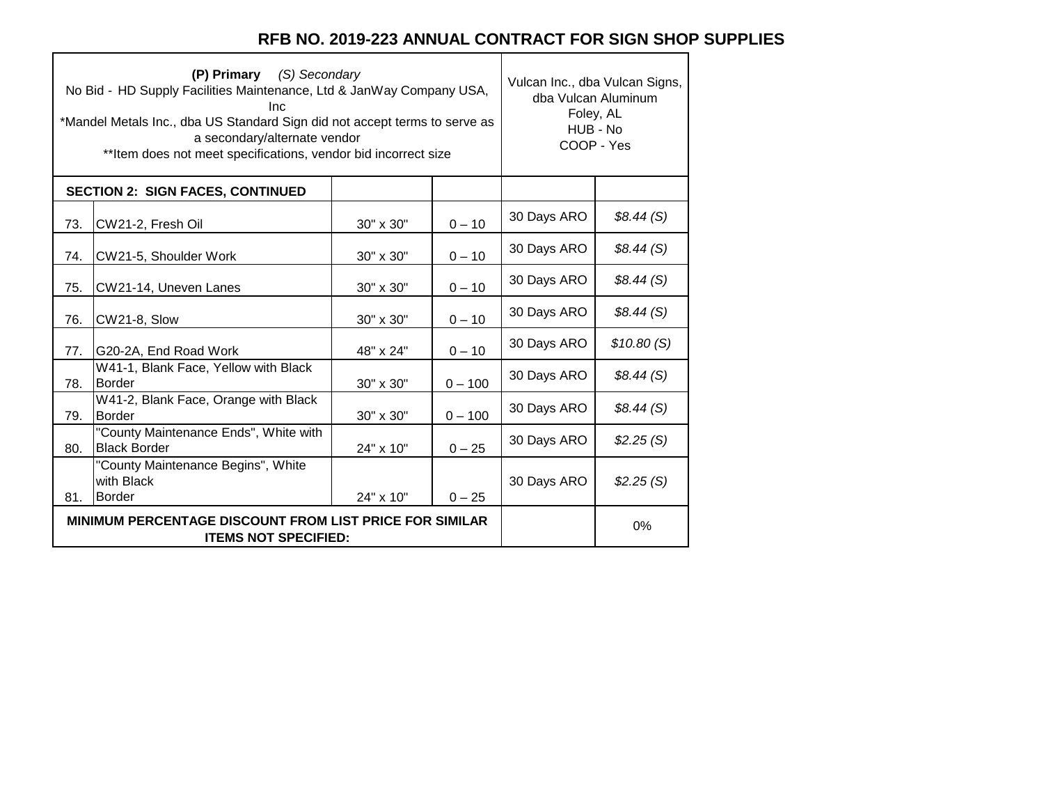# RFB NO. 2019-223 ANNUAL CONTRACT FOR SIGN SHOP SUPPLIES

| **(P) Primary** *(S) Secondary*<br>No Bid - HD Supply Facilities Maintenance, Ltd & JanWay Company USA, Inc<br>*Mandel Metals Inc., dba US Standard Sign did not accept terms to serve as a secondary/alternate vendor<br>**Item does not meet specifications, vendor bid incorrect size | | | | Vulcan Inc., dba Vulcan Signs, dba Vulcan Aluminum<br>Foley, AL<br>HUB - No<br>COOP - Yes | |
|---|---|---|---|---|---|
| **SECTION 2: SIGN FACES, CONTINUED** | | | | | |
| 73. | CW21-2, Fresh Oil | 30" x 30" | 0 – 10 | 30 Days ARO | *$8.44 (S)* |
| 74. | CW21-5, Shoulder Work | 30" x 30" | 0 – 10 | 30 Days ARO | *$8.44 (S)* |
| 75. | CW21-14, Uneven Lanes | 30" x 30" | 0 – 10 | 30 Days ARO | *$8.44 (S)* |
| 76. | CW21-8, Slow | 30" x 30" | 0 – 10 | 30 Days ARO | *$8.44 (S)* |
| 77. | G20-2A, End Road Work | 48" x 24" | 0 – 10 | 30 Days ARO | *$10.80 (S)* |
| 78. | W41-1, Blank Face, Yellow with Black Border | 30" x 30" | 0 – 100 | 30 Days ARO | *$8.44 (S)* |
| 79. | W41-2, Blank Face, Orange with Black Border | 30" x 30" | 0 – 100 | 30 Days ARO | *$8.44 (S)* |
| 80. | "County Maintenance Ends", White with Black Border | 24" x 10" | 0 – 25 | 30 Days ARO | *$2.25 (S)* |
| 81. | "County Maintenance Begins", White with Black Border | 24" x 10" | 0 – 25 | 30 Days ARO | *$2.25 (S)* |
| **MINIMUM PERCENTAGE DISCOUNT FROM LIST PRICE FOR SIMILAR ITEMS NOT SPECIFIED:** | | | | | 0% |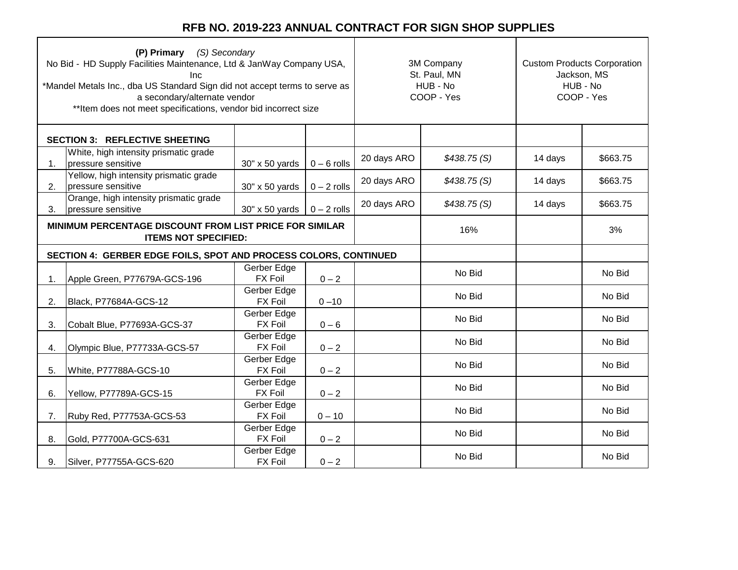# RFB NO. 2019-223 ANNUAL CONTRACT FOR SIGN SHOP SUPPLIES

| **(P) Primary** *(S) Secondary*<br>No Bid - HD Supply Facilities Maintenance, Ltd & JanWay Company USA, Inc<br>*Mandel Metals Inc., dba US Standard Sign did not accept terms to serve as a secondary/alternate vendor<br>**Item does not meet specifications, vendor bid incorrect size | | | | 3M Company<br>St. Paul, MN<br>HUB - No<br>COOP - Yes | | Custom Products Corporation<br>Jackson, MS<br>HUB - No<br>COOP - Yes | |
|---|---|---|---|---|---|---|---|
| **SECTION 3: REFLECTIVE SHEETING** | | | | | | | |
| 1. | White, high intensity prismatic grade pressure sensitive | 30" x 50 yards | 0 – 6 rolls | 20 days ARO | *$438.75 (S)* | 14 days | $663.75 |
| 2. | Yellow, high intensity prismatic grade pressure sensitive | 30" x 50 yards | 0 – 2 rolls | 20 days ARO | *$438.75 (S)* | 14 days | $663.75 |
| 3. | Orange, high intensity prismatic grade pressure sensitive | 30" x 50 yards | 0 – 2 rolls | 20 days ARO | *$438.75 (S)* | 14 days | $663.75 |
| **MINIMUM PERCENTAGE DISCOUNT FROM LIST PRICE FOR SIMILAR ITEMS NOT SPECIFIED:** | | | | | 16% | | 3% |
| **SECTION 4: GERBER EDGE FOILS, SPOT AND PROCESS COLORS, CONTINUED** | | | | | | | |
| 1. | Apple Green, P77679A-GCS-196 | Gerber Edge FX Foil | 0 – 2 | | No Bid | | No Bid |
| 2. | Black, P77684A-GCS-12 | Gerber Edge FX Foil | 0 –10 | | No Bid | | No Bid |
| 3. | Cobalt Blue, P77693A-GCS-37 | Gerber Edge FX Foil | 0 – 6 | | No Bid | | No Bid |
| 4. | Olympic Blue, P77733A-GCS-57 | Gerber Edge FX Foil | 0 – 2 | | No Bid | | No Bid |
| 5. | White, P77788A-GCS-10 | Gerber Edge FX Foil | 0 – 2 | | No Bid | | No Bid |
| 6. | Yellow, P77789A-GCS-15 | Gerber Edge FX Foil | 0 – 2 | | No Bid | | No Bid |
| 7. | Ruby Red, P77753A-GCS-53 | Gerber Edge FX Foil | 0 – 10 | | No Bid | | No Bid |
| 8. | Gold, P77700A-GCS-631 | Gerber Edge FX Foil | 0 – 2 | | No Bid | | No Bid |
| 9. | Silver, P77755A-GCS-620 | Gerber Edge FX Foil | 0 – 2 | | No Bid | | No Bid |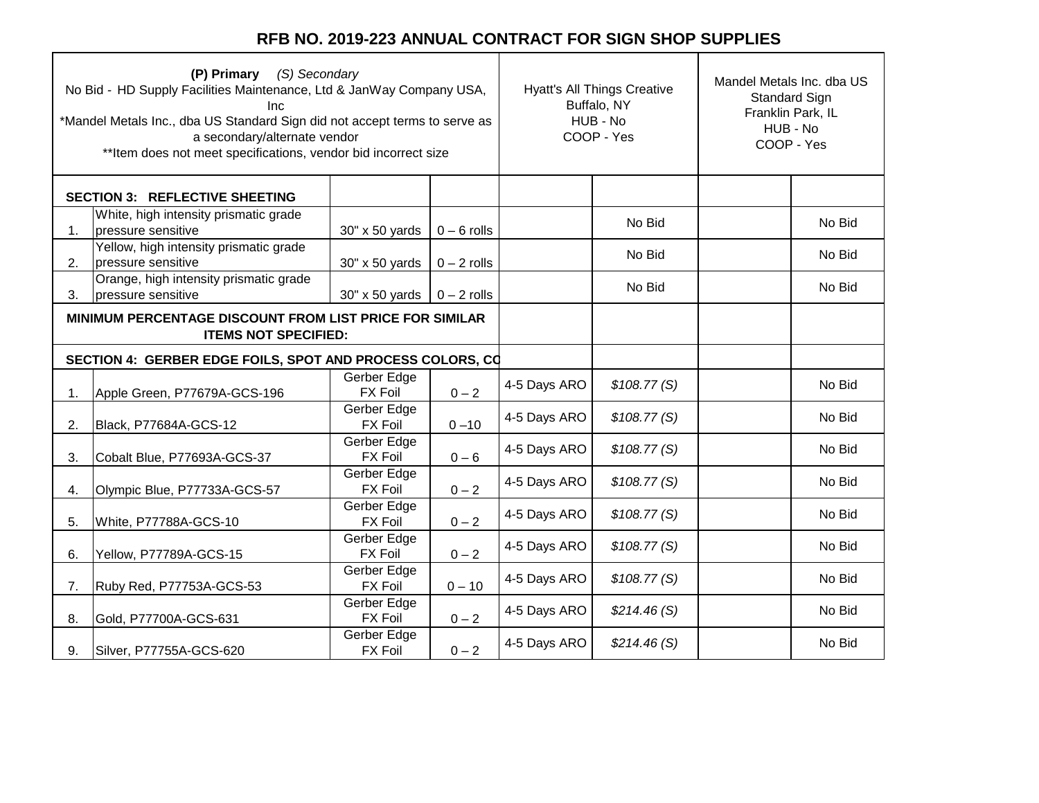# RFB NO. 2019-223 ANNUAL CONTRACT FOR SIGN SHOP SUPPLIES

| **(P) Primary** *(S) Secondary*<br>No Bid - HD Supply Facilities Maintenance, Ltd & JanWay Company USA, Inc<br>*Mandel Metals Inc., dba US Standard Sign did not accept terms to serve as a secondary/alternate vendor<br>**Item does not meet specifications, vendor bid incorrect size | | | | Hyatt's All Things Creative<br>Buffalo, NY<br>HUB - No<br>COOP - Yes | | Mandel Metals Inc. dba US Standard Sign<br>Franklin Park, IL<br>HUB - No<br>COOP - Yes | |
|---|---|---|---|---|---|---|---|
| **SECTION 3: REFLECTIVE SHEETING** | | | | | | | |
| 1. | White, high intensity prismatic grade pressure sensitive | 30" x 50 yards | 0 – 6 rolls | | No Bid | | No Bid |
| 2. | Yellow, high intensity prismatic grade pressure sensitive | 30" x 50 yards | 0 – 2 rolls | | No Bid | | No Bid |
| 3. | Orange, high intensity prismatic grade pressure sensitive | 30" x 50 yards | 0 – 2 rolls | | No Bid | | No Bid |
| **MINIMUM PERCENTAGE DISCOUNT FROM LIST PRICE FOR SIMILAR ITEMS NOT SPECIFIED:** | | | | | | | |
| **SECTION 4: GERBER EDGE FOILS, SPOT AND PROCESS COLORS, CO** | | | | | | | |
| 1. | Apple Green, P77679A-GCS-196 | Gerber Edge FX Foil | 0 – 2 | 4-5 Days ARO | *$108.77 (S)* | | No Bid |
| 2. | Black, P77684A-GCS-12 | Gerber Edge FX Foil | 0 –10 | 4-5 Days ARO | *$108.77 (S)* | | No Bid |
| 3. | Cobalt Blue, P77693A-GCS-37 | Gerber Edge FX Foil | 0 – 6 | 4-5 Days ARO | *$108.77 (S)* | | No Bid |
| 4. | Olympic Blue, P77733A-GCS-57 | Gerber Edge FX Foil | 0 – 2 | 4-5 Days ARO | *$108.77 (S)* | | No Bid |
| 5. | White, P77788A-GCS-10 | Gerber Edge FX Foil | 0 – 2 | 4-5 Days ARO | *$108.77 (S)* | | No Bid |
| 6. | Yellow, P77789A-GCS-15 | Gerber Edge FX Foil | 0 – 2 | 4-5 Days ARO | *$108.77 (S)* | | No Bid |
| 7. | Ruby Red, P77753A-GCS-53 | Gerber Edge FX Foil | 0 – 10 | 4-5 Days ARO | *$108.77 (S)* | | No Bid |
| 8. | Gold, P77700A-GCS-631 | Gerber Edge FX Foil | 0 – 2 | 4-5 Days ARO | *$214.46 (S)* | | No Bid |
| 9. | Silver, P77755A-GCS-620 | Gerber Edge FX Foil | 0 – 2 | 4-5 Days ARO | *$214.46 (S)* | | No Bid |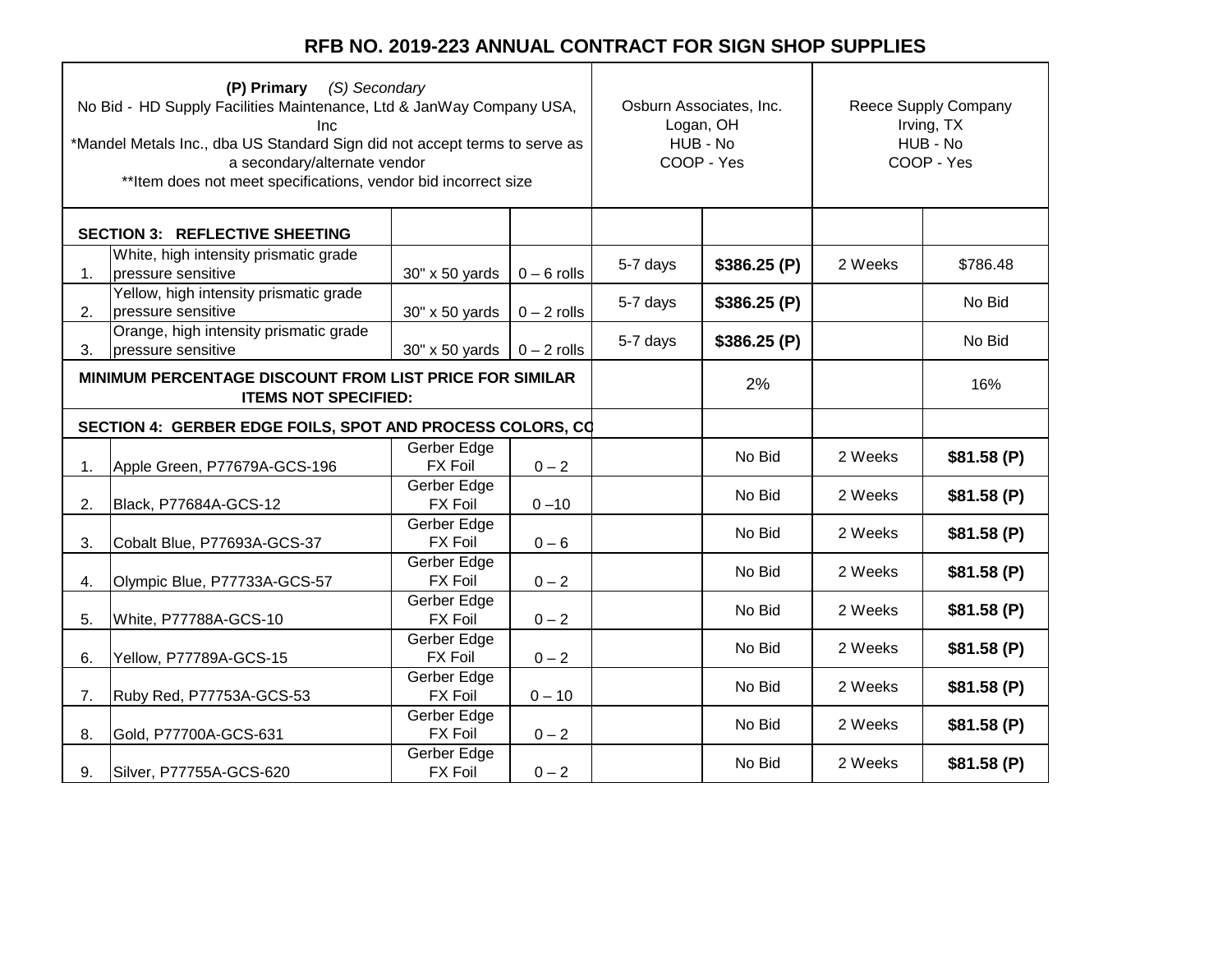# RFB NO. 2019-223 ANNUAL CONTRACT FOR SIGN SHOP SUPPLIES

| **(P) Primary** *(S) Secondary*<br>No Bid - HD Supply Facilities Maintenance, Ltd & JanWay Company USA, Inc<br>*Mandel Metals Inc., dba US Standard Sign did not accept terms to serve as a secondary/alternate vendor<br>**Item does not meet specifications, vendor bid incorrect size | | | | Osburn Associates, Inc.<br>Logan, OH<br>HUB - No<br>COOP - Yes | | Reece Supply Company<br>Irving, TX<br>HUB - No<br>COOP - Yes | |
|---|---|---|---|---|---|---|---|
| **SECTION 3: REFLECTIVE SHEETING** | | | | | | | |
| 1. | White, high intensity prismatic grade pressure sensitive | 30" x 50 yards | 0 – 6 rolls | 5-7 days | **$386.25 (P)** | 2 Weeks | $786.48 |
| 2. | Yellow, high intensity prismatic grade pressure sensitive | 30" x 50 yards | 0 – 2 rolls | 5-7 days | **$386.25 (P)** | | No Bid |
| 3. | Orange, high intensity prismatic grade pressure sensitive | 30" x 50 yards | 0 – 2 rolls | 5-7 days | **$386.25 (P)** | | No Bid |
| **MINIMUM PERCENTAGE DISCOUNT FROM LIST PRICE FOR SIMILAR ITEMS NOT SPECIFIED:** | | | | | 2% | | 16% |
| **SECTION 4: GERBER EDGE FOILS, SPOT AND PROCESS COLORS, CO** | | | | | | | |
| 1. | Apple Green, P77679A-GCS-196 | Gerber Edge FX Foil | 0 – 2 | | No Bid | 2 Weeks | **$81.58 (P)** |
| 2. | Black, P77684A-GCS-12 | Gerber Edge FX Foil | 0 –10 | | No Bid | 2 Weeks | **$81.58 (P)** |
| 3. | Cobalt Blue, P77693A-GCS-37 | Gerber Edge FX Foil | 0 – 6 | | No Bid | 2 Weeks | **$81.58 (P)** |
| 4. | Olympic Blue, P77733A-GCS-57 | Gerber Edge FX Foil | 0 – 2 | | No Bid | 2 Weeks | **$81.58 (P)** |
| 5. | White, P77788A-GCS-10 | Gerber Edge FX Foil | 0 – 2 | | No Bid | 2 Weeks | **$81.58 (P)** |
| 6. | Yellow, P77789A-GCS-15 | Gerber Edge FX Foil | 0 – 2 | | No Bid | 2 Weeks | **$81.58 (P)** |
| 7. | Ruby Red, P77753A-GCS-53 | Gerber Edge FX Foil | 0 – 10 | | No Bid | 2 Weeks | **$81.58 (P)** |
| 8. | Gold, P77700A-GCS-631 | Gerber Edge FX Foil | 0 – 2 | | No Bid | 2 Weeks | **$81.58 (P)** |
| 9. | Silver, P77755A-GCS-620 | Gerber Edge FX Foil | 0 – 2 | | No Bid | 2 Weeks | **$81.58 (P)** |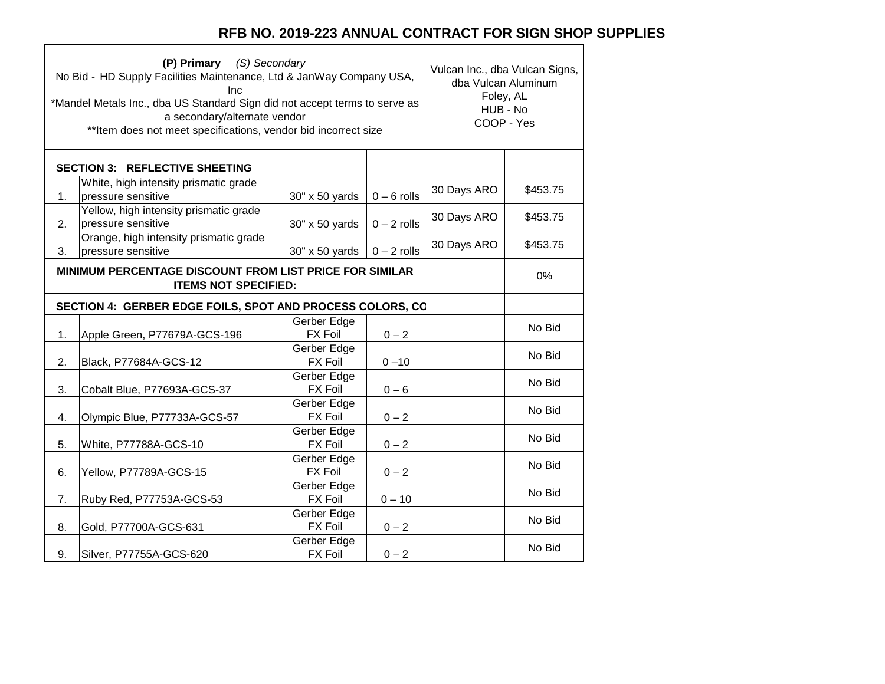# RFB NO. 2019-223 ANNUAL CONTRACT FOR SIGN SHOP SUPPLIES

| **(P) Primary** *(S) Secondary*<br>No Bid - HD Supply Facilities Maintenance, Ltd & JanWay Company USA, Inc<br>*Mandel Metals Inc., dba US Standard Sign did not accept terms to serve as a secondary/alternate vendor<br>**Item does not meet specifications, vendor bid incorrect size | | | | Vulcan Inc., dba Vulcan Signs, dba Vulcan Aluminum<br>Foley, AL<br>HUB - No<br>COOP - Yes | |
|---|---|---|---|---|---|
| **SECTION 3: REFLECTIVE SHEETING** | | | | | |
| 1. | White, high intensity prismatic grade pressure sensitive | 30" x 50 yards | 0 – 6 rolls | 30 Days ARO | $453.75 |
| 2. | Yellow, high intensity prismatic grade pressure sensitive | 30" x 50 yards | 0 – 2 rolls | 30 Days ARO | $453.75 |
| 3. | Orange, high intensity prismatic grade pressure sensitive | 30" x 50 yards | 0 – 2 rolls | 30 Days ARO | $453.75 |
| **MINIMUM PERCENTAGE DISCOUNT FROM LIST PRICE FOR SIMILAR ITEMS NOT SPECIFIED:** | | | | | 0% |
| **SECTION 4: GERBER EDGE FOILS, SPOT AND PROCESS COLORS, CO** | | | | | |
| 1. | Apple Green, P77679A-GCS-196 | Gerber Edge FX Foil | 0 – 2 | | No Bid |
| 2. | Black, P77684A-GCS-12 | Gerber Edge FX Foil | 0 –10 | | No Bid |
| 3. | Cobalt Blue, P77693A-GCS-37 | Gerber Edge FX Foil | 0 – 6 | | No Bid |
| 4. | Olympic Blue, P77733A-GCS-57 | Gerber Edge FX Foil | 0 – 2 | | No Bid |
| 5. | White, P77788A-GCS-10 | Gerber Edge FX Foil | 0 – 2 | | No Bid |
| 6. | Yellow, P77789A-GCS-15 | Gerber Edge FX Foil | 0 – 2 | | No Bid |
| 7. | Ruby Red, P77753A-GCS-53 | Gerber Edge FX Foil | 0 – 10 | | No Bid |
| 8. | Gold, P77700A-GCS-631 | Gerber Edge FX Foil | 0 – 2 | | No Bid |
| 9. | Silver, P77755A-GCS-620 | Gerber Edge FX Foil | 0 – 2 | | No Bid |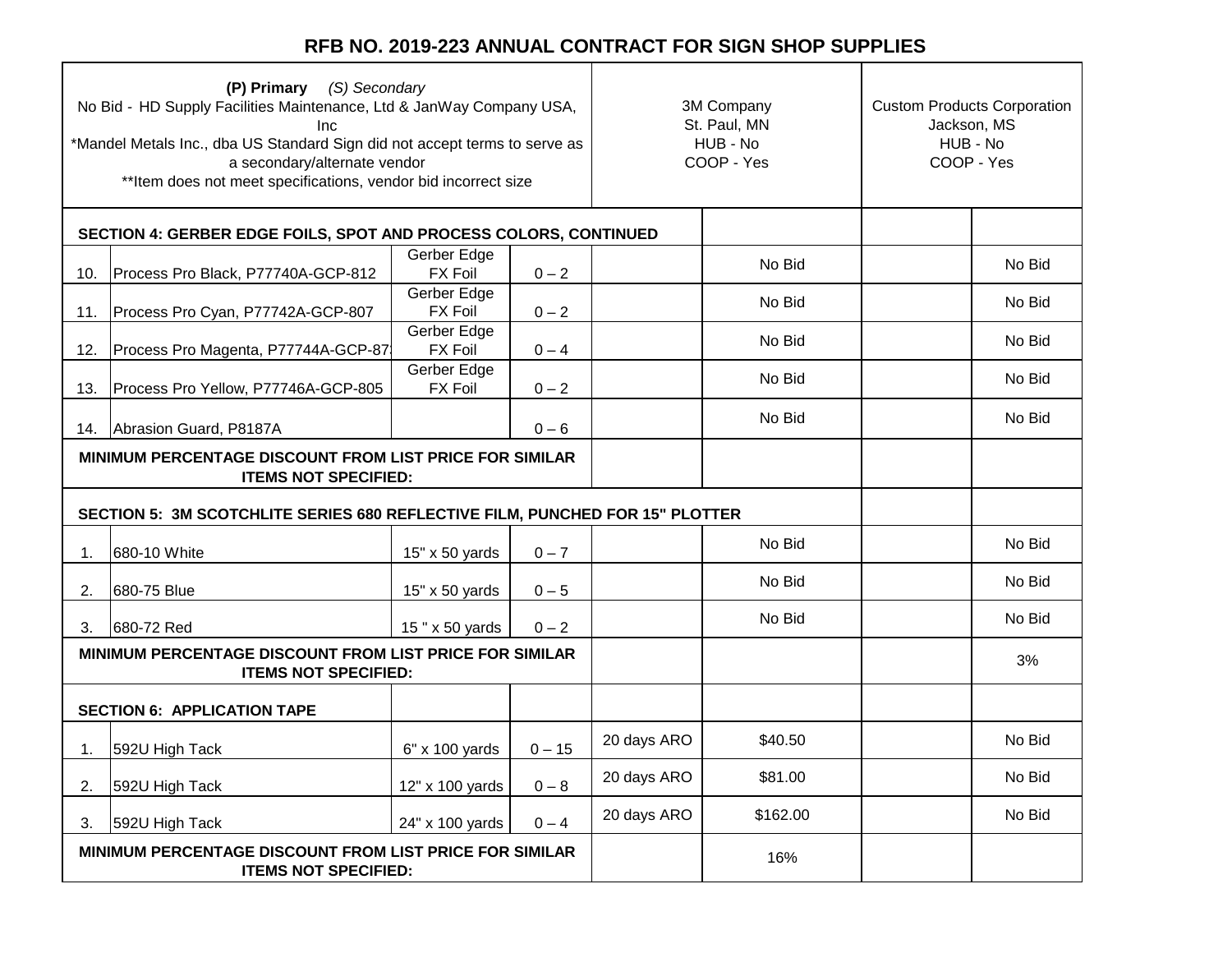# RFB NO. 2019-223 ANNUAL CONTRACT FOR SIGN SHOP SUPPLIES

| **(P) Primary** *(S) Secondary*<br>No Bid - HD Supply Facilities Maintenance, Ltd & JanWay Company USA, Inc<br>*Mandel Metals Inc., dba US Standard Sign did not accept terms to serve as a secondary/alternate vendor<br>**Item does not meet specifications, vendor bid incorrect size | | | | 3M Company<br>St. Paul, MN<br>HUB - No<br>COOP - Yes | | Custom Products Corporation<br>Jackson, MS<br>HUB - No<br>COOP - Yes | |
|---|---|---|---|---|---|---|---|
| **SECTION 4: GERBER EDGE FOILS, SPOT AND PROCESS COLORS, CONTINUED** | | | | | | | |
| 10. | Process Pro Black, P77740A-GCP-812 | Gerber Edge FX Foil | 0 – 2 | | No Bid | | No Bid |
| 11. | Process Pro Cyan, P77742A-GCP-807 | Gerber Edge FX Foil | 0 – 2 | | No Bid | | No Bid |
| 12. | Process Pro Magenta, P77744A-GCP-87 | Gerber Edge FX Foil | 0 – 4 | | No Bid | | No Bid |
| 13. | Process Pro Yellow, P77746A-GCP-805 | Gerber Edge FX Foil | 0 – 2 | | No Bid | | No Bid |
| 14. | Abrasion Guard, P8187A | | 0 – 6 | | No Bid | | No Bid |
| **MINIMUM PERCENTAGE DISCOUNT FROM LIST PRICE FOR SIMILAR ITEMS NOT SPECIFIED:** | | | | | | | |
| **SECTION 5: 3M SCOTCHLITE SERIES 680 REFLECTIVE FILM, PUNCHED FOR 15" PLOTTER** | | | | | | | |
| 1. | 680-10 White | 15" x 50 yards | 0 – 7 | | No Bid | | No Bid |
| 2. | 680-75 Blue | 15" x 50 yards | 0 – 5 | | No Bid | | No Bid |
| 3. | 680-72 Red | 15 " x 50 yards | 0 – 2 | | No Bid | | No Bid |
| **MINIMUM PERCENTAGE DISCOUNT FROM LIST PRICE FOR SIMILAR ITEMS NOT SPECIFIED:** | | | | | | | 3% |
| **SECTION 6: APPLICATION TAPE** | | | | | | | |
| 1. | 592U High Tack | 6" x 100 yards | 0 – 15 | 20 days ARO | $40.50 | | No Bid |
| 2. | 592U High Tack | 12" x 100 yards | 0 – 8 | 20 days ARO | $81.00 | | No Bid |
| 3. | 592U High Tack | 24" x 100 yards | 0 – 4 | 20 days ARO | $162.00 | | No Bid |
| **MINIMUM PERCENTAGE DISCOUNT FROM LIST PRICE FOR SIMILAR ITEMS NOT SPECIFIED:** | | | | | 16% | | |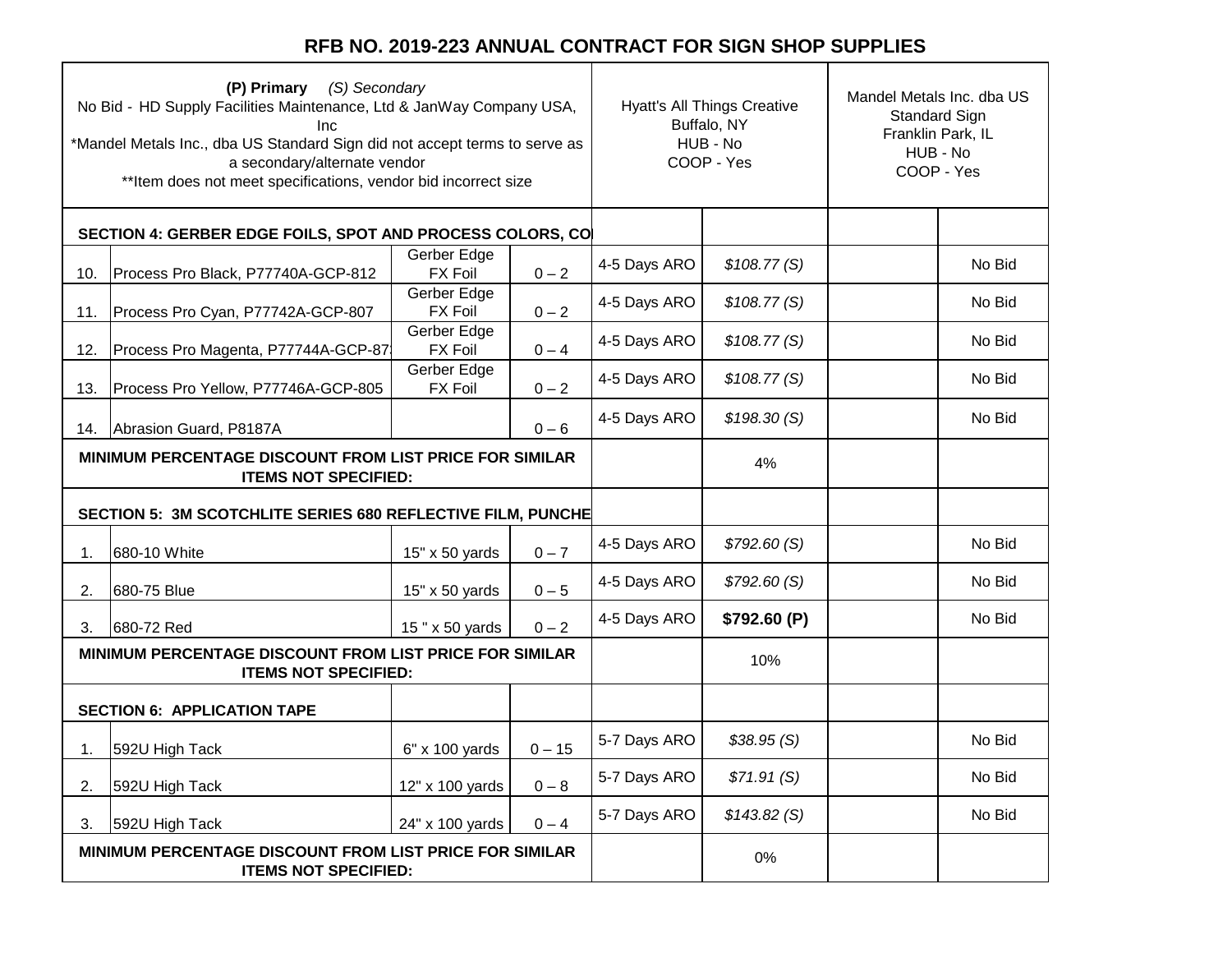# RFB NO. 2019-223 ANNUAL CONTRACT FOR SIGN SHOP SUPPLIES

| **(P) Primary** *(S) Secondary*<br>No Bid - HD Supply Facilities Maintenance, Ltd & JanWay Company USA, Inc<br>*Mandel Metals Inc., dba US Standard Sign did not accept terms to serve as a secondary/alternate vendor<br>**Item does not meet specifications, vendor bid incorrect size | | | | Hyatt's All Things Creative<br>Buffalo, NY<br>HUB - No<br>COOP - Yes | | Mandel Metals Inc. dba US Standard Sign<br>Franklin Park, IL<br>HUB - No<br>COOP - Yes | |
|---|---|---|---|---|---|---|---|
| **SECTION 4: GERBER EDGE FOILS, SPOT AND PROCESS COLORS, CO** | | | | | | | |
| 10. | Process Pro Black, P77740A-GCP-812 | Gerber Edge FX Foil | 0 – 2 | 4-5 Days ARO | *$108.77 (S)* | | No Bid |
| 11. | Process Pro Cyan, P77742A-GCP-807 | Gerber Edge FX Foil | 0 – 2 | 4-5 Days ARO | *$108.77 (S)* | | No Bid |
| 12. | Process Pro Magenta, P77744A-GCP-87 | Gerber Edge FX Foil | 0 – 4 | 4-5 Days ARO | *$108.77 (S)* | | No Bid |
| 13. | Process Pro Yellow, P77746A-GCP-805 | Gerber Edge FX Foil | 0 – 2 | 4-5 Days ARO | *$108.77 (S)* | | No Bid |
| 14. | Abrasion Guard, P8187A | | 0 – 6 | 4-5 Days ARO | *$198.30 (S)* | | No Bid |
| **MINIMUM PERCENTAGE DISCOUNT FROM LIST PRICE FOR SIMILAR ITEMS NOT SPECIFIED:** | | | | | 4% | | |
| **SECTION 5: 3M SCOTCHLITE SERIES 680 REFLECTIVE FILM, PUNCHE** | | | | | | | |
| 1. | 680-10 White | 15" x 50 yards | 0 – 7 | 4-5 Days ARO | *$792.60 (S)* | | No Bid |
| 2. | 680-75 Blue | 15" x 50 yards | 0 – 5 | 4-5 Days ARO | *$792.60 (S)* | | No Bid |
| 3. | 680-72 Red | 15 " x 50 yards | 0 – 2 | 4-5 Days ARO | **$792.60 (P)** | | No Bid |
| **MINIMUM PERCENTAGE DISCOUNT FROM LIST PRICE FOR SIMILAR ITEMS NOT SPECIFIED:** | | | | | 10% | | |
| **SECTION 6: APPLICATION TAPE** | | | | | | | |
| 1. | 592U High Tack | 6" x 100 yards | 0 – 15 | 5-7 Days ARO | *$38.95 (S)* | | No Bid |
| 2. | 592U High Tack | 12" x 100 yards | 0 – 8 | 5-7 Days ARO | *$71.91 (S)* | | No Bid |
| 3. | 592U High Tack | 24" x 100 yards | 0 – 4 | 5-7 Days ARO | *$143.82 (S)* | | No Bid |
| **MINIMUM PERCENTAGE DISCOUNT FROM LIST PRICE FOR SIMILAR ITEMS NOT SPECIFIED:** | | | | | 0% | | |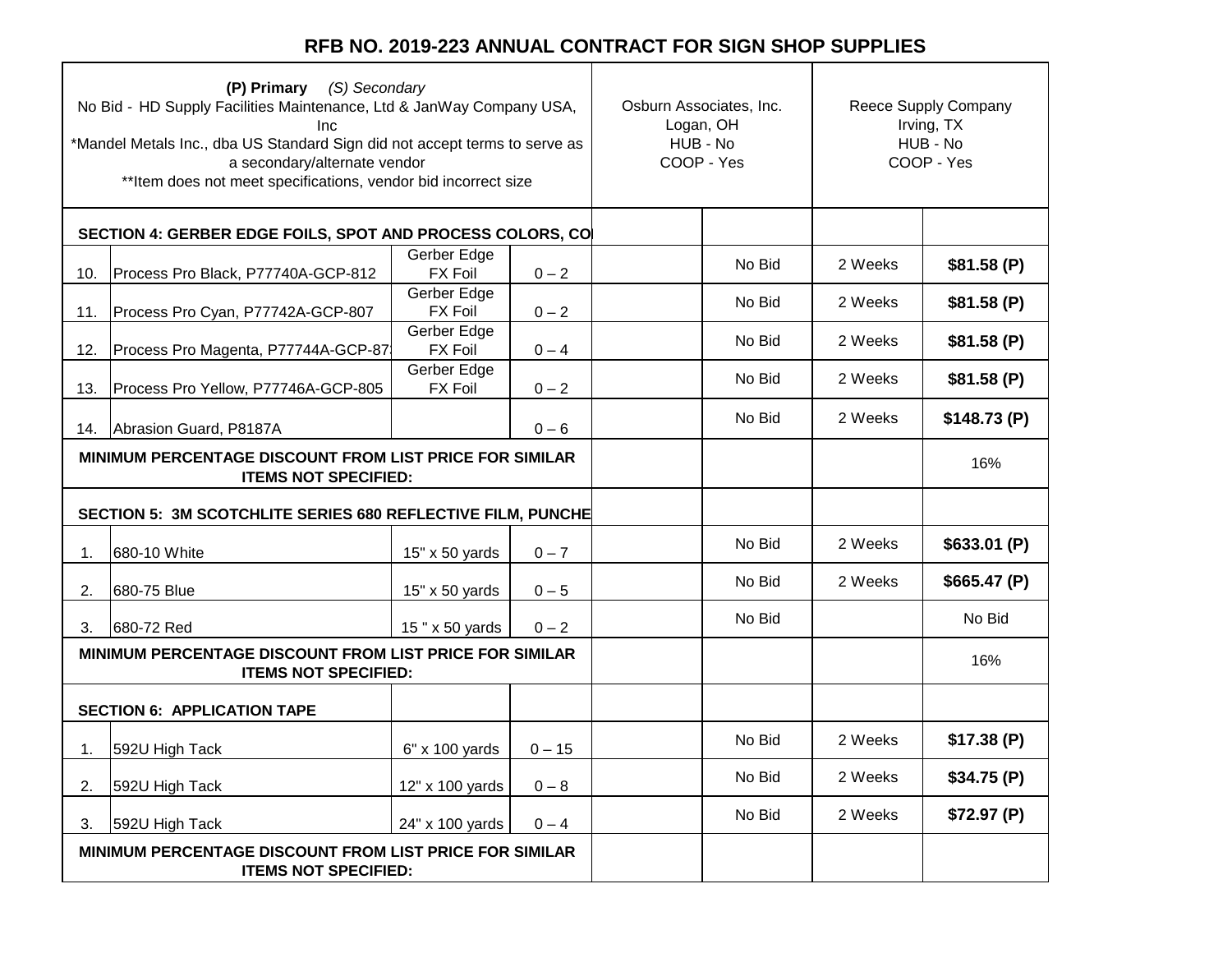# RFB NO. 2019-223 ANNUAL CONTRACT FOR SIGN SHOP SUPPLIES

| **(P) Primary** *(S) Secondary*<br>No Bid - HD Supply Facilities Maintenance, Ltd & JanWay Company USA, Inc<br>*Mandel Metals Inc., dba US Standard Sign did not accept terms to serve as a secondary/alternate vendor<br>**Item does not meet specifications, vendor bid incorrect size | | | | Osburn Associates, Inc.<br>Logan, OH<br>HUB - No<br>COOP - Yes | | Reece Supply Company<br>Irving, TX<br>HUB - No<br>COOP - Yes | |
|---|---|---|---|---|---|---|---|
| **SECTION 4: GERBER EDGE FOILS, SPOT AND PROCESS COLORS, CO** | | | | | | | |
| 10. | Process Pro Black, P77740A-GCP-812 | Gerber Edge FX Foil | 0 – 2 | | No Bid | 2 Weeks | **$81.58 (P)** |
| 11. | Process Pro Cyan, P77742A-GCP-807 | Gerber Edge FX Foil | 0 – 2 | | No Bid | 2 Weeks | **$81.58 (P)** |
| 12. | Process Pro Magenta, P77744A-GCP-87 | Gerber Edge FX Foil | 0 – 4 | | No Bid | 2 Weeks | **$81.58 (P)** |
| 13. | Process Pro Yellow, P77746A-GCP-805 | Gerber Edge FX Foil | 0 – 2 | | No Bid | 2 Weeks | **$81.58 (P)** |
| 14. | Abrasion Guard, P8187A | | 0 – 6 | | No Bid | 2 Weeks | **$148.73 (P)** |
| **MINIMUM PERCENTAGE DISCOUNT FROM LIST PRICE FOR SIMILAR ITEMS NOT SPECIFIED:** | | | | | | | 16% |
| **SECTION 5: 3M SCOTCHLITE SERIES 680 REFLECTIVE FILM, PUNCHE** | | | | | | | |
| 1. | 680-10 White | 15" x 50 yards | 0 – 7 | | No Bid | 2 Weeks | **$633.01 (P)** |
| 2. | 680-75 Blue | 15" x 50 yards | 0 – 5 | | No Bid | 2 Weeks | **$665.47 (P)** |
| 3. | 680-72 Red | 15 " x 50 yards | 0 – 2 | | No Bid | | No Bid |
| **MINIMUM PERCENTAGE DISCOUNT FROM LIST PRICE FOR SIMILAR ITEMS NOT SPECIFIED:** | | | | | | | 16% |
| **SECTION 6: APPLICATION TAPE** | | | | | | | |
| 1. | 592U High Tack | 6" x 100 yards | 0 – 15 | | No Bid | 2 Weeks | **$17.38 (P)** |
| 2. | 592U High Tack | 12" x 100 yards | 0 – 8 | | No Bid | 2 Weeks | **$34.75 (P)** |
| 3. | 592U High Tack | 24" x 100 yards | 0 – 4 | | No Bid | 2 Weeks | **$72.97 (P)** |
| **MINIMUM PERCENTAGE DISCOUNT FROM LIST PRICE FOR SIMILAR ITEMS NOT SPECIFIED:** | | | | | | | |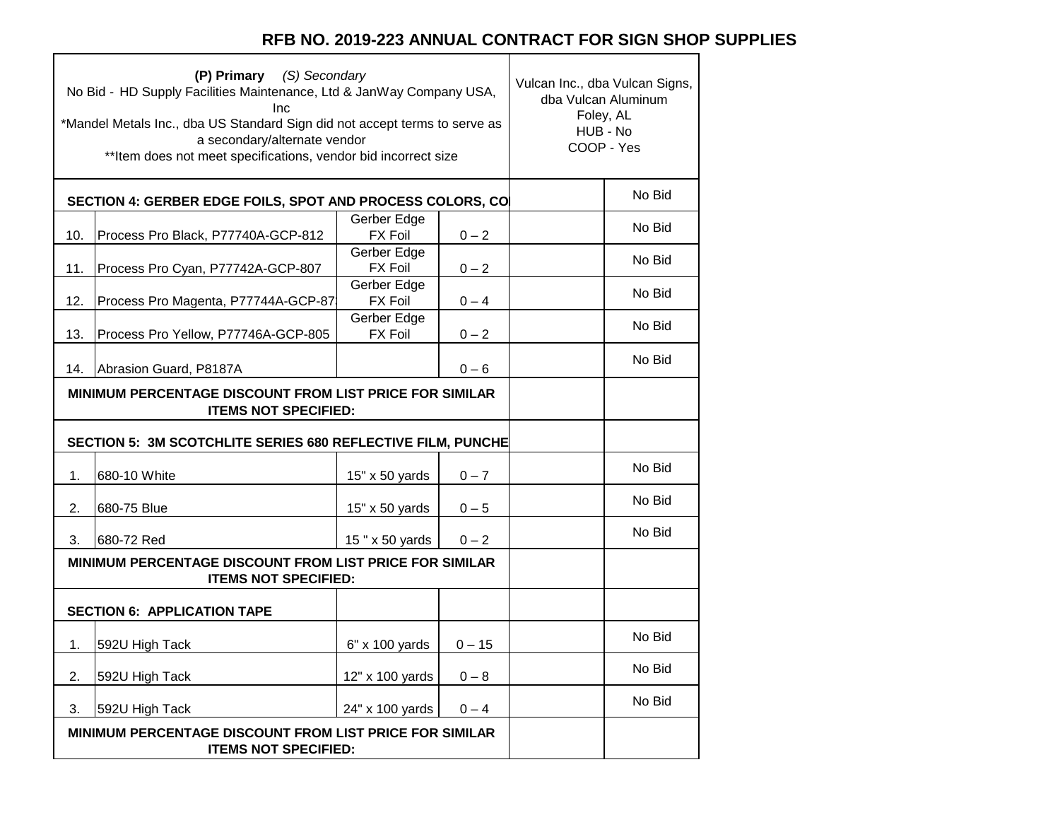# RFB NO. 2019-223 ANNUAL CONTRACT FOR SIGN SHOP SUPPLIES

| **(P) Primary** *(S) Secondary*<br>No Bid - HD Supply Facilities Maintenance, Ltd & JanWay Company USA, Inc<br>*Mandel Metals Inc., dba US Standard Sign did not accept terms to serve as a secondary/alternate vendor<br>**Item does not meet specifications, vendor bid incorrect size | | | | Vulcan Inc., dba Vulcan Signs, dba Vulcan Aluminum<br>Foley, AL<br>HUB - No<br>COOP - Yes | |
|---|---|---|---|---|---|
| **SECTION 4: GERBER EDGE FOILS, SPOT AND PROCESS COLORS, CO** | | | | | No Bid |
| 10. | Process Pro Black, P77740A-GCP-812 | Gerber Edge FX Foil | 0 – 2 | | No Bid |
| 11. | Process Pro Cyan, P77742A-GCP-807 | Gerber Edge FX Foil | 0 – 2 | | No Bid |
| 12. | Process Pro Magenta, P77744A-GCP-87 | Gerber Edge FX Foil | 0 – 4 | | No Bid |
| 13. | Process Pro Yellow, P77746A-GCP-805 | Gerber Edge FX Foil | 0 – 2 | | No Bid |
| 14. | Abrasion Guard, P8187A | | 0 – 6 | | No Bid |
| **MINIMUM PERCENTAGE DISCOUNT FROM LIST PRICE FOR SIMILAR ITEMS NOT SPECIFIED:** | | | | | |
| **SECTION 5: 3M SCOTCHLITE SERIES 680 REFLECTIVE FILM, PUNCHE** | | | | | |
| 1. | 680-10 White | 15" x 50 yards | 0 – 7 | | No Bid |
| 2. | 680-75 Blue | 15" x 50 yards | 0 – 5 | | No Bid |
| 3. | 680-72 Red | 15 " x 50 yards | 0 – 2 | | No Bid |
| **MINIMUM PERCENTAGE DISCOUNT FROM LIST PRICE FOR SIMILAR ITEMS NOT SPECIFIED:** | | | | | |
| **SECTION 6: APPLICATION TAPE** | | | | | |
| 1. | 592U High Tack | 6" x 100 yards | 0 – 15 | | No Bid |
| 2. | 592U High Tack | 12" x 100 yards | 0 – 8 | | No Bid |
| 3. | 592U High Tack | 24" x 100 yards | 0 – 4 | | No Bid |
| **MINIMUM PERCENTAGE DISCOUNT FROM LIST PRICE FOR SIMILAR ITEMS NOT SPECIFIED:** | | | | | |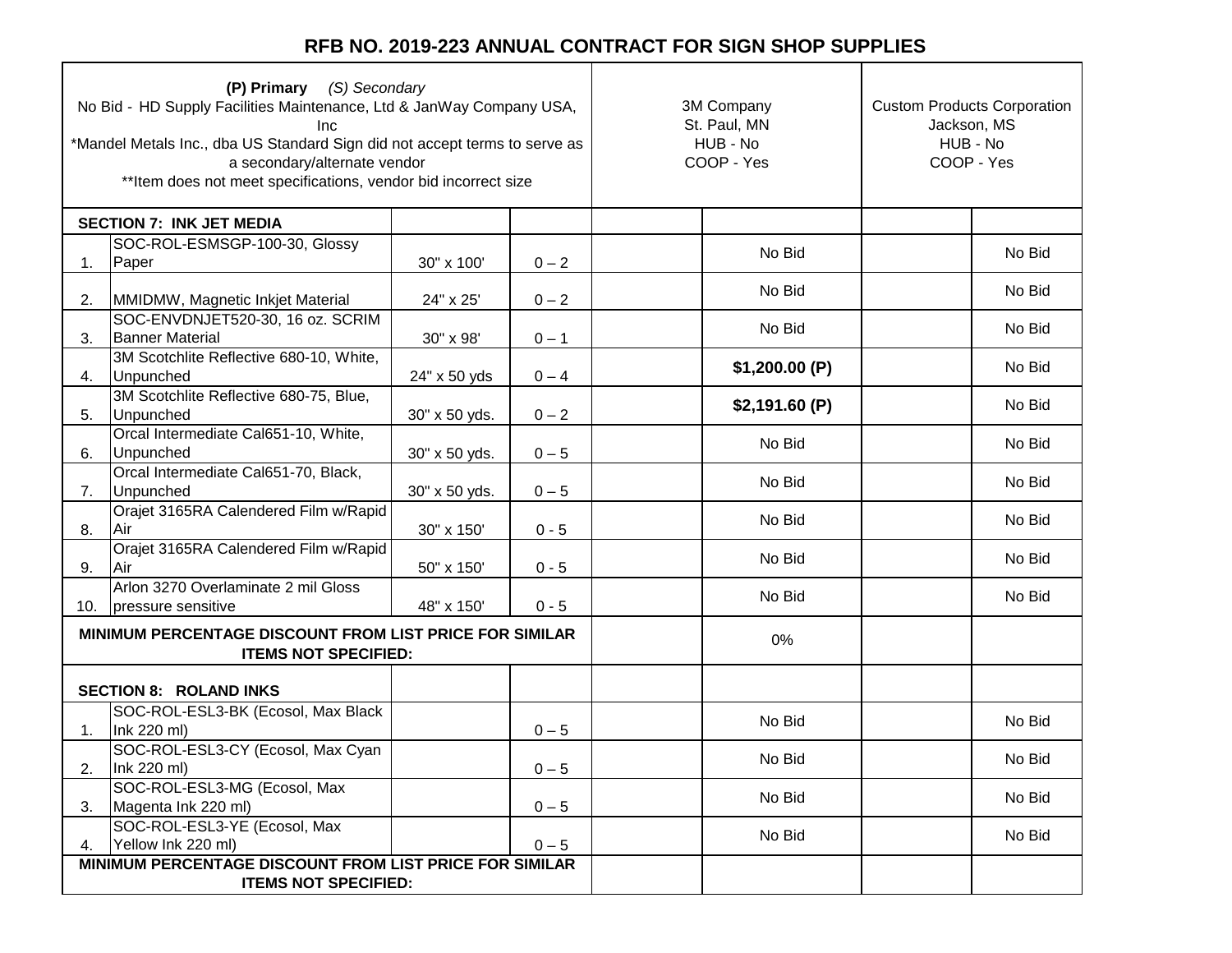# RFB NO. 2019-223 ANNUAL CONTRACT FOR SIGN SHOP SUPPLIES

| **(P) Primary** *(S) Secondary*<br>No Bid - HD Supply Facilities Maintenance, Ltd & JanWay Company USA, Inc<br>*Mandel Metals Inc., dba US Standard Sign did not accept terms to serve as a secondary/alternate vendor<br>**Item does not meet specifications, vendor bid incorrect size | | | | 3M Company<br>St. Paul, MN<br>HUB - No<br>COOP - Yes | | Custom Products Corporation<br>Jackson, MS<br>HUB - No<br>COOP - Yes | |
|---|---|---|---|---|---|---|---|
| **SECTION 7: INK JET MEDIA** | | | | | | | |
| 1. | SOC-ROL-ESMSGP-100-30, Glossy Paper | 30" x 100' | 0 – 2 | | No Bid | | No Bid |
| 2. | MMIDMW, Magnetic Inkjet Material | 24" x 25' | 0 – 2 | | No Bid | | No Bid |
| 3. | SOC-ENVDNJET520-30, 16 oz. SCRIM Banner Material | 30" x 98' | 0 – 1 | | No Bid | | No Bid |
| 4. | 3M Scotchlite Reflective 680-10, White, Unpunched | 24" x 50 yds | 0 – 4 | | **$1,200.00 (P)** | | No Bid |
| 5. | 3M Scotchlite Reflective 680-75, Blue, Unpunched | 30" x 50 yds. | 0 – 2 | | **$2,191.60 (P)** | | No Bid |
| 6. | Orcal Intermediate Cal651-10, White, Unpunched | 30" x 50 yds. | 0 – 5 | | No Bid | | No Bid |
| 7. | Orcal Intermediate Cal651-70, Black, Unpunched | 30" x 50 yds. | 0 – 5 | | No Bid | | No Bid |
| 8. | Orajet 3165RA Calendered Film w/Rapid Air | 30" x 150' | 0 - 5 | | No Bid | | No Bid |
| 9. | Orajet 3165RA Calendered Film w/Rapid Air | 50" x 150' | 0 - 5 | | No Bid | | No Bid |
| 10. | Arlon 3270 Overlaminate 2 mil Gloss pressure sensitive | 48" x 150' | 0 - 5 | | No Bid | | No Bid |
| **MINIMUM PERCENTAGE DISCOUNT FROM LIST PRICE FOR SIMILAR ITEMS NOT SPECIFIED:** | | | | | 0% | | |
| **SECTION 8: ROLAND INKS** | | | | | | | |
| 1. | SOC-ROL-ESL3-BK (Ecosol, Max Black Ink 220 ml) | | 0 – 5 | | No Bid | | No Bid |
| 2. | SOC-ROL-ESL3-CY (Ecosol, Max Cyan Ink 220 ml) | | 0 – 5 | | No Bid | | No Bid |
| 3. | SOC-ROL-ESL3-MG (Ecosol, Max Magenta Ink 220 ml) | | 0 – 5 | | No Bid | | No Bid |
| 4. | SOC-ROL-ESL3-YE (Ecosol, Max Yellow Ink 220 ml) | | 0 – 5 | | No Bid | | No Bid |
| **MINIMUM PERCENTAGE DISCOUNT FROM LIST PRICE FOR SIMILAR ITEMS NOT SPECIFIED:** | | | | | | | |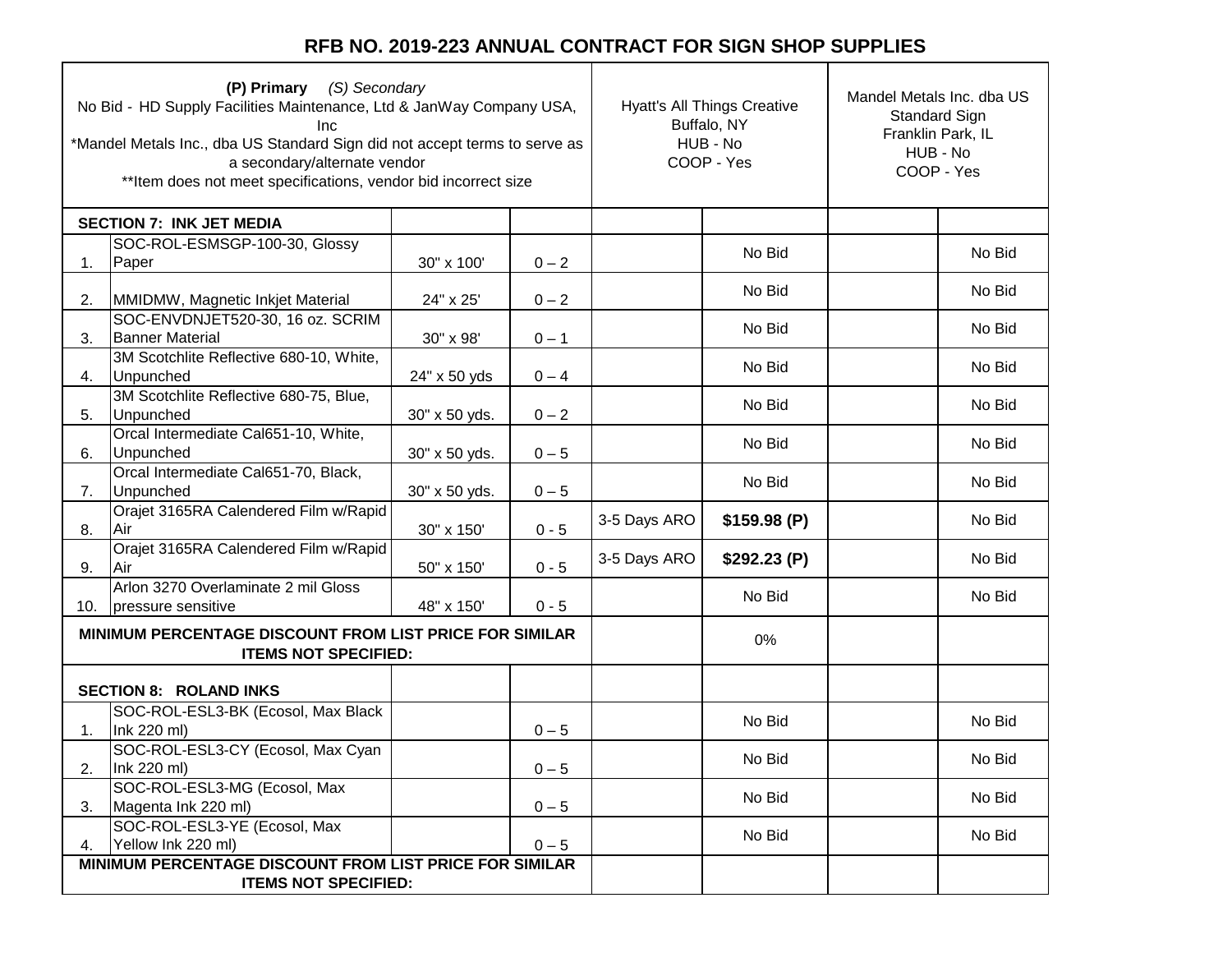# RFB NO. 2019-223 ANNUAL CONTRACT FOR SIGN SHOP SUPPLIES

| **(P) Primary** *(S) Secondary*<br>No Bid - HD Supply Facilities Maintenance, Ltd & JanWay Company USA, Inc<br>*Mandel Metals Inc., dba US Standard Sign did not accept terms to serve as a secondary/alternate vendor<br>**Item does not meet specifications, vendor bid incorrect size | | | | Hyatt's All Things Creative<br>Buffalo, NY<br>HUB - No<br>COOP - Yes | | Mandel Metals Inc. dba US Standard Sign<br>Franklin Park, IL<br>HUB - No<br>COOP - Yes | |
|---|---|---|---|---|---|---|---|
| **SECTION 7: INK JET MEDIA** | | | | | | | |
| 1. | SOC-ROL-ESMSGP-100-30, Glossy Paper | 30" x 100' | 0 – 2 | | No Bid | | No Bid |
| 2. | MMIDMW, Magnetic Inkjet Material | 24" x 25' | 0 – 2 | | No Bid | | No Bid |
| 3. | SOC-ENVDNJET520-30, 16 oz. SCRIM Banner Material | 30" x 98' | 0 – 1 | | No Bid | | No Bid |
| 4. | 3M Scotchlite Reflective 680-10, White, Unpunched | 24" x 50 yds | 0 – 4 | | No Bid | | No Bid |
| 5. | 3M Scotchlite Reflective 680-75, Blue, Unpunched | 30" x 50 yds. | 0 – 2 | | No Bid | | No Bid |
| 6. | Orcal Intermediate Cal651-10, White, Unpunched | 30" x 50 yds. | 0 – 5 | | No Bid | | No Bid |
| 7. | Orcal Intermediate Cal651-70, Black, Unpunched | 30" x 50 yds. | 0 – 5 | | No Bid | | No Bid |
| 8. | Orajet 3165RA Calendered Film w/Rapid Air | 30" x 150' | 0 - 5 | 3-5 Days ARO | **$159.98 (P)** | | No Bid |
| 9. | Orajet 3165RA Calendered Film w/Rapid Air | 50" x 150' | 0 - 5 | 3-5 Days ARO | **$292.23 (P)** | | No Bid |
| 10. | Arlon 3270 Overlaminate 2 mil Gloss pressure sensitive | 48" x 150' | 0 - 5 | | No Bid | | No Bid |
| **MINIMUM PERCENTAGE DISCOUNT FROM LIST PRICE FOR SIMILAR ITEMS NOT SPECIFIED:** | | | | | 0% | | |
| **SECTION 8: ROLAND INKS** | | | | | | | |
| 1. | SOC-ROL-ESL3-BK (Ecosol, Max Black Ink 220 ml) | | 0 – 5 | | No Bid | | No Bid |
| 2. | SOC-ROL-ESL3-CY (Ecosol, Max Cyan Ink 220 ml) | | 0 – 5 | | No Bid | | No Bid |
| 3. | SOC-ROL-ESL3-MG (Ecosol, Max Magenta Ink 220 ml) | | 0 – 5 | | No Bid | | No Bid |
| 4. | SOC-ROL-ESL3-YE (Ecosol, Max Yellow Ink 220 ml) | | 0 – 5 | | No Bid | | No Bid |
| **MINIMUM PERCENTAGE DISCOUNT FROM LIST PRICE FOR SIMILAR ITEMS NOT SPECIFIED:** | | | | | | | |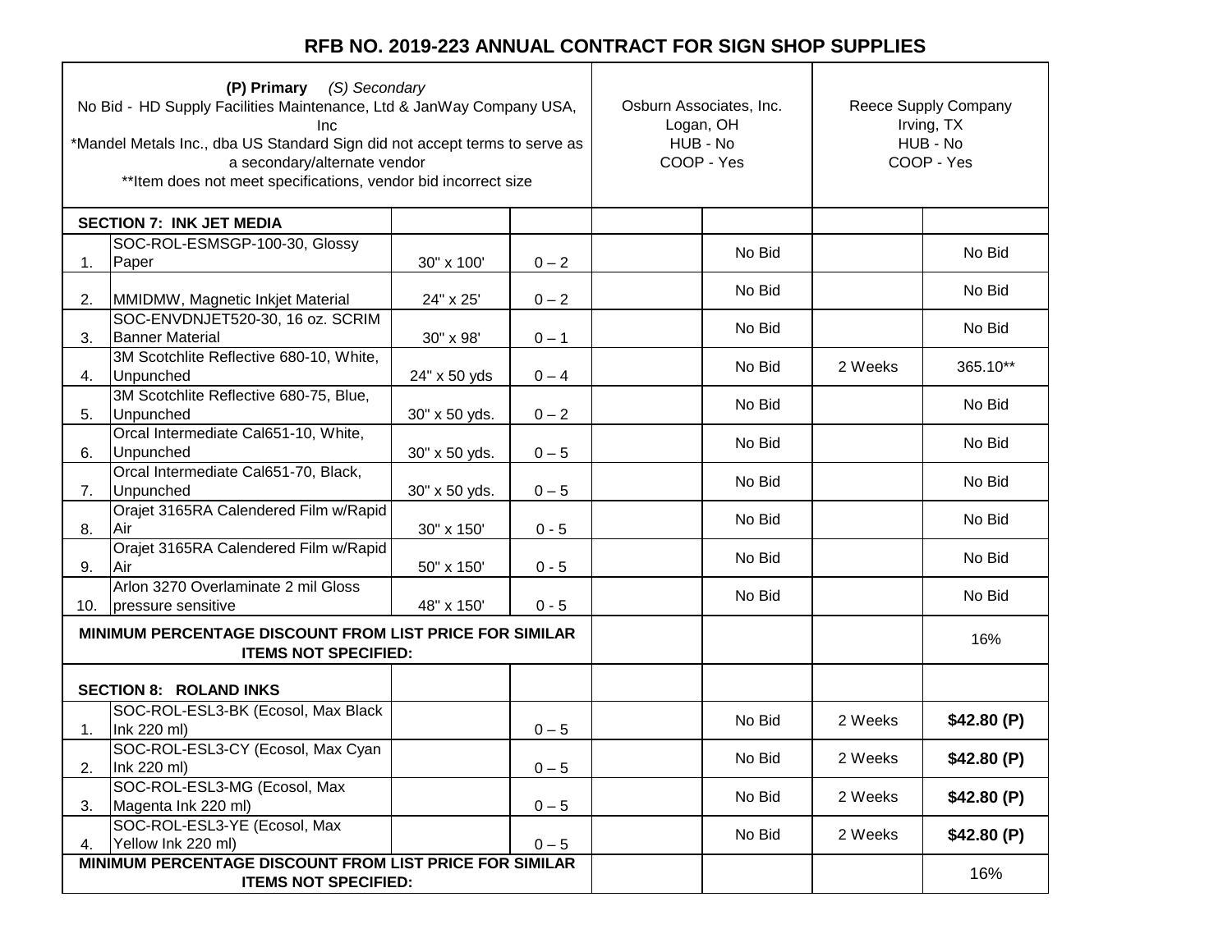# RFB NO. 2019-223 ANNUAL CONTRACT FOR SIGN SHOP SUPPLIES

| **(P) Primary** *(S) Secondary*<br>No Bid - HD Supply Facilities Maintenance, Ltd & JanWay Company USA, Inc<br>*Mandel Metals Inc., dba US Standard Sign did not accept terms to serve as a secondary/alternate vendor<br>**Item does not meet specifications, vendor bid incorrect size | | | | Osburn Associates, Inc.<br>Logan, OH<br>HUB - No<br>COOP - Yes | | Reece Supply Company<br>Irving, TX<br>HUB - No<br>COOP - Yes | |
|---|---|---|---|---|---|---|---|
| **SECTION 7: INK JET MEDIA** | | | | | | | |
| 1. | SOC-ROL-ESMSGP-100-30, Glossy Paper | 30" x 100' | 0 – 2 | | No Bid | | No Bid |
| 2. | MMIDMW, Magnetic Inkjet Material | 24" x 25' | 0 – 2 | | No Bid | | No Bid |
| 3. | SOC-ENVDNJET520-30, 16 oz. SCRIM Banner Material | 30" x 98' | 0 – 1 | | No Bid | | No Bid |
| 4. | 3M Scotchlite Reflective 680-10, White, Unpunched | 24" x 50 yds | 0 – 4 | | No Bid | 2 Weeks | 365.10** |
| 5. | 3M Scotchlite Reflective 680-75, Blue, Unpunched | 30" x 50 yds. | 0 – 2 | | No Bid | | No Bid |
| 6. | Orcal Intermediate Cal651-10, White, Unpunched | 30" x 50 yds. | 0 – 5 | | No Bid | | No Bid |
| 7. | Orcal Intermediate Cal651-70, Black, Unpunched | 30" x 50 yds. | 0 – 5 | | No Bid | | No Bid |
| 8. | Orajet 3165RA Calendered Film w/Rapid Air | 30" x 150' | 0 - 5 | | No Bid | | No Bid |
| 9. | Orajet 3165RA Calendered Film w/Rapid Air | 50" x 150' | 0 - 5 | | No Bid | | No Bid |
| 10. | Arlon 3270 Overlaminate 2 mil Gloss pressure sensitive | 48" x 150' | 0 - 5 | | No Bid | | No Bid |
| **MINIMUM PERCENTAGE DISCOUNT FROM LIST PRICE FOR SIMILAR ITEMS NOT SPECIFIED:** | | | | | | | 16% |
| **SECTION 8: ROLAND INKS** | | | | | | | |
| 1. | SOC-ROL-ESL3-BK (Ecosol, Max Black Ink 220 ml) | | 0 – 5 | | No Bid | 2 Weeks | **$42.80 (P)** |
| 2. | SOC-ROL-ESL3-CY (Ecosol, Max Cyan Ink 220 ml) | | 0 – 5 | | No Bid | 2 Weeks | **$42.80 (P)** |
| 3. | SOC-ROL-ESL3-MG (Ecosol, Max Magenta Ink 220 ml) | | 0 – 5 | | No Bid | 2 Weeks | **$42.80 (P)** |
| 4. | SOC-ROL-ESL3-YE (Ecosol, Max Yellow Ink 220 ml) | | 0 – 5 | | No Bid | 2 Weeks | **$42.80 (P)** |
| **MINIMUM PERCENTAGE DISCOUNT FROM LIST PRICE FOR SIMILAR ITEMS NOT SPECIFIED:** | | | | | | | 16% |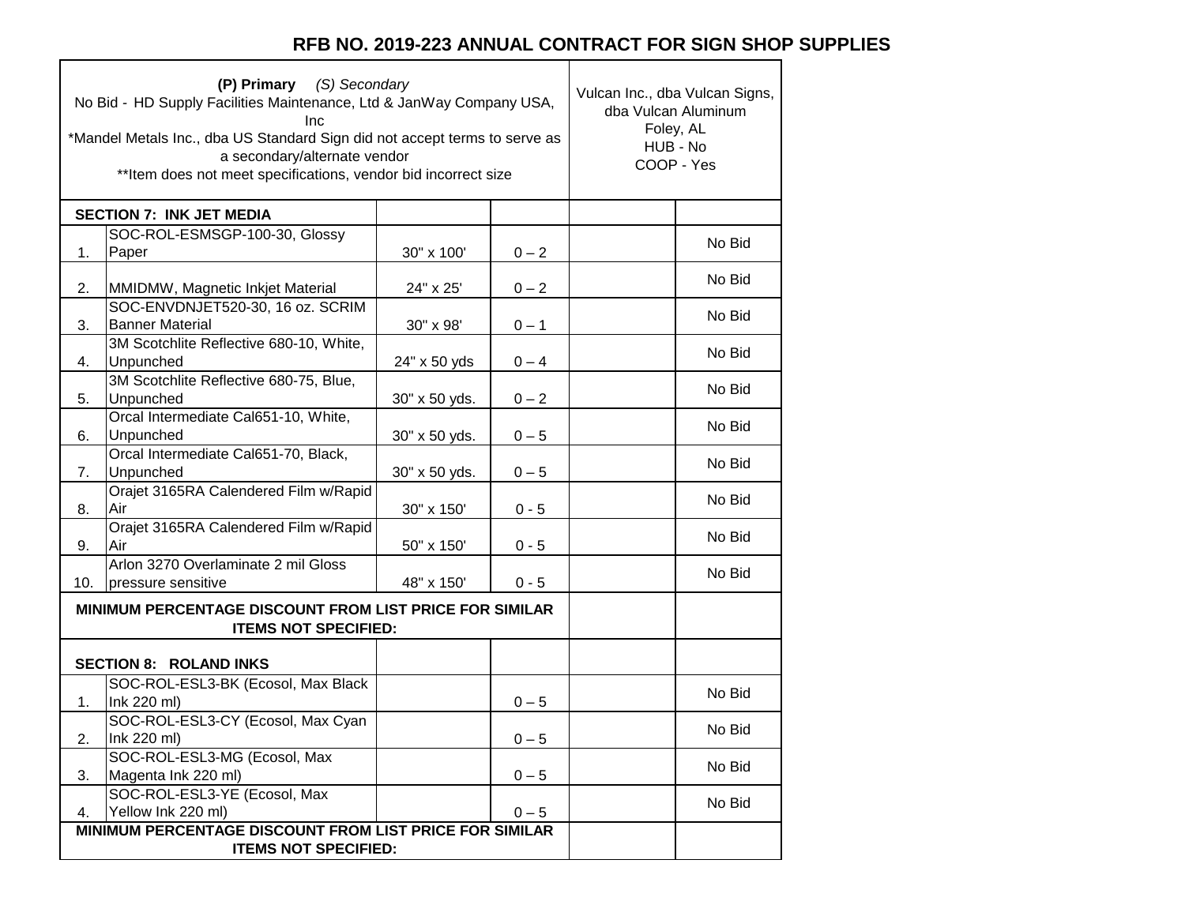# RFB NO. 2019-223 ANNUAL CONTRACT FOR SIGN SHOP SUPPLIES

| **(P) Primary** *(S) Secondary*<br>No Bid - HD Supply Facilities Maintenance, Ltd & JanWay Company USA, Inc<br>*Mandel Metals Inc., dba US Standard Sign did not accept terms to serve as a secondary/alternate vendor<br>**Item does not meet specifications, vendor bid incorrect size | | | | Vulcan Inc., dba Vulcan Signs, dba Vulcan Aluminum<br>Foley, AL<br>HUB - No<br>COOP - Yes | |
|---|---|---|---|---|---|
| **SECTION 7: INK JET MEDIA** | | | | | |
| 1. | SOC-ROL-ESMSGP-100-30, Glossy Paper | 30" x 100' | 0 – 2 | | No Bid |
| 2. | MMIDMW, Magnetic Inkjet Material | 24" x 25' | 0 – 2 | | No Bid |
| 3. | SOC-ENVDNJET520-30, 16 oz. SCRIM Banner Material | 30" x 98' | 0 – 1 | | No Bid |
| 4. | 3M Scotchlite Reflective 680-10, White, Unpunched | 24" x 50 yds | 0 – 4 | | No Bid |
| 5. | 3M Scotchlite Reflective 680-75, Blue, Unpunched | 30" x 50 yds. | 0 – 2 | | No Bid |
| 6. | Orcal Intermediate Cal651-10, White, Unpunched | 30" x 50 yds. | 0 – 5 | | No Bid |
| 7. | Orcal Intermediate Cal651-70, Black, Unpunched | 30" x 50 yds. | 0 – 5 | | No Bid |
| 8. | Orajet 3165RA Calendered Film w/Rapid Air | 30" x 150' | 0 - 5 | | No Bid |
| 9. | Orajet 3165RA Calendered Film w/Rapid Air | 50" x 150' | 0 - 5 | | No Bid |
| 10. | Arlon 3270 Overlaminate 2 mil Gloss pressure sensitive | 48" x 150' | 0 - 5 | | No Bid |
| **MINIMUM PERCENTAGE DISCOUNT FROM LIST PRICE FOR SIMILAR ITEMS NOT SPECIFIED:** | | | | | |
| **SECTION 8: ROLAND INKS** | | | | | |
| 1. | SOC-ROL-ESL3-BK (Ecosol, Max Black Ink 220 ml) | | 0 – 5 | | No Bid |
| 2. | SOC-ROL-ESL3-CY (Ecosol, Max Cyan Ink 220 ml) | | 0 – 5 | | No Bid |
| 3. | SOC-ROL-ESL3-MG (Ecosol, Max Magenta Ink 220 ml) | | 0 – 5 | | No Bid |
| 4. | SOC-ROL-ESL3-YE (Ecosol, Max Yellow Ink 220 ml) | | 0 – 5 | | No Bid |
| **MINIMUM PERCENTAGE DISCOUNT FROM LIST PRICE FOR SIMILAR ITEMS NOT SPECIFIED:** | | | | | |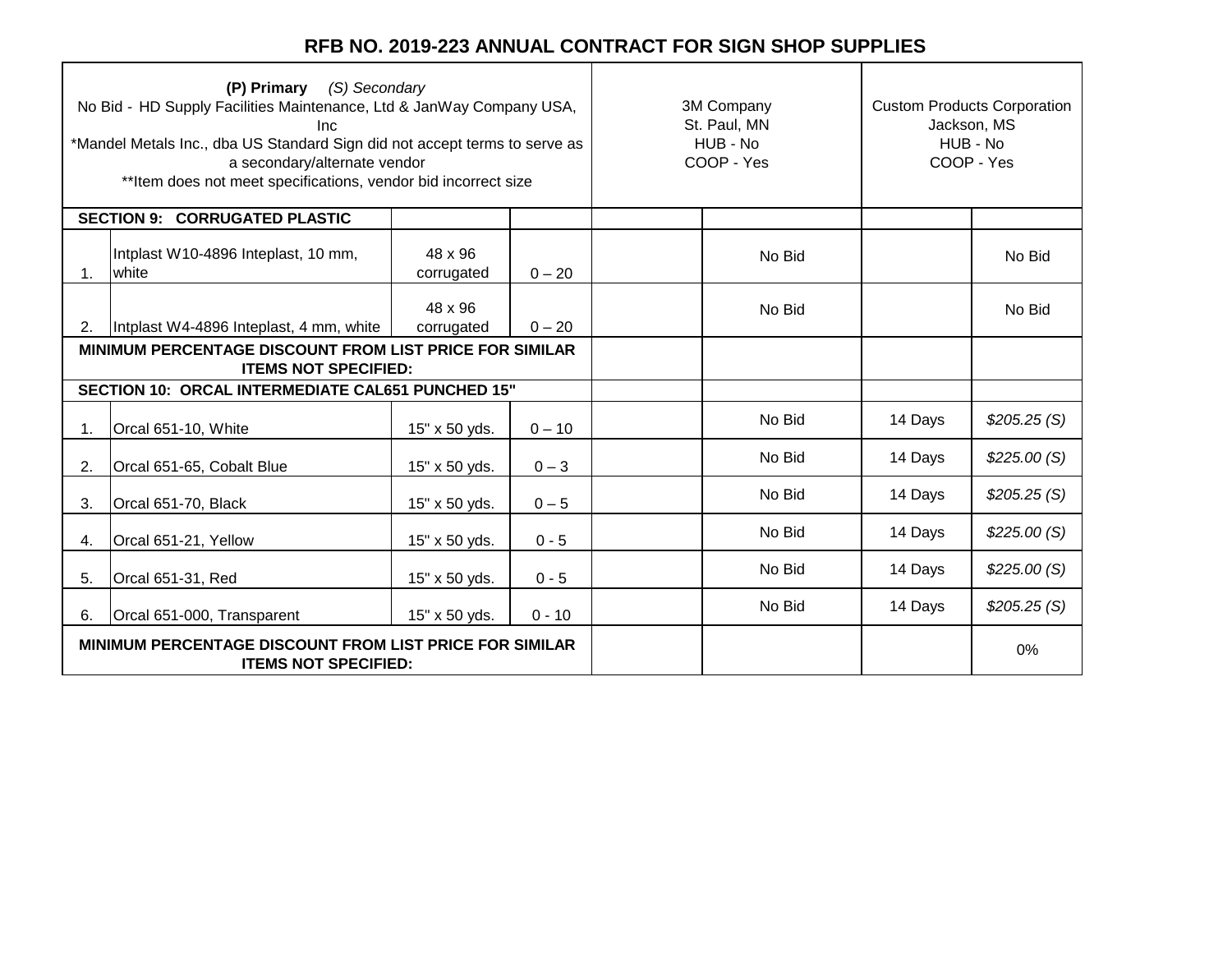# RFB NO. 2019-223 ANNUAL CONTRACT FOR SIGN SHOP SUPPLIES

| **(P) Primary** *(S) Secondary*<br>No Bid - HD Supply Facilities Maintenance, Ltd & JanWay Company USA, Inc<br>*Mandel Metals Inc., dba US Standard Sign did not accept terms to serve as a secondary/alternate vendor<br>**Item does not meet specifications, vendor bid incorrect size | | | | 3M Company<br>St. Paul, MN<br>HUB - No<br>COOP - Yes | | Custom Products Corporation<br>Jackson, MS<br>HUB - No<br>COOP - Yes | |
|---|---|---|---|---|---|---|---|
| **SECTION 9: CORRUGATED PLASTIC** | | | | | | | |
| 1. | Intplast W10-4896 Inteplast, 10 mm, white | 48 x 96 corrugated | 0 – 20 | | No Bid | | No Bid |
| 2. | Intplast W4-4896 Inteplast, 4 mm, white | 48 x 96 corrugated | 0 – 20 | | No Bid | | No Bid |
| **MINIMUM PERCENTAGE DISCOUNT FROM LIST PRICE FOR SIMILAR ITEMS NOT SPECIFIED:** | | | | | | | |
| **SECTION 10: ORCAL INTERMEDIATE CAL651 PUNCHED 15"** | | | | | | | |
| 1. | Orcal 651-10, White | 15" x 50 yds. | 0 – 10 | | No Bid | 14 Days | *$205.25 (S)* |
| 2. | Orcal 651-65, Cobalt Blue | 15" x 50 yds. | 0 – 3 | | No Bid | 14 Days | *$225.00 (S)* |
| 3. | Orcal 651-70, Black | 15" x 50 yds. | 0 – 5 | | No Bid | 14 Days | *$205.25 (S)* |
| 4. | Orcal 651-21, Yellow | 15" x 50 yds. | 0 - 5 | | No Bid | 14 Days | *$225.00 (S)* |
| 5. | Orcal 651-31, Red | 15" x 50 yds. | 0 - 5 | | No Bid | 14 Days | *$225.00 (S)* |
| 6. | Orcal 651-000, Transparent | 15" x 50 yds. | 0 - 10 | | No Bid | 14 Days | *$205.25 (S)* |
| **MINIMUM PERCENTAGE DISCOUNT FROM LIST PRICE FOR SIMILAR ITEMS NOT SPECIFIED:** | | | | | | | 0% |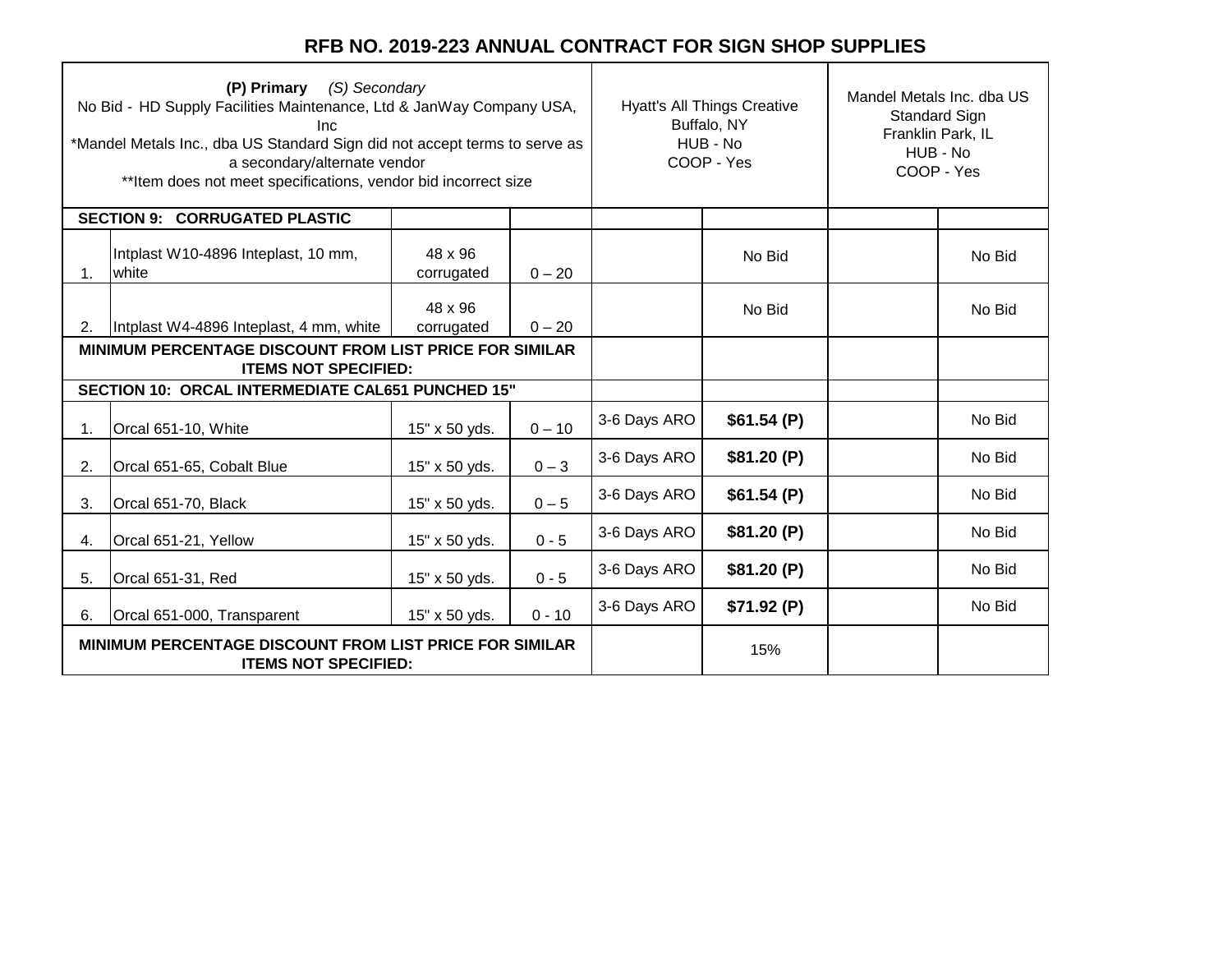# RFB NO. 2019-223 ANNUAL CONTRACT FOR SIGN SHOP SUPPLIES

| **(P) Primary** *(S) Secondary*<br>No Bid - HD Supply Facilities Maintenance, Ltd & JanWay Company USA, Inc<br>*Mandel Metals Inc., dba US Standard Sign did not accept terms to serve as a secondary/alternate vendor<br>**Item does not meet specifications, vendor bid incorrect size | | | | Hyatt's All Things Creative<br>Buffalo, NY<br>HUB - No<br>COOP - Yes | | Mandel Metals Inc. dba US Standard Sign<br>Franklin Park, IL<br>HUB - No<br>COOP - Yes | |
|---|---|---|---|---|---|---|---|
| **SECTION 9: CORRUGATED PLASTIC** | | | | | | | |
| 1. | Intplast W10-4896 Inteplast, 10 mm, white | 48 x 96 corrugated | 0 – 20 | | No Bid | | No Bid |
| 2. | Intplast W4-4896 Inteplast, 4 mm, white | 48 x 96 corrugated | 0 – 20 | | No Bid | | No Bid |
| **MINIMUM PERCENTAGE DISCOUNT FROM LIST PRICE FOR SIMILAR ITEMS NOT SPECIFIED:** | | | | | | | |
| **SECTION 10: ORCAL INTERMEDIATE CAL651 PUNCHED 15"** | | | | | | | |
| 1. | Orcal 651-10, White | 15" x 50 yds. | 0 – 10 | 3-6 Days ARO | **$61.54 (P)** | | No Bid |
| 2. | Orcal 651-65, Cobalt Blue | 15" x 50 yds. | 0 – 3 | 3-6 Days ARO | **$81.20 (P)** | | No Bid |
| 3. | Orcal 651-70, Black | 15" x 50 yds. | 0 – 5 | 3-6 Days ARO | **$61.54 (P)** | | No Bid |
| 4. | Orcal 651-21, Yellow | 15" x 50 yds. | 0 - 5 | 3-6 Days ARO | **$81.20 (P)** | | No Bid |
| 5. | Orcal 651-31, Red | 15" x 50 yds. | 0 - 5 | 3-6 Days ARO | **$81.20 (P)** | | No Bid |
| 6. | Orcal 651-000, Transparent | 15" x 50 yds. | 0 - 10 | 3-6 Days ARO | **$71.92 (P)** | | No Bid |
| **MINIMUM PERCENTAGE DISCOUNT FROM LIST PRICE FOR SIMILAR ITEMS NOT SPECIFIED:** | | | | | 15% | | |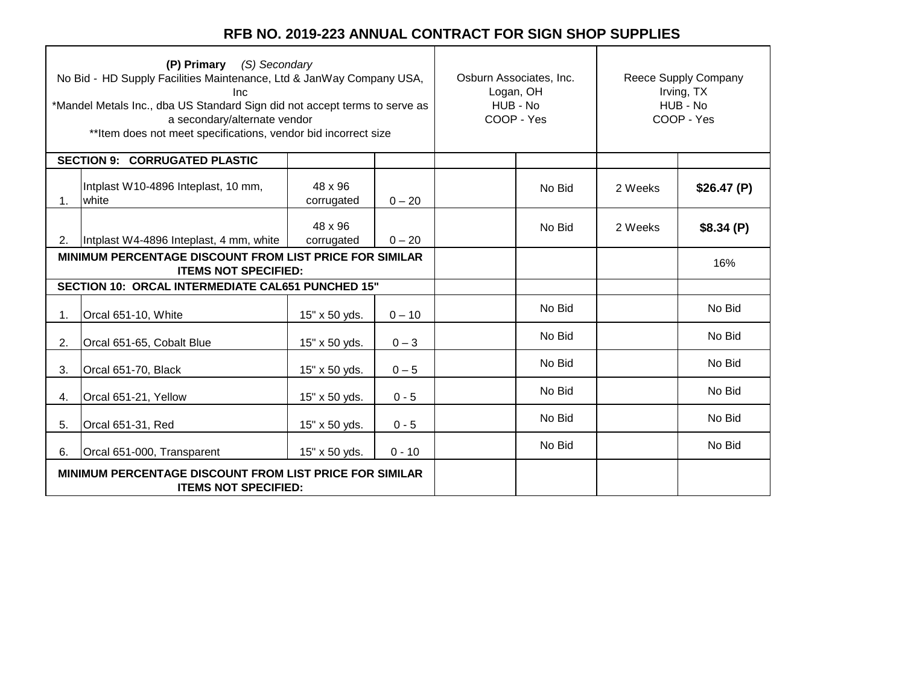# RFB NO. 2019-223 ANNUAL CONTRACT FOR SIGN SHOP SUPPLIES

| **(P) Primary** *(S) Secondary*<br>No Bid - HD Supply Facilities Maintenance, Ltd & JanWay Company USA, Inc<br>*Mandel Metals Inc., dba US Standard Sign did not accept terms to serve as a secondary/alternate vendor<br>**Item does not meet specifications, vendor bid incorrect size | | | | Osburn Associates, Inc.<br>Logan, OH<br>HUB - No<br>COOP - Yes | | Reece Supply Company<br>Irving, TX<br>HUB - No<br>COOP - Yes | |
|---|---|---|---|---|---|---|---|
| **SECTION 9: CORRUGATED PLASTIC** | | | | | | | |
| 1. | Intplast W10-4896 Inteplast, 10 mm, white | 48 x 96 corrugated | 0 – 20 | | No Bid | 2 Weeks | **$26.47 (P)** |
| 2. | Intplast W4-4896 Inteplast, 4 mm, white | 48 x 96 corrugated | 0 – 20 | | No Bid | 2 Weeks | **$8.34 (P)** |
| **MINIMUM PERCENTAGE DISCOUNT FROM LIST PRICE FOR SIMILAR ITEMS NOT SPECIFIED:** | | | | | | | 16% |
| **SECTION 10: ORCAL INTERMEDIATE CAL651 PUNCHED 15"** | | | | | | | |
| 1. | Orcal 651-10, White | 15" x 50 yds. | 0 – 10 | | No Bid | | No Bid |
| 2. | Orcal 651-65, Cobalt Blue | 15" x 50 yds. | 0 – 3 | | No Bid | | No Bid |
| 3. | Orcal 651-70, Black | 15" x 50 yds. | 0 – 5 | | No Bid | | No Bid |
| 4. | Orcal 651-21, Yellow | 15" x 50 yds. | 0 - 5 | | No Bid | | No Bid |
| 5. | Orcal 651-31, Red | 15" x 50 yds. | 0 - 5 | | No Bid | | No Bid |
| 6. | Orcal 651-000, Transparent | 15" x 50 yds. | 0 - 10 | | No Bid | | No Bid |
| **MINIMUM PERCENTAGE DISCOUNT FROM LIST PRICE FOR SIMILAR ITEMS NOT SPECIFIED:** | | | | | | | |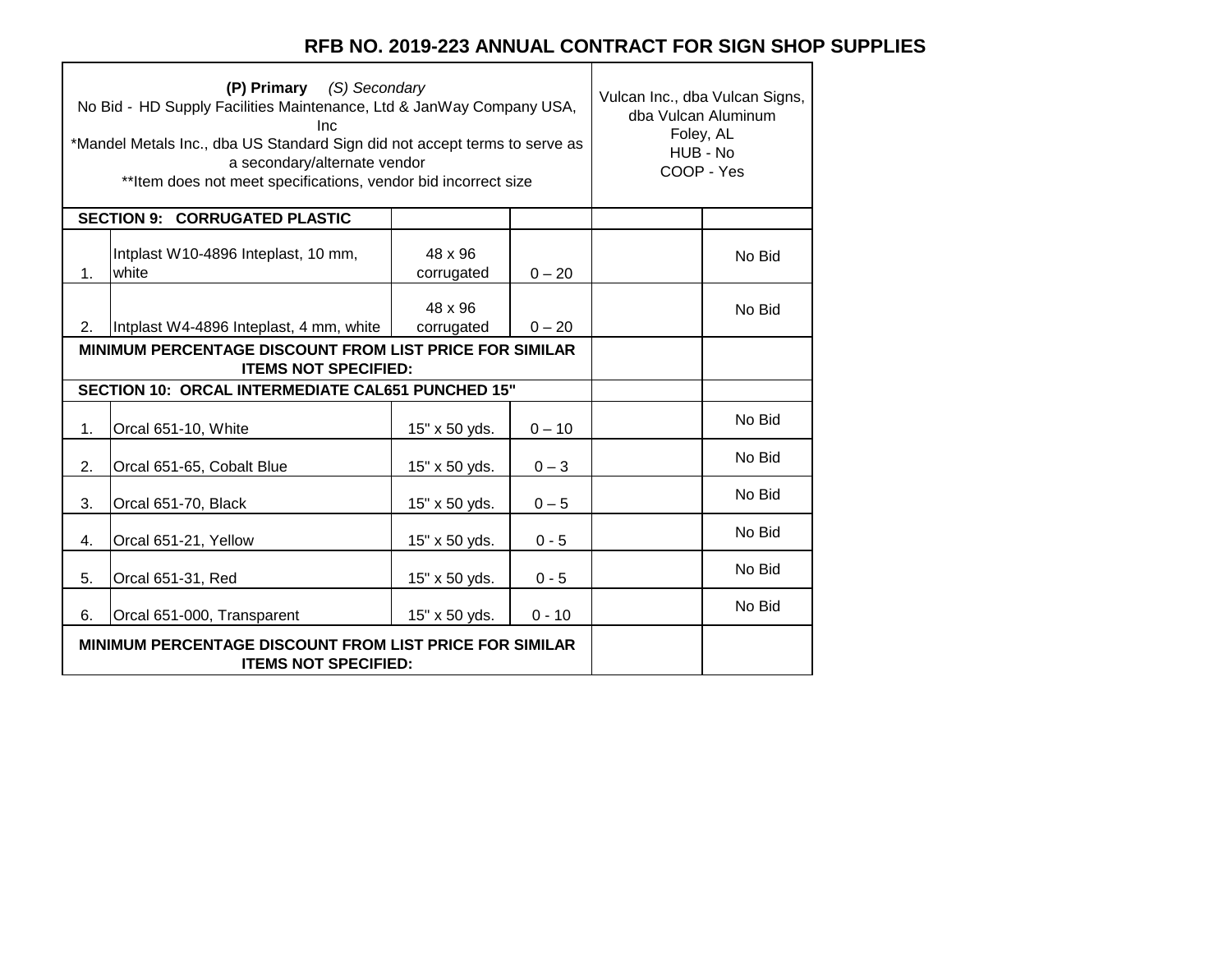# RFB NO. 2019-223 ANNUAL CONTRACT FOR SIGN SHOP SUPPLIES

| **(P) Primary** *(S) Secondary*<br>No Bid - HD Supply Facilities Maintenance, Ltd & JanWay Company USA, Inc<br>*Mandel Metals Inc., dba US Standard Sign did not accept terms to serve as a secondary/alternate vendor<br>**Item does not meet specifications, vendor bid incorrect size | | | | Vulcan Inc., dba Vulcan Signs, dba Vulcan Aluminum<br>Foley, AL<br>HUB - No<br>COOP - Yes | |
|---|---|---|---|---|---|
| **SECTION 9: CORRUGATED PLASTIC** | | | | | |
| 1. | Intplast W10-4896 Inteplast, 10 mm, white | 48 x 96 corrugated | 0 – 20 | | No Bid |
| 2. | Intplast W4-4896 Inteplast, 4 mm, white | 48 x 96 corrugated | 0 – 20 | | No Bid |
| **MINIMUM PERCENTAGE DISCOUNT FROM LIST PRICE FOR SIMILAR ITEMS NOT SPECIFIED:** | | | | | |
| **SECTION 10: ORCAL INTERMEDIATE CAL651 PUNCHED 15"** | | | | | |
| 1. | Orcal 651-10, White | 15" x 50 yds. | 0 – 10 | | No Bid |
| 2. | Orcal 651-65, Cobalt Blue | 15" x 50 yds. | 0 – 3 | | No Bid |
| 3. | Orcal 651-70, Black | 15" x 50 yds. | 0 – 5 | | No Bid |
| 4. | Orcal 651-21, Yellow | 15" x 50 yds. | 0 - 5 | | No Bid |
| 5. | Orcal 651-31, Red | 15" x 50 yds. | 0 - 5 | | No Bid |
| 6. | Orcal 651-000, Transparent | 15" x 50 yds. | 0 - 10 | | No Bid |
| **MINIMUM PERCENTAGE DISCOUNT FROM LIST PRICE FOR SIMILAR ITEMS NOT SPECIFIED:** | | | | | |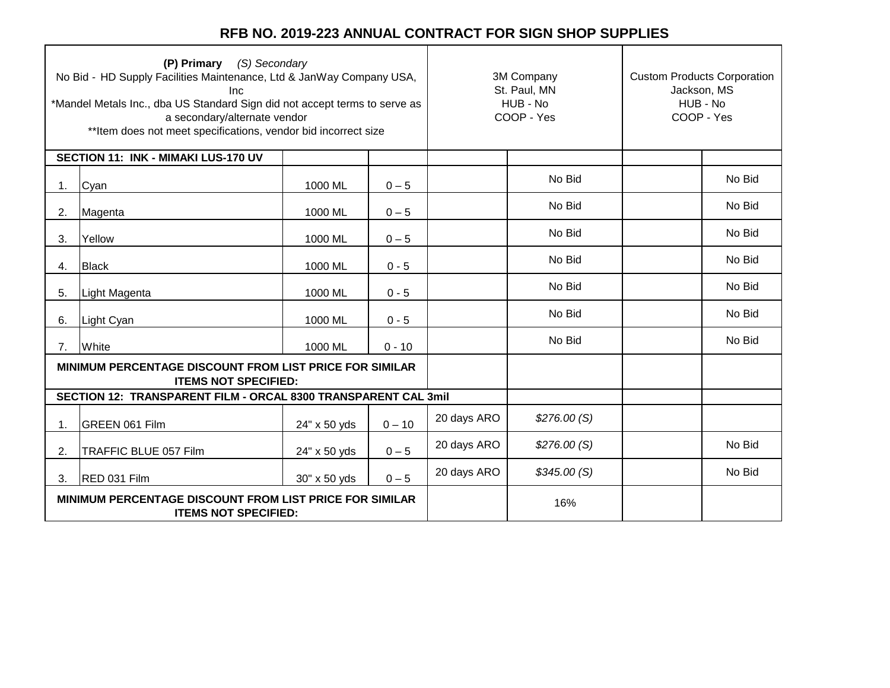# RFB NO. 2019-223 ANNUAL CONTRACT FOR SIGN SHOP SUPPLIES

| **(P) Primary** *(S) Secondary*<br>No Bid - HD Supply Facilities Maintenance, Ltd & JanWay Company USA, Inc<br>*Mandel Metals Inc., dba US Standard Sign did not accept terms to serve as a secondary/alternate vendor<br>**Item does not meet specifications, vendor bid incorrect size | | | | 3M Company<br>St. Paul, MN<br>HUB - No<br>COOP - Yes | | Custom Products Corporation<br>Jackson, MS<br>HUB - No<br>COOP - Yes | |
|---|---|---|---|---|---|---|---|
| **SECTION 11: INK - MIMAKI LUS-170 UV** | | | | | | | |
| 1. | Cyan | 1000 ML | 0 – 5 | | No Bid | | No Bid |
| 2. | Magenta | 1000 ML | 0 – 5 | | No Bid | | No Bid |
| 3. | Yellow | 1000 ML | 0 – 5 | | No Bid | | No Bid |
| 4. | Black | 1000 ML | 0 - 5 | | No Bid | | No Bid |
| 5. | Light Magenta | 1000 ML | 0 - 5 | | No Bid | | No Bid |
| 6. | Light Cyan | 1000 ML | 0 - 5 | | No Bid | | No Bid |
| 7. | White | 1000 ML | 0 - 10 | | No Bid | | No Bid |
| **MINIMUM PERCENTAGE DISCOUNT FROM LIST PRICE FOR SIMILAR ITEMS NOT SPECIFIED:** | | | | | | | |
| **SECTION 12: TRANSPARENT FILM - ORCAL 8300 TRANSPARENT CAL 3mil** | | | | | | | |
| 1. | GREEN 061 Film | 24" x 50 yds | 0 – 10 | 20 days ARO | *$276.00 (S)* | | |
| 2. | TRAFFIC BLUE 057 Film | 24" x 50 yds | 0 – 5 | 20 days ARO | *$276.00 (S)* | | No Bid |
| 3. | RED 031 Film | 30" x 50 yds | 0 – 5 | 20 days ARO | *$345.00 (S)* | | No Bid |
| **MINIMUM PERCENTAGE DISCOUNT FROM LIST PRICE FOR SIMILAR ITEMS NOT SPECIFIED:** | | | | | 16% | | |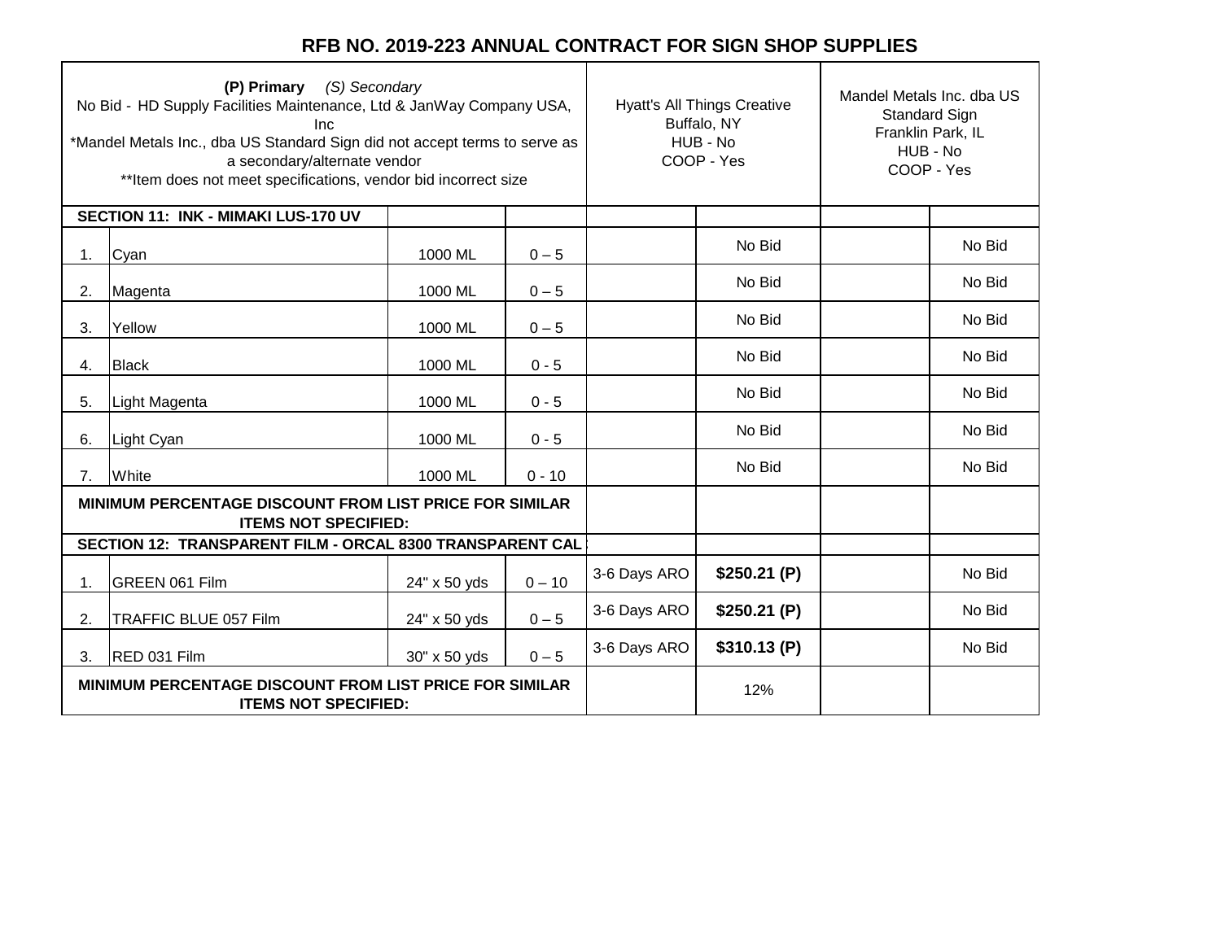# RFB NO. 2019-223 ANNUAL CONTRACT FOR SIGN SHOP SUPPLIES

| **(P) Primary** *(S) Secondary*<br>No Bid - HD Supply Facilities Maintenance, Ltd & JanWay Company USA, Inc<br>*Mandel Metals Inc., dba US Standard Sign did not accept terms to serve as a secondary/alternate vendor<br>**Item does not meet specifications, vendor bid incorrect size | | | | Hyatt's All Things Creative<br>Buffalo, NY<br>HUB - No<br>COOP - Yes | | Mandel Metals Inc. dba US Standard Sign<br>Franklin Park, IL<br>HUB - No<br>COOP - Yes | |
|---|---|---|---|---|---|---|---|
| **SECTION 11: INK - MIMAKI LUS-170 UV** | | | | | | | |
| 1. | Cyan | 1000 ML | 0 – 5 | | No Bid | | No Bid |
| 2. | Magenta | 1000 ML | 0 – 5 | | No Bid | | No Bid |
| 3. | Yellow | 1000 ML | 0 – 5 | | No Bid | | No Bid |
| 4. | Black | 1000 ML | 0 - 5 | | No Bid | | No Bid |
| 5. | Light Magenta | 1000 ML | 0 - 5 | | No Bid | | No Bid |
| 6. | Light Cyan | 1000 ML | 0 - 5 | | No Bid | | No Bid |
| 7. | White | 1000 ML | 0 - 10 | | No Bid | | No Bid |
| **MINIMUM PERCENTAGE DISCOUNT FROM LIST PRICE FOR SIMILAR ITEMS NOT SPECIFIED:** | | | | | | | |
| **SECTION 12: TRANSPARENT FILM - ORCAL 8300 TRANSPARENT CAL** | | | | | | | |
| 1. | GREEN 061 Film | 24" x 50 yds | 0 – 10 | 3-6 Days ARO | **$250.21 (P)** | | No Bid |
| 2. | TRAFFIC BLUE 057 Film | 24" x 50 yds | 0 – 5 | 3-6 Days ARO | **$250.21 (P)** | | No Bid |
| 3. | RED 031 Film | 30" x 50 yds | 0 – 5 | 3-6 Days ARO | **$310.13 (P)** | | No Bid |
| **MINIMUM PERCENTAGE DISCOUNT FROM LIST PRICE FOR SIMILAR ITEMS NOT SPECIFIED:** | | | | | 12% | | |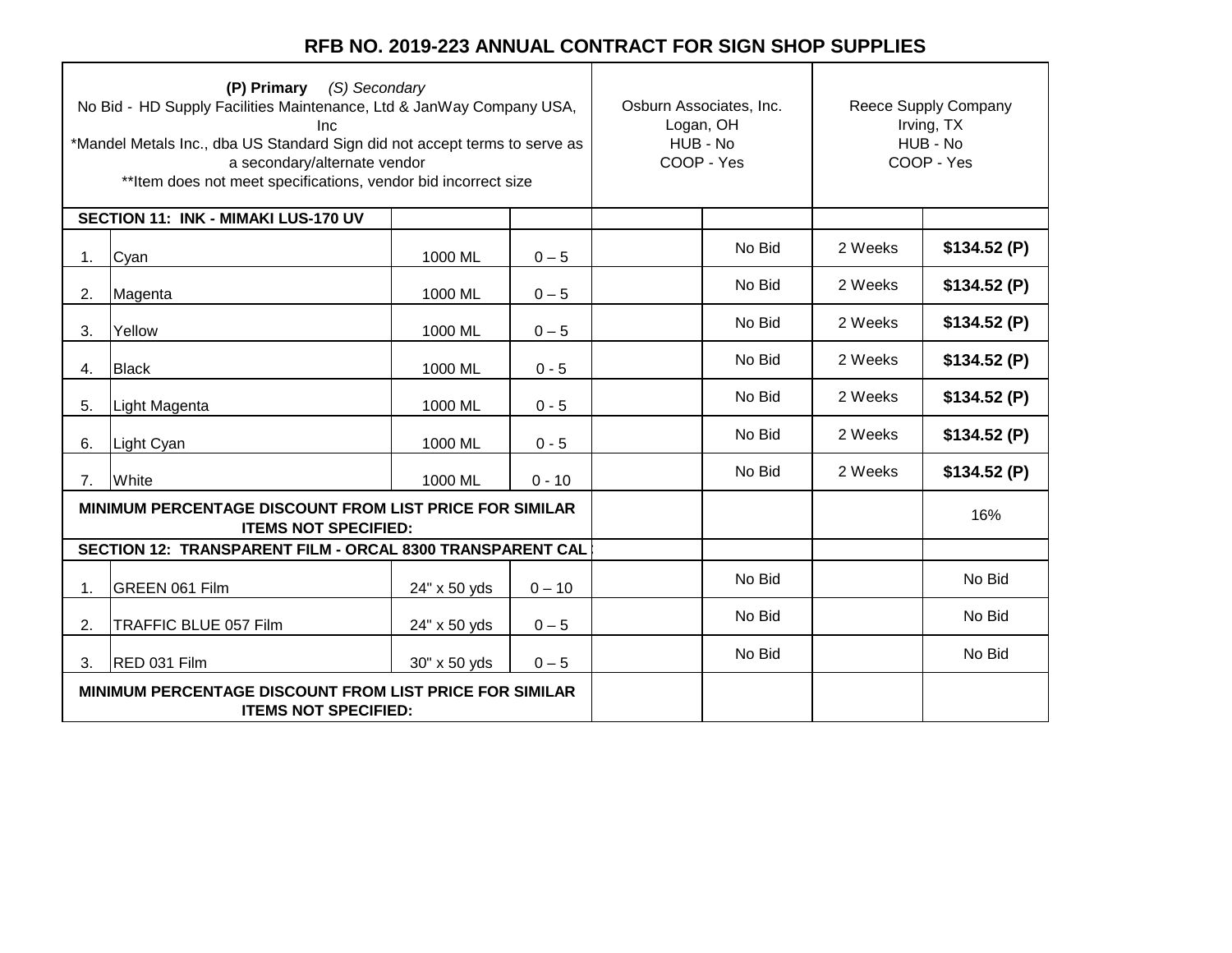# RFB NO. 2019-223 ANNUAL CONTRACT FOR SIGN SHOP SUPPLIES

| **(P) Primary** *(S) Secondary*<br>No Bid - HD Supply Facilities Maintenance, Ltd & JanWay Company USA, Inc<br>*Mandel Metals Inc., dba US Standard Sign did not accept terms to serve as a secondary/alternate vendor<br>**Item does not meet specifications, vendor bid incorrect size | | | | Osburn Associates, Inc.<br>Logan, OH<br>HUB - No<br>COOP - Yes | | Reece Supply Company<br>Irving, TX<br>HUB - No<br>COOP - Yes | |
|---|---|---|---|---|---|---|---|
| | **SECTION 11: INK - MIMAKI LUS-170 UV** | | | | | | |
| 1. | Cyan | 1000 ML | 0 – 5 | | No Bid | 2 Weeks | **$134.52 (P)** |
| 2. | Magenta | 1000 ML | 0 – 5 | | No Bid | 2 Weeks | **$134.52 (P)** |
| 3. | Yellow | 1000 ML | 0 – 5 | | No Bid | 2 Weeks | **$134.52 (P)** |
| 4. | Black | 1000 ML | 0 - 5 | | No Bid | 2 Weeks | **$134.52 (P)** |
| 5. | Light Magenta | 1000 ML | 0 - 5 | | No Bid | 2 Weeks | **$134.52 (P)** |
| 6. | Light Cyan | 1000 ML | 0 - 5 | | No Bid | 2 Weeks | **$134.52 (P)** |
| 7. | White | 1000 ML | 0 - 10 | | No Bid | 2 Weeks | **$134.52 (P)** |
| **MINIMUM PERCENTAGE DISCOUNT FROM LIST PRICE FOR SIMILAR ITEMS NOT SPECIFIED:** | | | | | | | 16% |
| | **SECTION 12: TRANSPARENT FILM - ORCAL 8300 TRANSPARENT CAL** | | | | | | |
| 1. | GREEN 061 Film | 24" x 50 yds | 0 – 10 | | No Bid | | No Bid |
| 2. | TRAFFIC BLUE 057 Film | 24" x 50 yds | 0 – 5 | | No Bid | | No Bid |
| 3. | RED 031 Film | 30" x 50 yds | 0 – 5 | | No Bid | | No Bid |
| **MINIMUM PERCENTAGE DISCOUNT FROM LIST PRICE FOR SIMILAR ITEMS NOT SPECIFIED:** | | | | | | | |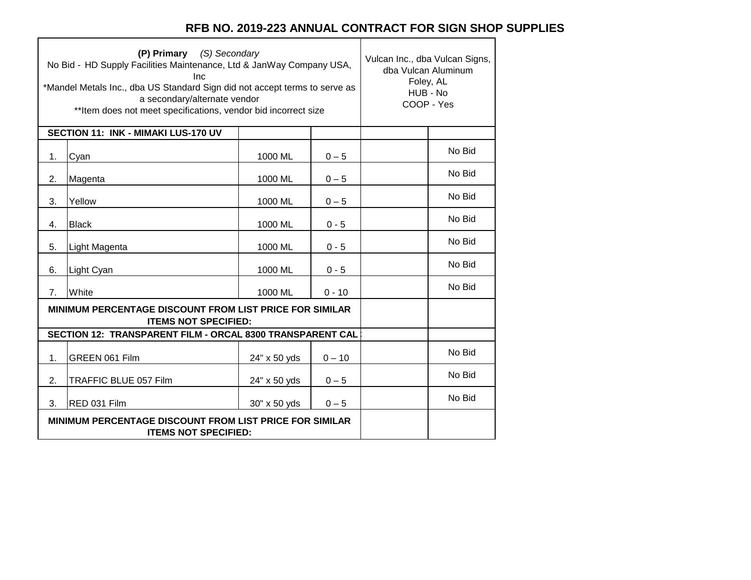# RFB NO. 2019-223 ANNUAL CONTRACT FOR SIGN SHOP SUPPLIES

| **(P) Primary** *(S) Secondary*<br>No Bid - HD Supply Facilities Maintenance, Ltd & JanWay Company USA, Inc<br>*Mandel Metals Inc., dba US Standard Sign did not accept terms to serve as a secondary/alternate vendor<br>**Item does not meet specifications, vendor bid incorrect size | | | | Vulcan Inc., dba Vulcan Signs, dba Vulcan Aluminum<br>Foley, AL<br>HUB - No<br>COOP - Yes | |
|---|---|---|---|---|---|
| **SECTION 11: INK - MIMAKI LUS-170 UV** | | | | | |
| 1. | Cyan | 1000 ML | 0 – 5 | | No Bid |
| 2. | Magenta | 1000 ML | 0 – 5 | | No Bid |
| 3. | Yellow | 1000 ML | 0 – 5 | | No Bid |
| 4. | Black | 1000 ML | 0 - 5 | | No Bid |
| 5. | Light Magenta | 1000 ML | 0 - 5 | | No Bid |
| 6. | Light Cyan | 1000 ML | 0 - 5 | | No Bid |
| 7. | White | 1000 ML | 0 - 10 | | No Bid |
| **MINIMUM PERCENTAGE DISCOUNT FROM LIST PRICE FOR SIMILAR ITEMS NOT SPECIFIED:** | | | | | |
| **SECTION 12: TRANSPARENT FILM - ORCAL 8300 TRANSPARENT CAL** | | | | | |
| 1. | GREEN 061 Film | 24" x 50 yds | 0 – 10 | | No Bid |
| 2. | TRAFFIC BLUE 057 Film | 24" x 50 yds | 0 – 5 | | No Bid |
| 3. | RED 031 Film | 30" x 50 yds | 0 – 5 | | No Bid |
| **MINIMUM PERCENTAGE DISCOUNT FROM LIST PRICE FOR SIMILAR ITEMS NOT SPECIFIED:** | | | | | |